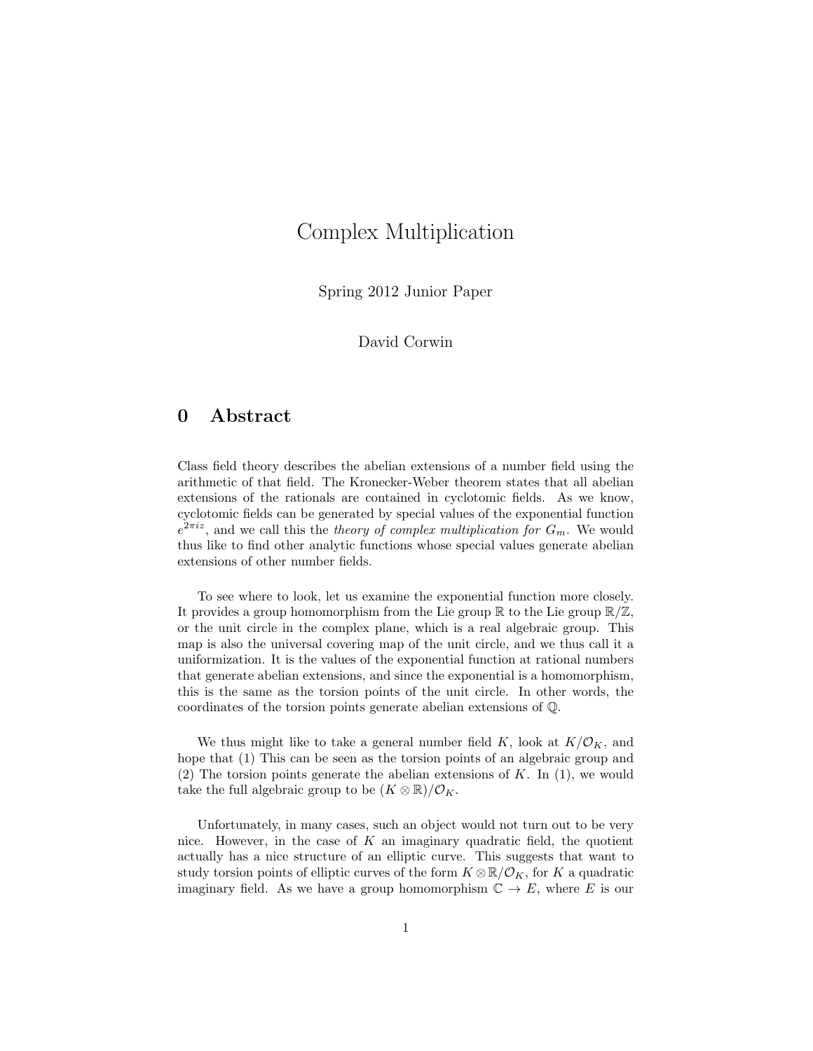# Complex Multiplication

Spring 2012 Junior Paper

David Corwin

## 0 Abstract

Class field theory describes the abelian extensions of a number field using the arithmetic of that field. The Kronecker-Weber theorem states that all abelian extensions of the rationals are contained in cyclotomic fields. As we know, cyclotomic fields can be generated by special values of the exponential function $e^{2\pi i z}$, and we call this the *theory of complex multiplication for* $G_m$. We would thus like to find other analytic functions whose special values generate abelian extensions of other number fields.

To see where to look, let us examine the exponential function more closely. It provides a group homomorphism from the Lie group $\mathbb{R}$ to the Lie group $\mathbb{R}/\mathbb{Z}$, or the unit circle in the complex plane, which is a real algebraic group. This map is also the universal covering map of the unit circle, and we thus call it a uniformization. It is the values of the exponential function at rational numbers that generate abelian extensions, and since the exponential is a homomorphism, this is the same as the torsion points of the unit circle. In other words, the coordinates of the torsion points generate abelian extensions of $\mathbb{Q}$.

We thus might like to take a general number field $K$, look at $K/\mathcal{O}_K$, and hope that (1) This can be seen as the torsion points of an algebraic group and (2) The torsion points generate the abelian extensions of $K$. In (1), we would take the full algebraic group to be $(K \otimes \mathbb{R})/\mathcal{O}_K$.

Unfortunately, in many cases, such an object would not turn out to be very nice. However, in the case of $K$ an imaginary quadratic field, the quotient actually has a nice structure of an elliptic curve. This suggests that want to study torsion points of elliptic curves of the form $K \otimes \mathbb{R}/\mathcal{O}_K$, for $K$ a quadratic imaginary field. As we have a group homomorphism $\mathbb{C} \to E$, where $E$ is our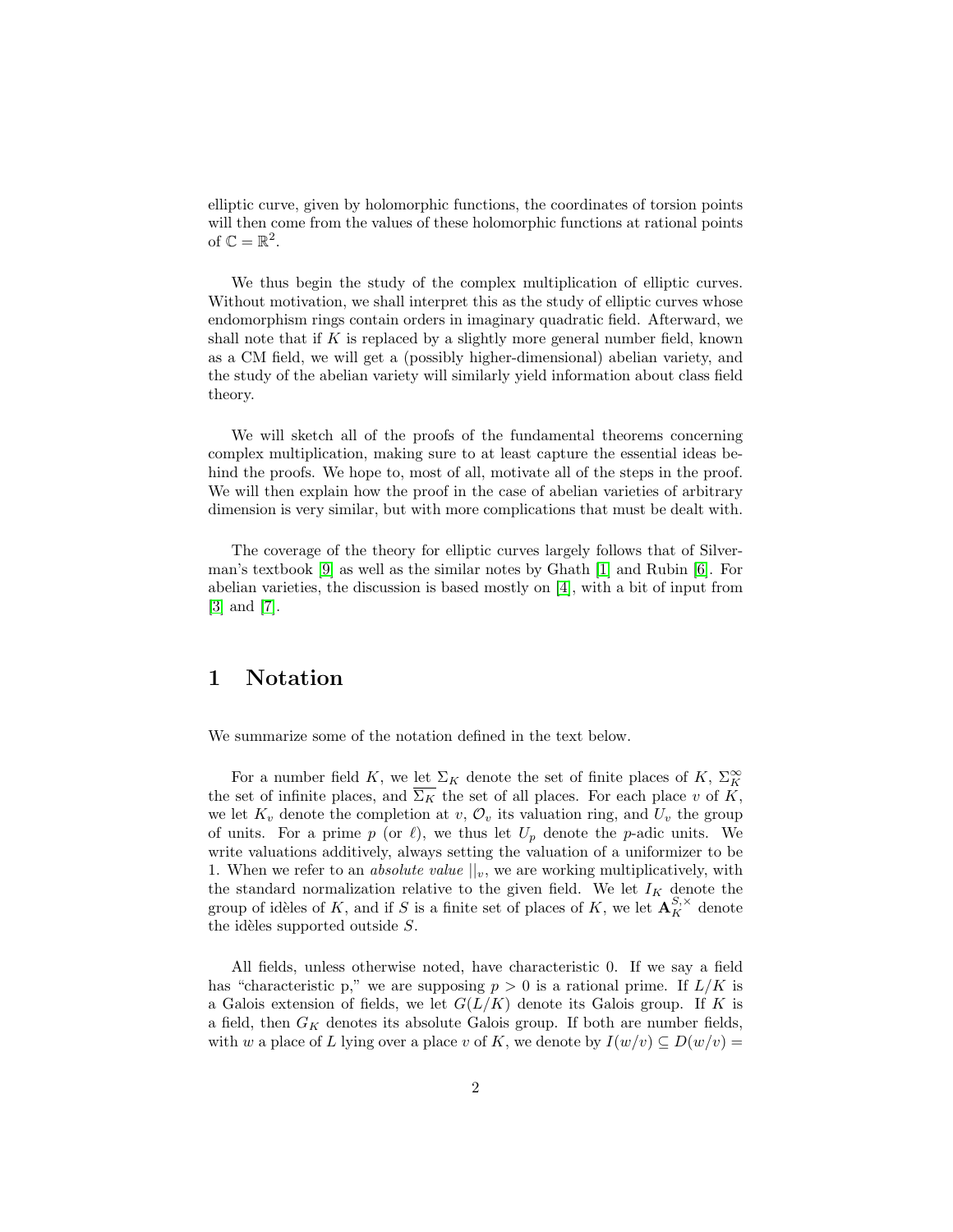elliptic curve, given by holomorphic functions, the coordinates of torsion points will then come from the values of these holomorphic functions at rational points of $\mathbb{C} = \mathbb{R}^2$.

We thus begin the study of the complex multiplication of elliptic curves. Without motivation, we shall interpret this as the study of elliptic curves whose endomorphism rings contain orders in imaginary quadratic field. Afterward, we shall note that if $K$ is replaced by a slightly more general number field, known as a CM field, we will get a (possibly higher-dimensional) abelian variety, and the study of the abelian variety will similarly yield information about class field theory.

We will sketch all of the proofs of the fundamental theorems concerning complex multiplication, making sure to at least capture the essential ideas behind the proofs. We hope to, most of all, motivate all of the steps in the proof. We will then explain how the proof in the case of abelian varieties of arbitrary dimension is very similar, but with more complications that must be dealt with.

The coverage of the theory for elliptic curves largely follows that of Silverman's textbook [9] as well as the similar notes by Ghath [1] and Rubin [6]. For abelian varieties, the discussion is based mostly on [4], with a bit of input from [3] and [7].

# 1 Notation

We summarize some of the notation defined in the text below.

For a number field $K$, we let $\Sigma_K$ denote the set of finite places of $K$, $\Sigma_K^\infty$ the set of infinite places, and $\overline{\Sigma_K}$ the set of all places. For each place $v$ of $K$, we let $K_v$ denote the completion at $v$, $\mathcal{O}_v$ its valuation ring, and $U_v$ the group of units. For a prime $p$ (or $\ell$), we thus let $U_p$ denote the $p$-adic units. We write valuations additively, always setting the valuation of a uniformizer to be 1. When we refer to an *absolute value* $||_v$, we are working multiplicatively, with the standard normalization relative to the given field. We let $I_K$ denote the group of idèles of $K$, and if $S$ is a finite set of places of $K$, we let $\mathbf{A}_K^{S,\times}$ denote the idèles supported outside $S$.

All fields, unless otherwise noted, have characteristic 0. If we say a field has "characteristic p," we are supposing $p > 0$ is a rational prime. If $L/K$ is a Galois extension of fields, we let $G(L/K)$ denote its Galois group. If $K$ is a field, then $G_K$ denotes its absolute Galois group. If both are number fields, with $w$ a place of $L$ lying over a place $v$ of $K$, we denote by $I(w/v) \subseteq D(w/v) =$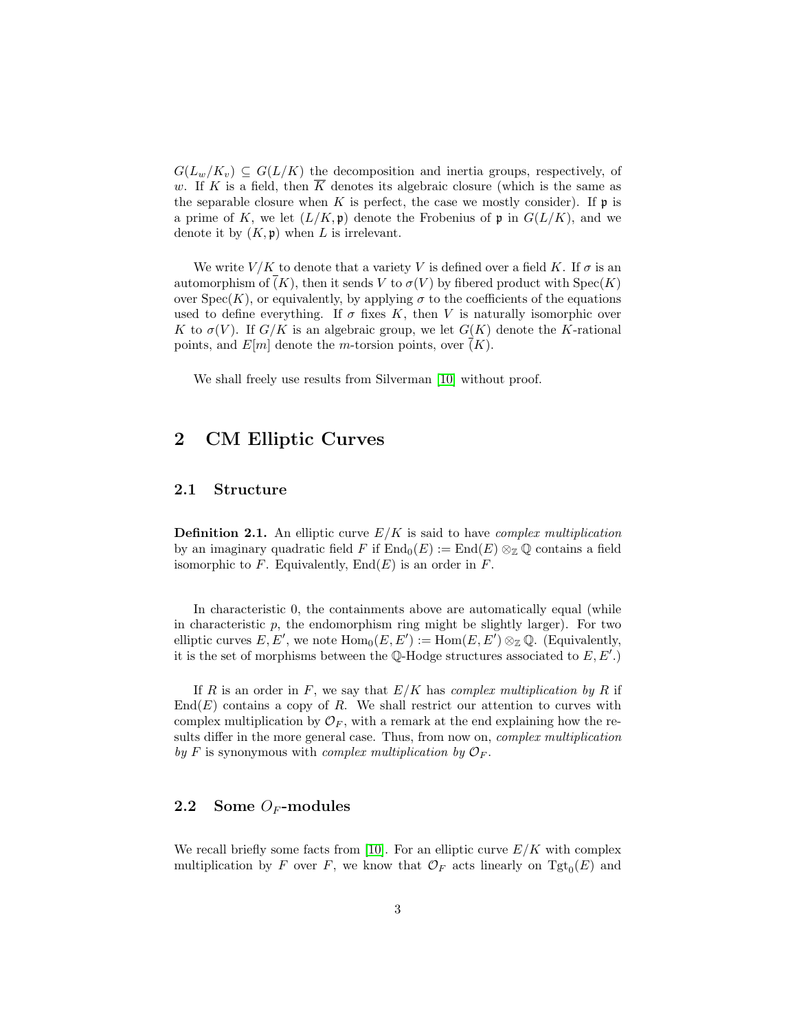$G(L_w/K_v) \subseteq G(L/K)$ the decomposition and inertia groups, respectively, of $w$. If $K$ is a field, then $\overline{K}$ denotes its algebraic closure (which is the same as the separable closure when $K$ is perfect, the case we mostly consider). If $\mathfrak{p}$ is a prime of $K$, we let $(L/K, \mathfrak{p})$ denote the Frobenius of $\mathfrak{p}$ in $G(L/K)$, and we denote it by $(K, \mathfrak{p})$ when $L$ is irrelevant.

We write $V/K$ to denote that a variety $V$ is defined over a field $K$. If $\sigma$ is an automorphism of $\overline{(}K)$, then it sends $V$ to $\sigma(V)$ by fibered product with $\mathrm{Spec}(K)$ over $\mathrm{Spec}(K)$, or equivalently, by applying $\sigma$ to the coefficients of the equations used to define everything. If $\sigma$ fixes $K$, then $V$ is naturally isomorphic over $K$ to $\sigma(V)$. If $G/K$ is an algebraic group, we let $G(K)$ denote the $K$-rational points, and $E[m]$ denote the $m$-torsion points, over $\overline{(}K)$.

We shall freely use results from Silverman [10] without proof.

# 2 CM Elliptic Curves

## 2.1 Structure

**Definition 2.1.** An elliptic curve $E/K$ is said to have *complex multiplication* by an imaginary quadratic field $F$ if $\mathrm{End}_0(E) := \mathrm{End}(E) \otimes_{\mathbb{Z}} \mathbb{Q}$ contains a field isomorphic to $F$. Equivalently, $\mathrm{End}(E)$ is an order in $F$.

In characteristic 0, the containments above are automatically equal (while in characteristic $p$, the endomorphism ring might be slightly larger). For two elliptic curves $E, E'$, we note $\mathrm{Hom}_0(E, E') := \mathrm{Hom}(E, E') \otimes_{\mathbb{Z}} \mathbb{Q}$. (Equivalently, it is the set of morphisms between the $\mathbb{Q}$-Hodge structures associated to $E, E'$.)

If $R$ is an order in $F$, we say that $E/K$ has *complex multiplication by* $R$ if $\mathrm{End}(E)$ contains a copy of $R$. We shall restrict our attention to curves with complex multiplication by $\mathcal{O}_F$, with a remark at the end explaining how the results differ in the more general case. Thus, from now on, *complex multiplication by* $F$ is synonymous with *complex multiplication by* $\mathcal{O}_F$.

## 2.2 Some $O_F$-modules

We recall briefly some facts from [10]. For an elliptic curve $E/K$ with complex multiplication by $F$ over $F$, we know that $\mathcal{O}_F$ acts linearly on $\mathrm{Tgt}_0(E)$ and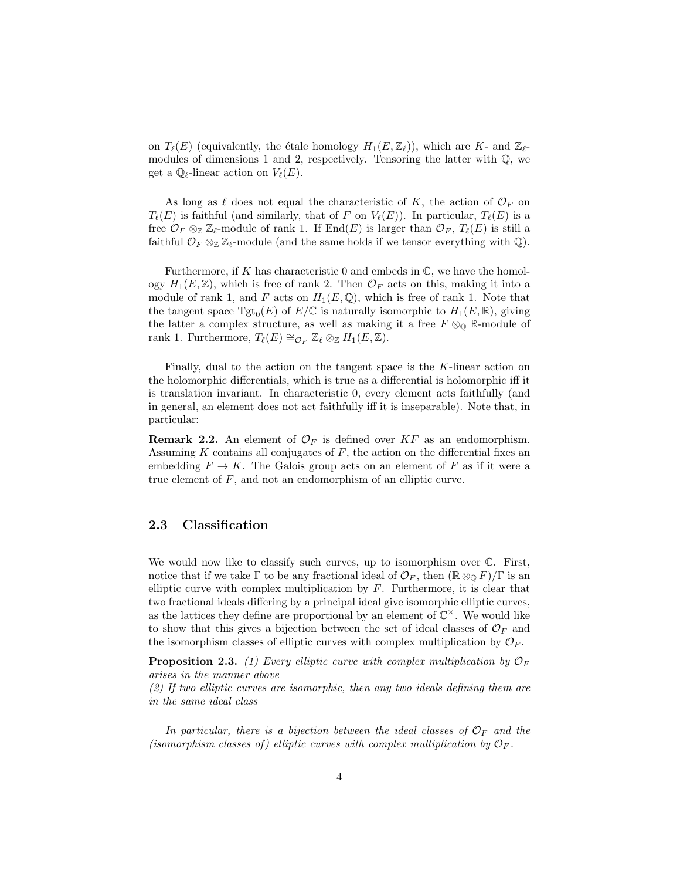on $T_\ell(E)$ (equivalently, the étale homology $H_1(E, \mathbb{Z}_\ell)$), which are $K$- and $\mathbb{Z}_\ell$-modules of dimensions 1 and 2, respectively. Tensoring the latter with $\mathbb{Q}$, we get a $\mathbb{Q}_\ell$-linear action on $V_\ell(E)$.

As long as $\ell$ does not equal the characteristic of $K$, the action of $\mathcal{O}_F$ on $T_\ell(E)$ is faithful (and similarly, that of $F$ on $V_\ell(E)$). In particular, $T_\ell(E)$ is a free $\mathcal{O}_F \otimes_{\mathbb{Z}} \mathbb{Z}_\ell$-module of rank 1. If $\mathrm{End}(E)$ is larger than $\mathcal{O}_F$, $T_\ell(E)$ is still a faithful $\mathcal{O}_F \otimes_{\mathbb{Z}} \mathbb{Z}_\ell$-module (and the same holds if we tensor everything with $\mathbb{Q}$).

Furthermore, if $K$ has characteristic 0 and embeds in $\mathbb{C}$, we have the homology $H_1(E, \mathbb{Z})$, which is free of rank 2. Then $\mathcal{O}_F$ acts on this, making it into a module of rank 1, and $F$ acts on $H_1(E, \mathbb{Q})$, which is free of rank 1. Note that the tangent space $\mathrm{Tgt}_0(E)$ of $E/\mathbb{C}$ is naturally isomorphic to $H_1(E, \mathbb{R})$, giving the latter a complex structure, as well as making it a free $F \otimes_{\mathbb{Q}} \mathbb{R}$-module of rank 1. Furthermore, $T_\ell(E) \cong_{\mathcal{O}_F} \mathbb{Z}_\ell \otimes_{\mathbb{Z}} H_1(E, \mathbb{Z})$.

Finally, dual to the action on the tangent space is the $K$-linear action on the holomorphic differentials, which is true as a differential is holomorphic iff it is translation invariant. In characteristic 0, every element acts faithfully (and in general, an element does not act faithfully iff it is inseparable). Note that, in particular:

**Remark 2.2.** An element of $\mathcal{O}_F$ is defined over $KF$ as an endomorphism. Assuming $K$ contains all conjugates of $F$, the action on the differential fixes an embedding $F \to K$. The Galois group acts on an element of $F$ as if it were a true element of $F$, and not an endomorphism of an elliptic curve.

## 2.3 Classification

We would now like to classify such curves, up to isomorphism over $\mathbb{C}$. First, notice that if we take $\Gamma$ to be any fractional ideal of $\mathcal{O}_F$, then $(\mathbb{R} \otimes_{\mathbb{Q}} F)/\Gamma$ is an elliptic curve with complex multiplication by $F$. Furthermore, it is clear that two fractional ideals differing by a principal ideal give isomorphic elliptic curves, as the lattices they define are proportional by an element of $\mathbb{C}^\times$. We would like to show that this gives a bijection between the set of ideal classes of $\mathcal{O}_F$ and the isomorphism classes of elliptic curves with complex multiplication by $\mathcal{O}_F$.

**Proposition 2.3.** *(1) Every elliptic curve with complex multiplication by $\mathcal{O}_F$ arises in the manner above*
*(2) If two elliptic curves are isomorphic, then any two ideals defining them are in the same ideal class*

*In particular, there is a bijection between the ideal classes of $\mathcal{O}_F$ and the (isomorphism classes of) elliptic curves with complex multiplication by $\mathcal{O}_F$.*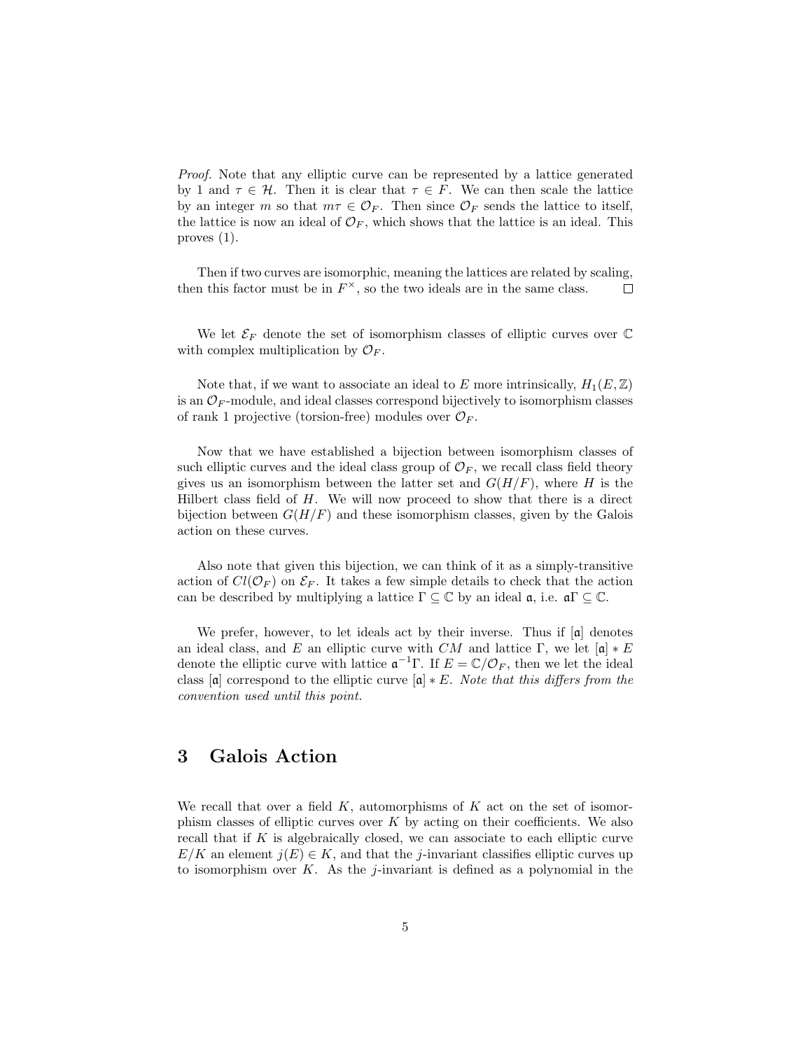*Proof.* Note that any elliptic curve can be represented by a lattice generated by 1 and $\tau \in \mathcal{H}$. Then it is clear that $\tau \in F$. We can then scale the lattice by an integer $m$ so that $m\tau \in \mathcal{O}_F$. Then since $\mathcal{O}_F$ sends the lattice to itself, the lattice is now an ideal of $\mathcal{O}_F$, which shows that the lattice is an ideal. This proves (1).

Then if two curves are isomorphic, meaning the lattices are related by scaling, then this factor must be in $F^\times$, so the two ideals are in the same class. $\square$

We let $\mathcal{E}_F$ denote the set of isomorphism classes of elliptic curves over $\mathbb{C}$ with complex multiplication by $\mathcal{O}_F$.

Note that, if we want to associate an ideal to $E$ more intrinsically, $H_1(E, \mathbb{Z})$ is an $\mathcal{O}_F$-module, and ideal classes correspond bijectively to isomorphism classes of rank 1 projective (torsion-free) modules over $\mathcal{O}_F$.

Now that we have established a bijection between isomorphism classes of such elliptic curves and the ideal class group of $\mathcal{O}_F$, we recall class field theory gives us an isomorphism between the latter set and $G(H/F)$, where $H$ is the Hilbert class field of $H$. We will now proceed to show that there is a direct bijection between $G(H/F)$ and these isomorphism classes, given by the Galois action on these curves.

Also note that given this bijection, we can think of it as a simply-transitive action of $Cl(\mathcal{O}_F)$ on $\mathcal{E}_F$. It takes a few simple details to check that the action can be described by multiplying a lattice $\Gamma \subseteq \mathbb{C}$ by an ideal $\mathfrak{a}$, i.e. $\mathfrak{a}\Gamma \subseteq \mathbb{C}$.

We prefer, however, to let ideals act by their inverse. Thus if $[\mathfrak{a}]$ denotes an ideal class, and $E$ an elliptic curve with $CM$ and lattice $\Gamma$, we let $[\mathfrak{a}] * E$ denote the elliptic curve with lattice $\mathfrak{a}^{-1}\Gamma$. If $E = \mathbb{C}/\mathcal{O}_F$, then we let the ideal class $[\mathfrak{a}]$ correspond to the elliptic curve $[\mathfrak{a}] * E$. *Note that this differs from the convention used until this point.*

# 3 Galois Action

We recall that over a field $K$, automorphisms of $K$ act on the set of isomorphism classes of elliptic curves over $K$ by acting on their coefficients. We also recall that if $K$ is algebraically closed, we can associate to each elliptic curve $E/K$ an element $j(E) \in K$, and that the $j$-invariant classifies elliptic curves up to isomorphism over $K$. As the $j$-invariant is defined as a polynomial in the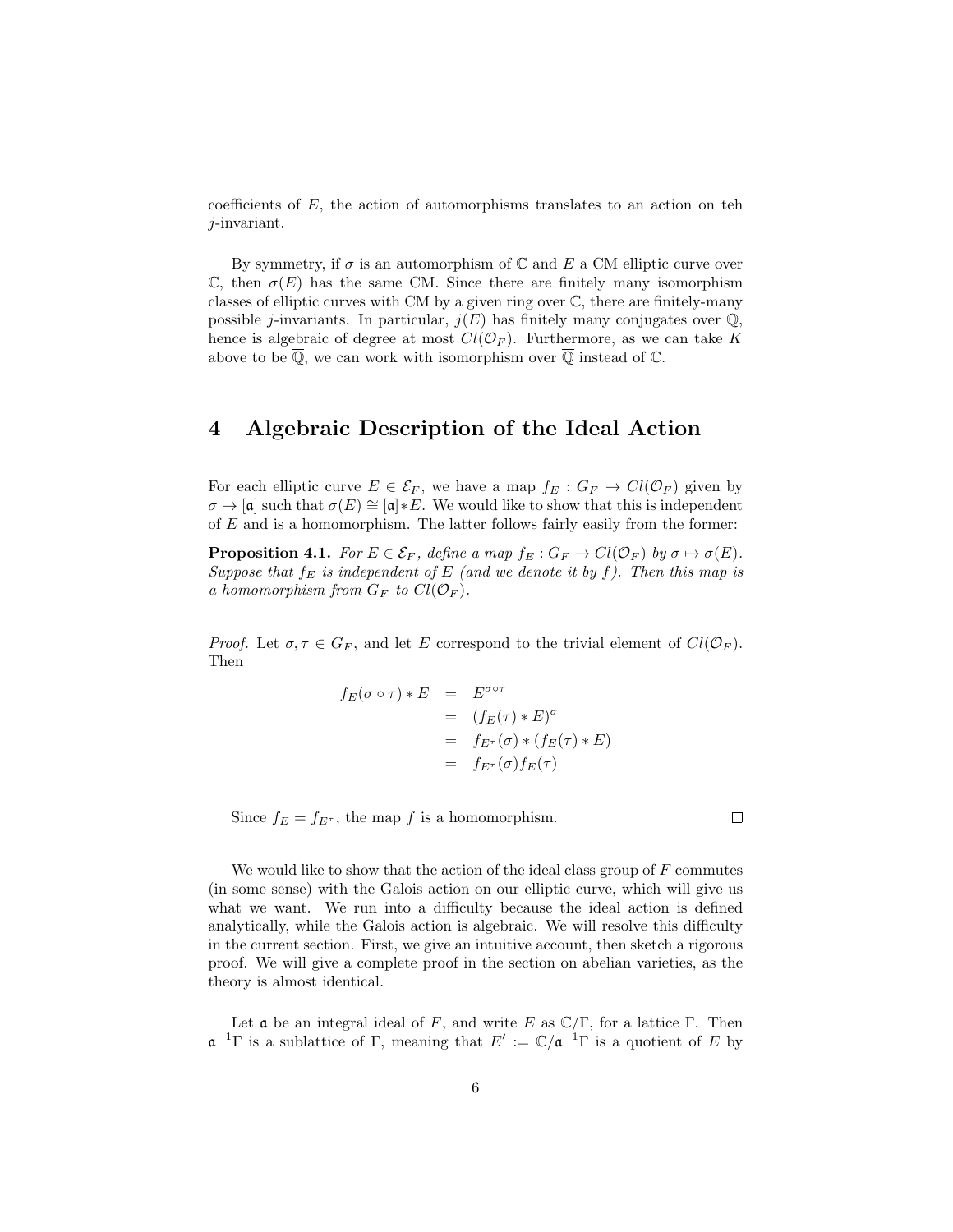coefficients of $E$, the action of automorphisms translates to an action on teh $j$-invariant.

By symmetry, if $\sigma$ is an automorphism of $\mathbb{C}$ and $E$ a CM elliptic curve over $\mathbb{C}$, then $\sigma(E)$ has the same CM. Since there are finitely many isomorphism classes of elliptic curves with CM by a given ring over $\mathbb{C}$, there are finitely-many possible $j$-invariants. In particular, $j(E)$ has finitely many conjugates over $\mathbb{Q}$, hence is algebraic of degree at most $Cl(\mathcal{O}_F)$. Furthermore, as we can take $K$ above to be $\overline{\mathbb{Q}}$, we can work with isomorphism over $\overline{\mathbb{Q}}$ instead of $\mathbb{C}$.

# 4 Algebraic Description of the Ideal Action

For each elliptic curve $E \in \mathcal{E}_F$, we have a map $f_E : G_F \to Cl(\mathcal{O}_F)$ given by $\sigma \mapsto [\mathfrak{a}]$ such that $\sigma(E) \cong [\mathfrak{a}] * E$. We would like to show that this is independent of $E$ and is a homomorphism. The latter follows fairly easily from the former:

**Proposition 4.1.** *For $E \in \mathcal{E}_F$, define a map $f_E : G_F \to Cl(\mathcal{O}_F)$ by $\sigma \mapsto \sigma(E)$. Suppose that $f_E$ is independent of $E$ (and we denote it by $f$). Then this map is a homomorphism from $G_F$ to $Cl(\mathcal{O}_F)$.*

*Proof.* Let $\sigma, \tau \in G_F$, and let $E$ correspond to the trivial element of $Cl(\mathcal{O}_F)$. Then

$$
\begin{aligned}
f_E(\sigma \circ \tau) * E &= E^{\sigma \circ \tau} \\
&= (f_E(\tau) * E)^{\sigma} \\
&= f_{E^{\tau}}(\sigma) * (f_E(\tau) * E) \\
&= f_{E^{\tau}}(\sigma) f_E(\tau)
\end{aligned}
$$

Since $f_E = f_{E^{\tau}}$, the map $f$ is a homomorphism. $\square$

We would like to show that the action of the ideal class group of $F$ commutes (in some sense) with the Galois action on our elliptic curve, which will give us what we want. We run into a difficulty because the ideal action is defined analytically, while the Galois action is algebraic. We will resolve this difficulty in the current section. First, we give an intuitive account, then sketch a rigorous proof. We will give a complete proof in the section on abelian varieties, as the theory is almost identical.

Let $\mathfrak{a}$ be an integral ideal of $F$, and write $E$ as $\mathbb{C}/\Gamma$, for a lattice $\Gamma$. Then $\mathfrak{a}^{-1}\Gamma$ is a sublattice of $\Gamma$, meaning that $E' := \mathbb{C}/\mathfrak{a}^{-1}\Gamma$ is a quotient of $E$ by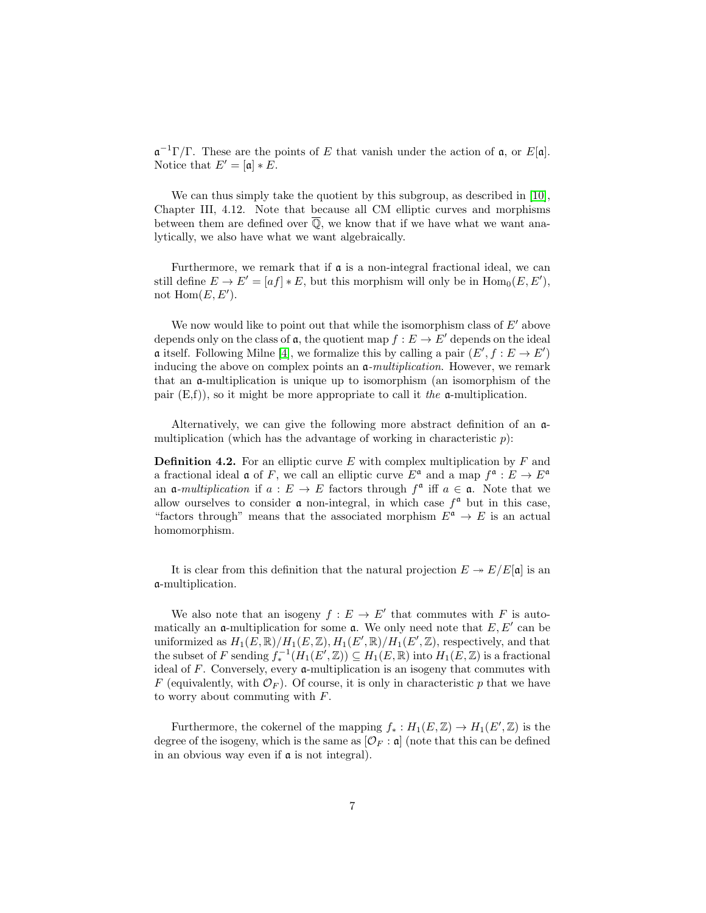$\mathfrak{a}^{-1}\Gamma/\Gamma$. These are the points of $E$ that vanish under the action of $\mathfrak{a}$, or $E[\mathfrak{a}]$. Notice that $E' = [\mathfrak{a}] * E$.

We can thus simply take the quotient by this subgroup, as described in [10], Chapter III, 4.12. Note that because all CM elliptic curves and morphisms between them are defined over $\overline{\mathbb{Q}}$, we know that if we have what we want analytically, we also have what we want algebraically.

Furthermore, we remark that if $\mathfrak{a}$ is a non-integral fractional ideal, we can still define $E \to E' = [af] * E$, but this morphism will only be in $\mathrm{Hom}_0(E, E')$, not $\mathrm{Hom}(E, E')$.

We now would like to point out that while the isomorphism class of $E'$ above depends only on the class of $\mathfrak{a}$, the quotient map $f : E \to E'$ depends on the ideal $\mathfrak{a}$ itself. Following Milne [4], we formalize this by calling a pair $(E', f : E \to E')$ inducing the above on complex points an $\mathfrak{a}$-*multiplication*. However, we remark that an $\mathfrak{a}$-multiplication is unique up to isomorphism (an isomorphism of the pair (E,f)), so it might be more appropriate to call it *the* $\mathfrak{a}$-multiplication.

Alternatively, we can give the following more abstract definition of an $\mathfrak{a}$-multiplication (which has the advantage of working in characteristic $p$):

**Definition 4.2.** For an elliptic curve $E$ with complex multiplication by $F$ and a fractional ideal $\mathfrak{a}$ of $F$, we call an elliptic curve $E^{\mathfrak{a}}$ and a map $f^{\mathfrak{a}} : E \to E^{\mathfrak{a}}$ an $\mathfrak{a}$-*multiplication* if $a : E \to E$ factors through $f^{\mathfrak{a}}$ iff $a \in \mathfrak{a}$. Note that we allow ourselves to consider $\mathfrak{a}$ non-integral, in which case $f^{\mathfrak{a}}$ but in this case, "factors through" means that the associated morphism $E^{\mathfrak{a}} \to E$ is an actual homomorphism.

It is clear from this definition that the natural projection $E \twoheadrightarrow E/E[\mathfrak{a}]$ is an $\mathfrak{a}$-multiplication.

We also note that an isogeny $f : E \to E'$ that commutes with $F$ is automatically an $\mathfrak{a}$-multiplication for some $\mathfrak{a}$. We only need note that $E, E'$ can be uniformized as $H_1(E, \mathbb{R})/H_1(E, \mathbb{Z}), H_1(E', \mathbb{R})/H_1(E', \mathbb{Z})$, respectively, and that the subset of $F$ sending $f_*^{-1}(H_1(E', \mathbb{Z})) \subseteq H_1(E, \mathbb{R})$ into $H_1(E, \mathbb{Z})$ is a fractional ideal of $F$. Conversely, every $\mathfrak{a}$-multiplication is an isogeny that commutes with $F$ (equivalently, with $\mathcal{O}_F$). Of course, it is only in characteristic $p$ that we have to worry about commuting with $F$.

Furthermore, the cokernel of the mapping $f_* : H_1(E, \mathbb{Z}) \to H_1(E', \mathbb{Z})$ is the degree of the isogeny, which is the same as $[\mathcal{O}_F : \mathfrak{a}]$ (note that this can be defined in an obvious way even if $\mathfrak{a}$ is not integral).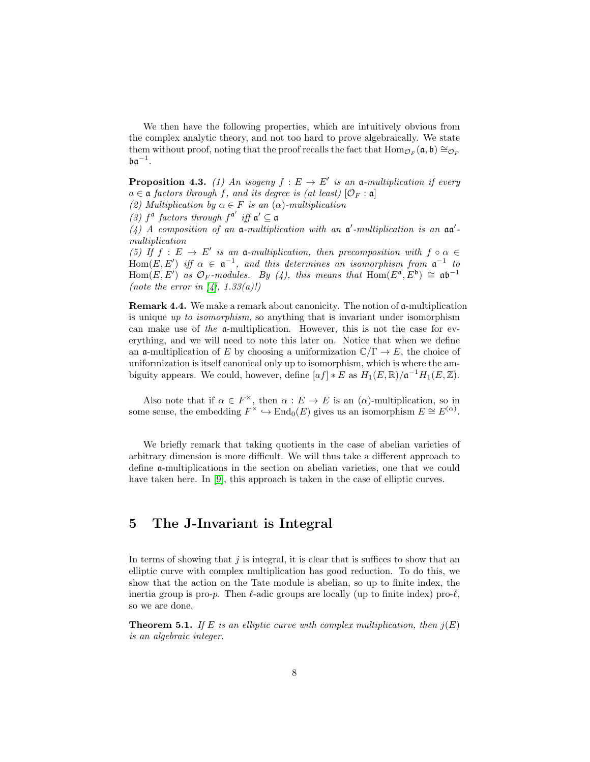We then have the following properties, which are intuitively obvious from the complex analytic theory, and not too hard to prove algebraically. We state them without proof, noting that the proof recalls the fact that $\mathrm{Hom}_{\mathcal{O}_F}(\mathfrak{a}, \mathfrak{b}) \cong_{\mathcal{O}_F} \mathfrak{b}\mathfrak{a}^{-1}$.

**Proposition 4.3.** *(1) An isogeny $f : E \to E'$ is an $\mathfrak{a}$-multiplication if every $a \in \mathfrak{a}$ factors through $f$, and its degree is (at least) $[\mathcal{O}_F : \mathfrak{a}]$*
*(2) Multiplication by $\alpha \in F$ is an $(\alpha)$-multiplication*
*(3) $f^{\mathfrak{a}}$ factors through $f^{\mathfrak{a}'}$ iff $\mathfrak{a}' \subseteq \mathfrak{a}$*
*(4) A composition of an $\mathfrak{a}$-multiplication with an $\mathfrak{a}'$-multiplication is an $\mathfrak{a}\mathfrak{a}'$-multiplication*
*(5) If $f : E \to E'$ is an $\mathfrak{a}$-multiplication, then precomposition with $f \circ \alpha \in \mathrm{Hom}(E, E')$ iff $\alpha \in \mathfrak{a}^{-1}$, and this determines an isomorphism from $\mathfrak{a}^{-1}$ to $\mathrm{Hom}(E, E')$ as $\mathcal{O}_F$-modules. By (4), this means that $\mathrm{Hom}(E^{\mathfrak{a}}, E^{\mathfrak{b}}) \cong \mathfrak{a}\mathfrak{b}^{-1}$ (note the error in [4], 1.33(a)!)*

**Remark 4.4.** We make a remark about canonicity. The notion of $\mathfrak{a}$-multiplication is unique *up to isomorphism*, so anything that is invariant under isomorphism can make use of *the* $\mathfrak{a}$-multiplication. However, this is not the case for everything, and we will need to note this later on. Notice that when we define an $\mathfrak{a}$-multiplication of $E$ by choosing a uniformization $\mathbb{C}/\Gamma \to E$, the choice of uniformization is itself canonical only up to isomorphism, which is where the ambiguity appears. We could, however, define $[af] * E$ as $H_1(E, \mathbb{R})/\mathfrak{a}^{-1}H_1(E, \mathbb{Z})$.

Also note that if $\alpha \in F^\times$, then $\alpha : E \to E$ is an $(\alpha)$-multiplication, so in some sense, the embedding $F^\times \hookrightarrow \mathrm{End}_0(E)$ gives us an isomorphism $E \cong E^{(\alpha)}$.

We briefly remark that taking quotients in the case of abelian varieties of arbitrary dimension is more difficult. We will thus take a different approach to define $\mathfrak{a}$-multiplications in the section on abelian varieties, one that we could have taken here. In [9], this approach is taken in the case of elliptic curves.

# 5 The J-Invariant is Integral

In terms of showing that $j$ is integral, it is clear that is suffices to show that an elliptic curve with complex multiplication has good reduction. To do this, we show that the action on the Tate module is abelian, so up to finite index, the inertia group is pro-$p$. Then $\ell$-adic groups are locally (up to finite index) pro-$\ell$, so we are done.

**Theorem 5.1.** *If $E$ is an elliptic curve with complex multiplication, then $j(E)$ is an algebraic integer.*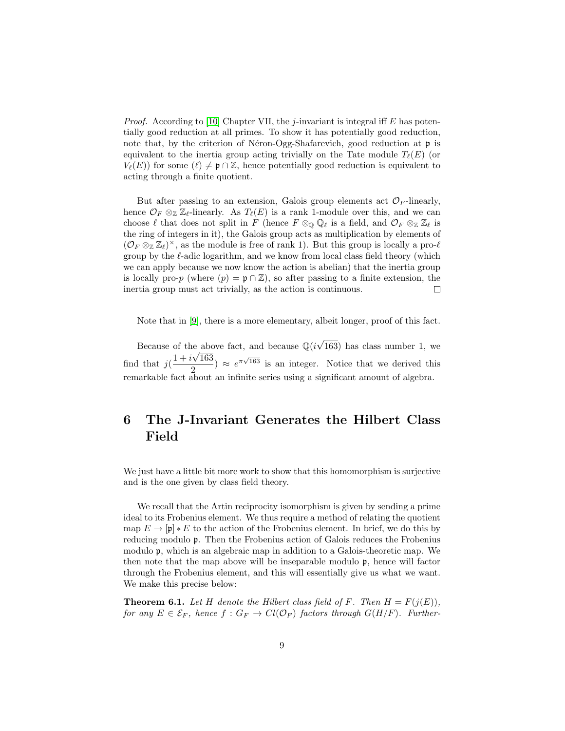*Proof.* According to [10] Chapter VII, the $j$-invariant is integral iff $E$ has potentially good reduction at all primes. To show it has potentially good reduction, note that, by the criterion of Néron-Ogg-Shafarevich, good reduction at $\mathfrak{p}$ is equivalent to the inertia group acting trivially on the Tate module $T_\ell(E)$ (or $V_\ell(E)$) for some $(\ell) \neq \mathfrak{p} \cap \mathbb{Z}$, hence potentially good reduction is equivalent to acting through a finite quotient.

But after passing to an extension, Galois group elements act $\mathcal{O}_F$-linearly, hence $\mathcal{O}_F \otimes_{\mathbb{Z}} \mathbb{Z}_\ell$-linearly. As $T_\ell(E)$ is a rank 1-module over this, and we can choose $\ell$ that does not split in $F$ (hence $F \otimes_{\mathbb{Q}} \mathbb{Q}_\ell$ is a field, and $\mathcal{O}_F \otimes_{\mathbb{Z}} \mathbb{Z}_\ell$ is the ring of integers in it), the Galois group acts as multiplication by elements of $(\mathcal{O}_F \otimes_{\mathbb{Z}} \mathbb{Z}_\ell)^\times$, as the module is free of rank 1). But this group is locally a pro-$\ell$ group by the $\ell$-adic logarithm, and we know from local class field theory (which we can apply because we now know the action is abelian) that the inertia group is locally pro-$p$ (where $(p) = \mathfrak{p} \cap \mathbb{Z}$), so after passing to a finite extension, the inertia group must act trivially, as the action is continuous. $\square$

Note that in [9], there is a more elementary, albeit longer, proof of this fact.

Because of the above fact, and because $\mathbb{Q}(i\sqrt{163})$ has class number 1, we find that $j(\frac{1+i\sqrt{163}}{2}) \approx e^{\pi\sqrt{163}}$ is an integer. Notice that we derived this remarkable fact about an infinite series using a significant amount of algebra.

# 6 The J-Invariant Generates the Hilbert Class Field

We just have a little bit more work to show that this homomorphism is surjective and is the one given by class field theory.

We recall that the Artin reciprocity isomorphism is given by sending a prime ideal to its Frobenius element. We thus require a method of relating the quotient map $E \to [\mathfrak{p}] * E$ to the action of the Frobenius element. In brief, we do this by reducing modulo $\mathfrak{p}$. Then the Frobenius action of Galois reduces the Frobenius modulo $\mathfrak{p}$, which is an algebraic map in addition to a Galois-theoretic map. We then note that the map above will be inseparable modulo $\mathfrak{p}$, hence will factor through the Frobenius element, and this will essentially give us what we want. We make this precise below:

**Theorem 6.1.** *Let $H$ denote the Hilbert class field of $F$. Then $H = F(j(E))$, for any $E \in \mathcal{E}_F$, hence $f : G_F \to Cl(\mathcal{O}_F)$ factors through $G(H/F)$. Further-*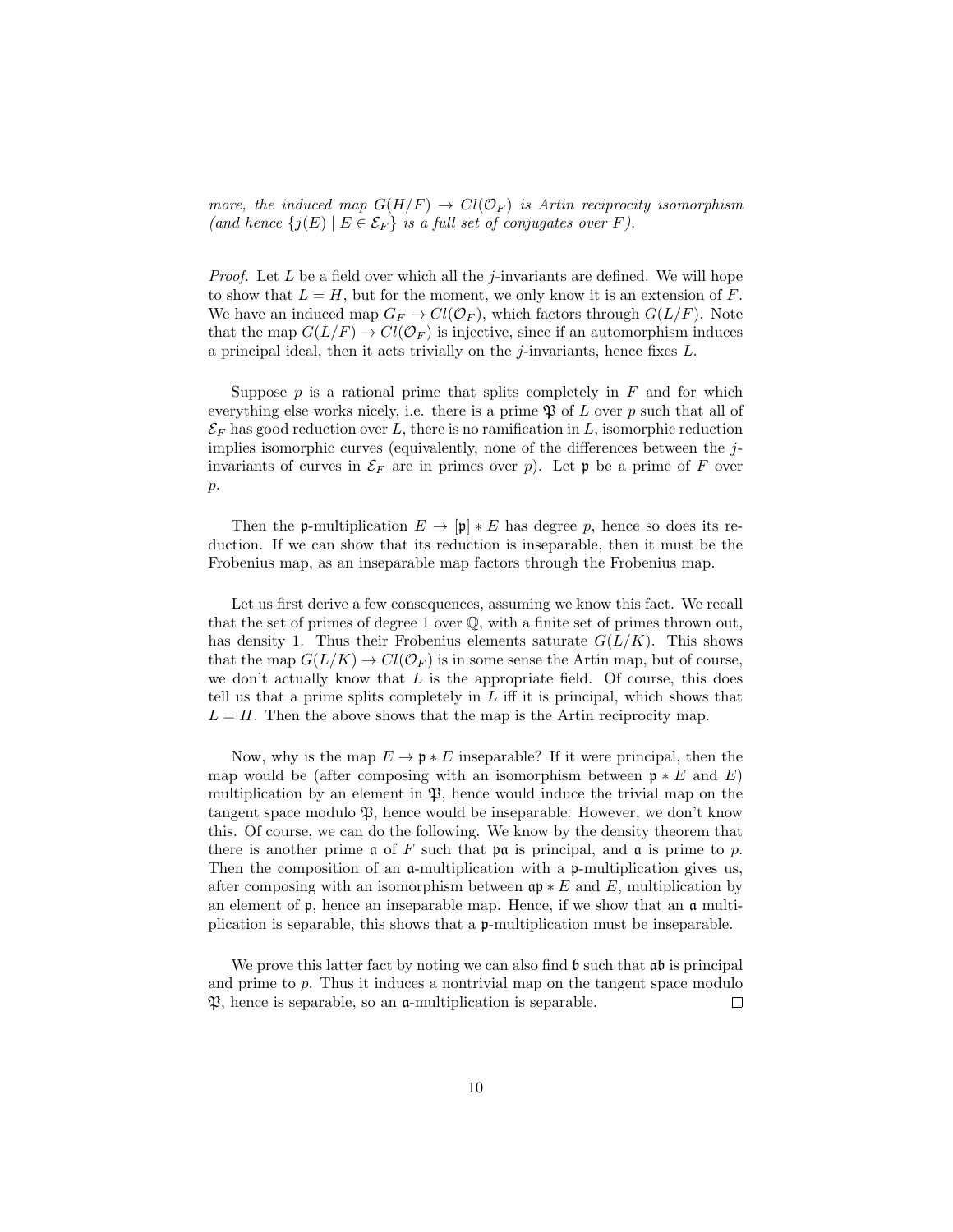*more, the induced map $G(H/F) \to Cl(\mathcal{O}_F)$ is Artin reciprocity isomorphism (and hence $\{j(E) \mid E \in \mathcal{E}_F\}$ is a full set of conjugates over $F$).*

*Proof.* Let $L$ be a field over which all the $j$-invariants are defined. We will hope to show that $L = H$, but for the moment, we only know it is an extension of $F$. We have an induced map $G_F \to Cl(\mathcal{O}_F)$, which factors through $G(L/F)$. Note that the map $G(L/F) \to Cl(\mathcal{O}_F)$ is injective, since if an automorphism induces a principal ideal, then it acts trivially on the $j$-invariants, hence fixes $L$.

Suppose $p$ is a rational prime that splits completely in $F$ and for which everything else works nicely, i.e. there is a prime $\mathfrak{P}$ of $L$ over $p$ such that all of $\mathcal{E}_F$ has good reduction over $L$, there is no ramification in $L$, isomorphic reduction implies isomorphic curves (equivalently, none of the differences between the $j$-invariants of curves in $\mathcal{E}_F$ are in primes over $p$). Let $\mathfrak{p}$ be a prime of $F$ over $p$.

Then the $\mathfrak{p}$-multiplication $E \to [\mathfrak{p}] * E$ has degree $p$, hence so does its reduction. If we can show that its reduction is inseparable, then it must be the Frobenius map, as an inseparable map factors through the Frobenius map.

Let us first derive a few consequences, assuming we know this fact. We recall that the set of primes of degree 1 over $\mathbb{Q}$, with a finite set of primes thrown out, has density 1. Thus their Frobenius elements saturate $G(L/K)$. This shows that the map $G(L/K) \to Cl(\mathcal{O}_F)$ is in some sense the Artin map, but of course, we don't actually know that $L$ is the appropriate field. Of course, this does tell us that a prime splits completely in $L$ iff it is principal, which shows that $L = H$. Then the above shows that the map is the Artin reciprocity map.

Now, why is the map $E \to \mathfrak{p} * E$ inseparable? If it were principal, then the map would be (after composing with an isomorphism between $\mathfrak{p} * E$ and $E$) multiplication by an element in $\mathfrak{P}$, hence would induce the trivial map on the tangent space modulo $\mathfrak{P}$, hence would be inseparable. However, we don't know this. Of course, we can do the following. We know by the density theorem that there is another prime $\mathfrak{a}$ of $F$ such that $\mathfrak{p}\mathfrak{a}$ is principal, and $\mathfrak{a}$ is prime to $p$. Then the composition of an $\mathfrak{a}$-multiplication with a $\mathfrak{p}$-multiplication gives us, after composing with an isomorphism between $\mathfrak{a}\mathfrak{p} * E$ and $E$, multiplication by an element of $\mathfrak{p}$, hence an inseparable map. Hence, if we show that an $\mathfrak{a}$ multiplication is separable, this shows that a $\mathfrak{p}$-multiplication must be inseparable.

We prove this latter fact by noting we can also find $\mathfrak{b}$ such that $\mathfrak{a}\mathfrak{b}$ is principal and prime to $p$. Thus it induces a nontrivial map on the tangent space modulo $\mathfrak{P}$, hence is separable, so an $\mathfrak{a}$-multiplication is separable. $\square$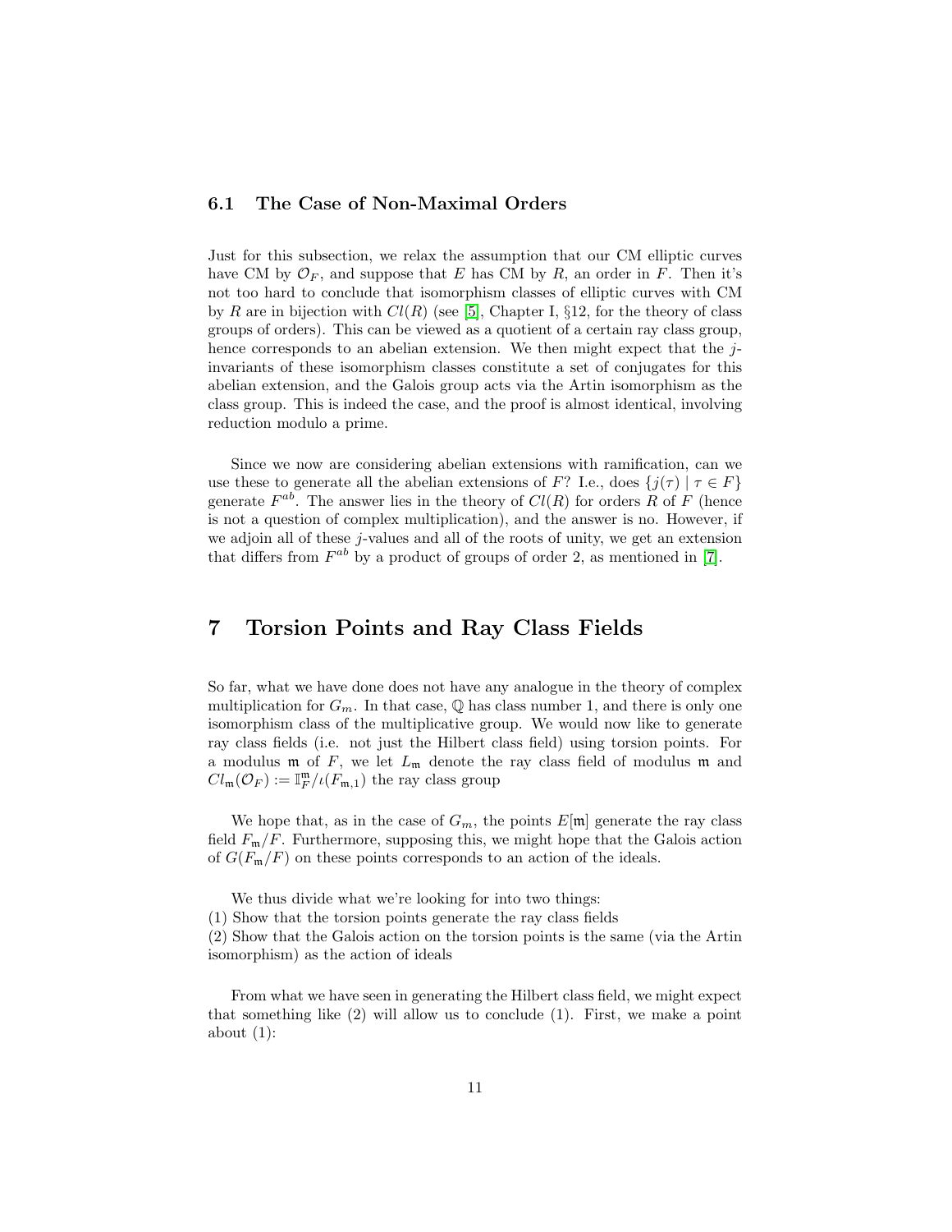### 6.1 The Case of Non-Maximal Orders

Just for this subsection, we relax the assumption that our CM elliptic curves have CM by $\mathcal{O}_F$, and suppose that $E$ has CM by $R$, an order in $F$. Then it's not too hard to conclude that isomorphism classes of elliptic curves with CM by $R$ are in bijection with $Cl(R)$ (see [5], Chapter I, §12, for the theory of class groups of orders). This can be viewed as a quotient of a certain ray class group, hence corresponds to an abelian extension. We then might expect that the $j$-invariants of these isomorphism classes constitute a set of conjugates for this abelian extension, and the Galois group acts via the Artin isomorphism as the class group. This is indeed the case, and the proof is almost identical, involving reduction modulo a prime.

Since we now are considering abelian extensions with ramification, can we use these to generate all the abelian extensions of $F$? I.e., does $\{j(\tau) \mid \tau \in F\}$ generate $F^{ab}$. The answer lies in the theory of $Cl(R)$ for orders $R$ of $F$ (hence is not a question of complex multiplication), and the answer is no. However, if we adjoin all of these $j$-values and all of the roots of unity, we get an extension that differs from $F^{ab}$ by a product of groups of order 2, as mentioned in [7].

## 7 Torsion Points and Ray Class Fields

So far, what we have done does not have any analogue in the theory of complex multiplication for $G_m$. In that case, $\mathbb{Q}$ has class number 1, and there is only one isomorphism class of the multiplicative group. We would now like to generate ray class fields (i.e. not just the Hilbert class field) using torsion points. For a modulus $\mathfrak{m}$ of $F$, we let $L_\mathfrak{m}$ denote the ray class field of modulus $\mathfrak{m}$ and $Cl_\mathfrak{m}(\mathcal{O}_F) := \mathbb{I}_F^\mathfrak{m}/\iota(F_{\mathfrak{m},1})$ the ray class group

We hope that, as in the case of $G_m$, the points $E[\mathfrak{m}]$ generate the ray class field $F_\mathfrak{m}/F$. Furthermore, supposing this, we might hope that the Galois action of $G(F_\mathfrak{m}/F)$ on these points corresponds to an action of the ideals.

We thus divide what we're looking for into two things:
(1) Show that the torsion points generate the ray class fields
(2) Show that the Galois action on the torsion points is the same (via the Artin isomorphism) as the action of ideals

From what we have seen in generating the Hilbert class field, we might expect that something like (2) will allow us to conclude (1). First, we make a point about (1):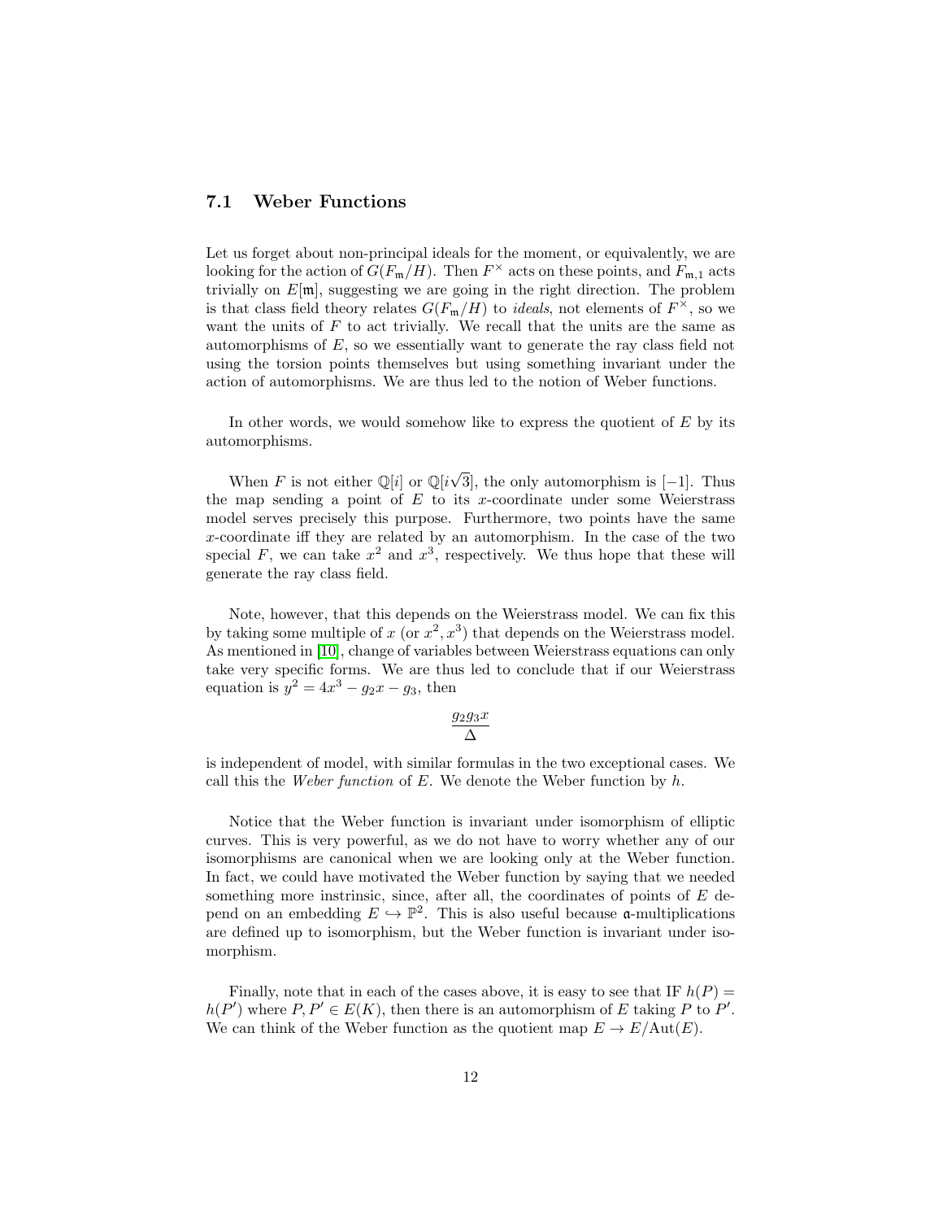### 7.1 Weber Functions

Let us forget about non-principal ideals for the moment, or equivalently, we are looking for the action of $G(F_{\mathfrak{m}}/H)$. Then $F^\times$ acts on these points, and $F_{\mathfrak{m},1}$ acts trivially on $E[\mathfrak{m}]$, suggesting we are going in the right direction. The problem is that class field theory relates $G(F_{\mathfrak{m}}/H)$ to *ideals*, not elements of $F^\times$, so we want the units of $F$ to act trivially. We recall that the units are the same as automorphisms of $E$, so we essentially want to generate the ray class field not using the torsion points themselves but using something invariant under the action of automorphisms. We are thus led to the notion of Weber functions.

In other words, we would somehow like to express the quotient of $E$ by its automorphisms.

When $F$ is not either $\mathbb{Q}[i]$ or $\mathbb{Q}[i\sqrt{3}]$, the only automorphism is $[-1]$. Thus the map sending a point of $E$ to its $x$-coordinate under some Weierstrass model serves precisely this purpose. Furthermore, two points have the same $x$-coordinate iff they are related by an automorphism. In the case of the two special $F$, we can take $x^2$ and $x^3$, respectively. We thus hope that these will generate the ray class field.

Note, however, that this depends on the Weierstrass model. We can fix this by taking some multiple of $x$ (or $x^2, x^3$) that depends on the Weierstrass model. As mentioned in [10], change of variables between Weierstrass equations can only take very specific forms. We are thus led to conclude that if our Weierstrass equation is $y^2 = 4x^3 - g_2 x - g_3$, then

$$\frac{g_2 g_3 x}{\Delta}$$

is independent of model, with similar formulas in the two exceptional cases. We call this the *Weber function* of $E$. We denote the Weber function by $h$.

Notice that the Weber function is invariant under isomorphism of elliptic curves. This is very powerful, as we do not have to worry whether any of our isomorphisms are canonical when we are looking only at the Weber function. In fact, we could have motivated the Weber function by saying that we needed something more instrinsic, since, after all, the coordinates of points of $E$ depend on an embedding $E \hookrightarrow \mathbb{P}^2$. This is also useful because $\mathfrak{a}$-multiplications are defined up to isomorphism, but the Weber function is invariant under isomorphism.

Finally, note that in each of the cases above, it is easy to see that IF $h(P) = h(P')$ where $P, P' \in E(K)$, then there is an automorphism of $E$ taking $P$ to $P'$. We can think of the Weber function as the quotient map $E \to E/\mathrm{Aut}(E)$.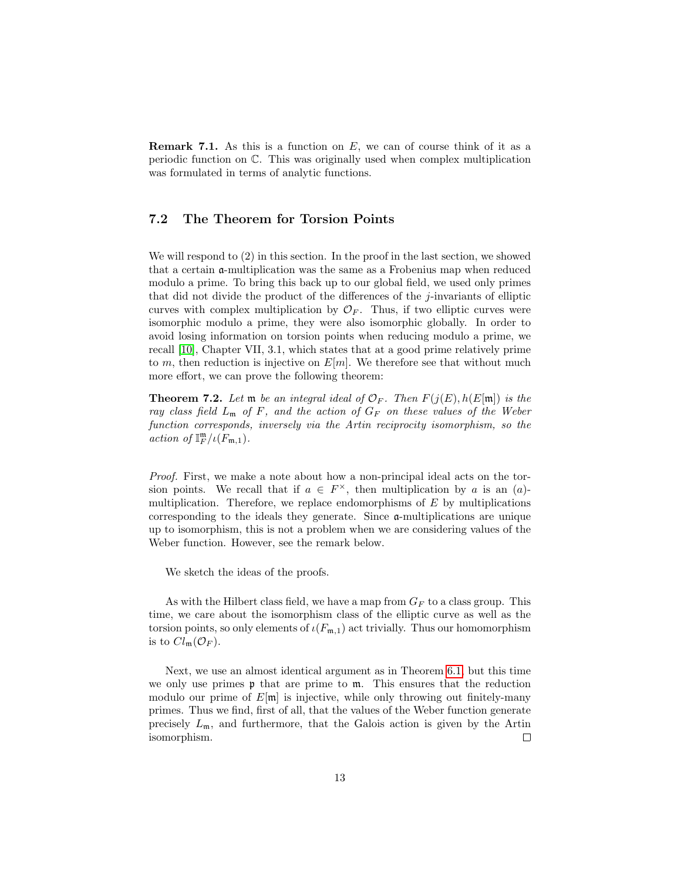**Remark 7.1.** As this is a function on $E$, we can of course think of it as a periodic function on $\mathbb{C}$. This was originally used when complex multiplication was formulated in terms of analytic functions.

## 7.2 The Theorem for Torsion Points

We will respond to (2) in this section. In the proof in the last section, we showed that a certain $\mathfrak{a}$-multiplication was the same as a Frobenius map when reduced modulo a prime. To bring this back up to our global field, we used only primes that did not divide the product of the differences of the $j$-invariants of elliptic curves with complex multiplication by $\mathcal{O}_F$. Thus, if two elliptic curves were isomorphic modulo a prime, they were also isomorphic globally. In order to avoid losing information on torsion points when reducing modulo a prime, we recall [10], Chapter VII, 3.1, which states that at a good prime relatively prime to $m$, then reduction is injective on $E[m]$. We therefore see that without much more effort, we can prove the following theorem:

**Theorem 7.2.** *Let $\mathfrak{m}$ be an integral ideal of $\mathcal{O}_F$. Then $F(j(E), h(E[\mathfrak{m}])$ is the ray class field $L_\mathfrak{m}$ of $F$, and the action of $G_F$ on these values of the Weber function corresponds, inversely via the Artin reciprocity isomorphism, so the action of $\mathbb{I}_F^\mathfrak{m}/\iota(F_{\mathfrak{m},1})$.*

*Proof.* First, we make a note about how a non-principal ideal acts on the torsion points. We recall that if $a \in F^\times$, then multiplication by $a$ is an $(a)$-multiplication. Therefore, we replace endomorphisms of $E$ by multiplications corresponding to the ideals they generate. Since $\mathfrak{a}$-multiplications are unique up to isomorphism, this is not a problem when we are considering values of the Weber function. However, see the remark below.

We sketch the ideas of the proofs.

As with the Hilbert class field, we have a map from $G_F$ to a class group. This time, we care about the isomorphism class of the elliptic curve as well as the torsion points, so only elements of $\iota(F_{\mathfrak{m},1})$ act trivially. Thus our homomorphism is to $Cl_\mathfrak{m}(\mathcal{O}_F)$.

Next, we use an almost identical argument as in Theorem 6.1, but this time we only use primes $\mathfrak{p}$ that are prime to $\mathfrak{m}$. This ensures that the reduction modulo our prime of $E[\mathfrak{m}]$ is injective, while only throwing out finitely-many primes. Thus we find, first of all, that the values of the Weber function generate precisely $L_\mathfrak{m}$, and furthermore, that the Galois action is given by the Artin isomorphism. ∎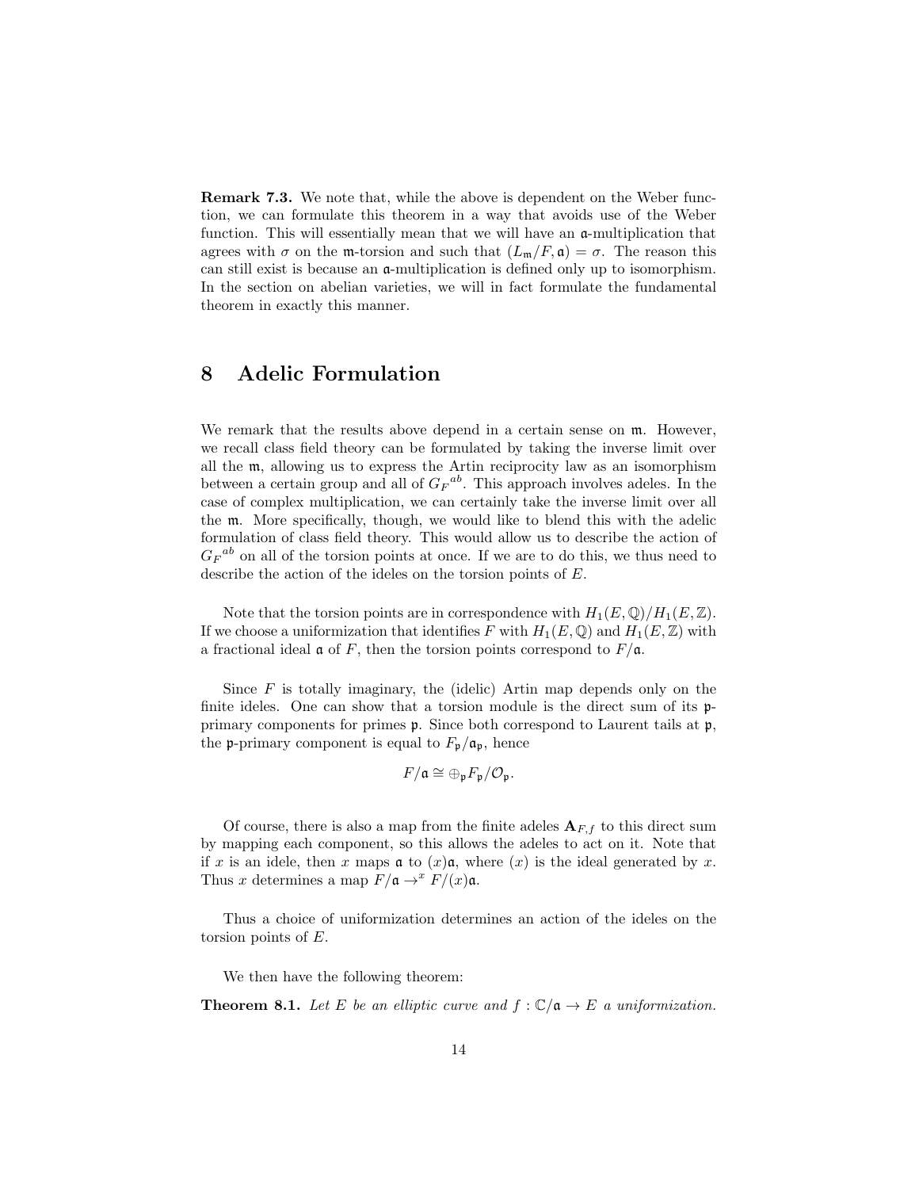**Remark 7.3.** We note that, while the above is dependent on the Weber function, we can formulate this theorem in a way that avoids use of the Weber function. This will essentially mean that we will have an $\mathfrak{a}$-multiplication that agrees with $\sigma$ on the $\mathfrak{m}$-torsion and such that $(L_{\mathfrak{m}}/F, \mathfrak{a}) = \sigma$. The reason this can still exist is because an $\mathfrak{a}$-multiplication is defined only up to isomorphism. In the section on abelian varieties, we will in fact formulate the fundamental theorem in exactly this manner.

# 8 Adelic Formulation

We remark that the results above depend in a certain sense on $\mathfrak{m}$. However, we recall class field theory can be formulated by taking the inverse limit over all the $\mathfrak{m}$, allowing us to express the Artin reciprocity law as an isomorphism between a certain group and all of ${G_F}^{ab}$. This approach involves adeles. In the case of complex multiplication, we can certainly take the inverse limit over all the $\mathfrak{m}$. More specifically, though, we would like to blend this with the adelic formulation of class field theory. This would allow us to describe the action of ${G_F}^{ab}$ on all of the torsion points at once. If we are to do this, we thus need to describe the action of the ideles on the torsion points of $E$.

Note that the torsion points are in correspondence with $H_1(E, \mathbb{Q})/H_1(E, \mathbb{Z})$. If we choose a uniformization that identifies $F$ with $H_1(E, \mathbb{Q})$ and $H_1(E, \mathbb{Z})$ with a fractional ideal $\mathfrak{a}$ of $F$, then the torsion points correspond to $F/\mathfrak{a}$.

Since $F$ is totally imaginary, the (idelic) Artin map depends only on the finite ideles. One can show that a torsion module is the direct sum of its $\mathfrak{p}$-primary components for primes $\mathfrak{p}$. Since both correspond to Laurent tails at $\mathfrak{p}$, the $\mathfrak{p}$-primary component is equal to $F_{\mathfrak{p}}/\mathfrak{a}_{\mathfrak{p}}$, hence

$$F/\mathfrak{a} \cong \oplus_{\mathfrak{p}} F_{\mathfrak{p}}/\mathcal{O}_{\mathfrak{p}}.$$

Of course, there is also a map from the finite adeles $\mathbf{A}_{F,f}$ to this direct sum by mapping each component, so this allows the adeles to act on it. Note that if $x$ is an idele, then $x$ maps $\mathfrak{a}$ to $(x)\mathfrak{a}$, where $(x)$ is the ideal generated by $x$. Thus $x$ determines a map $F/\mathfrak{a} \to^x F/(x)\mathfrak{a}$.

Thus a choice of uniformization determines an action of the ideles on the torsion points of $E$.

We then have the following theorem:

**Theorem 8.1.** *Let $E$ be an elliptic curve and $f : \mathbb{C}/\mathfrak{a} \to E$ a uniformization.*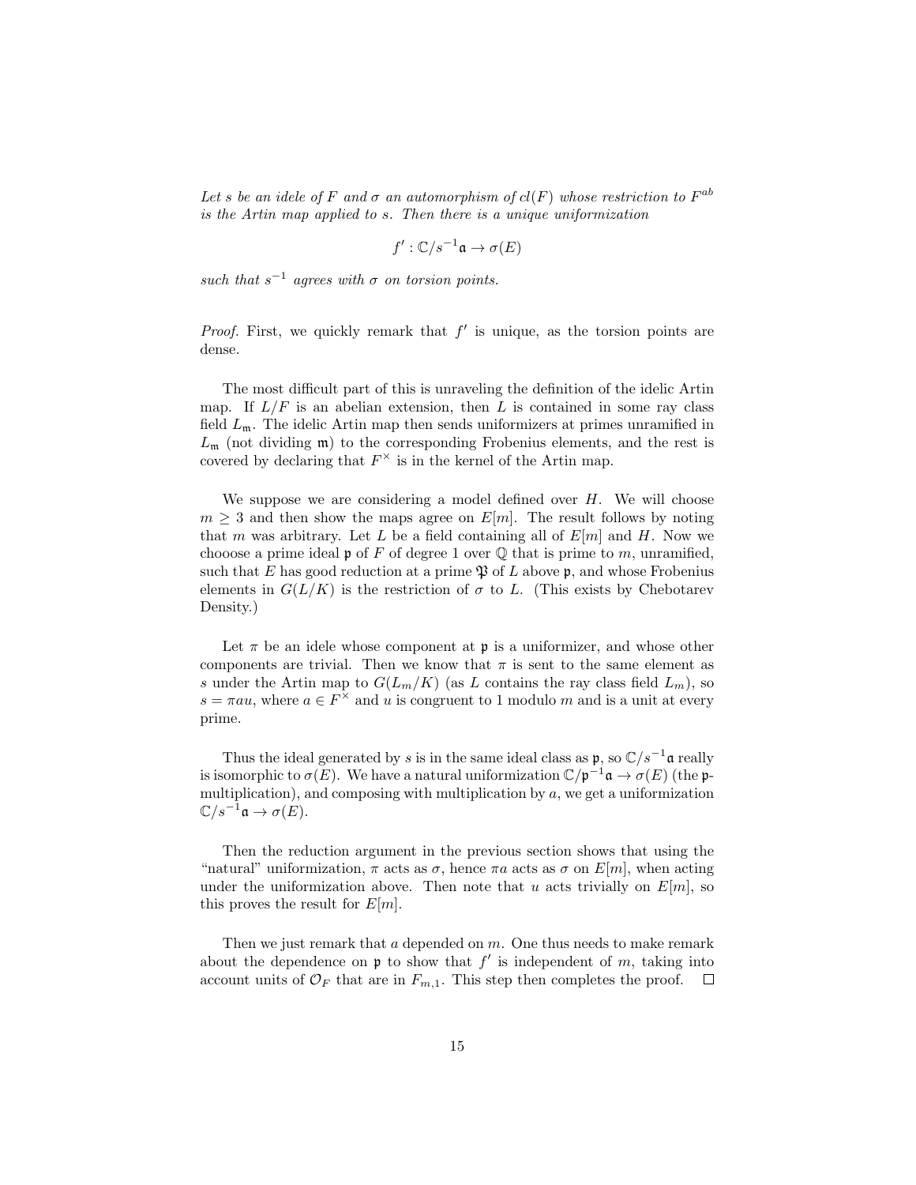*Let $s$ be an idele of $F$ and $\sigma$ an automorphism of $cl(F)$ whose restriction to $F^{ab}$ is the Artin map applied to $s$. Then there is a unique uniformization*

$$f' : \mathbb{C}/s^{-1}\mathfrak{a} \to \sigma(E)$$

*such that $s^{-1}$ agrees with $\sigma$ on torsion points.*

*Proof.* First, we quickly remark that $f'$ is unique, as the torsion points are dense.

The most difficult part of this is unraveling the definition of the idelic Artin map. If $L/F$ is an abelian extension, then $L$ is contained in some ray class field $L_{\mathfrak{m}}$. The idelic Artin map then sends uniformizers at primes unramified in $L_{\mathfrak{m}}$ (not dividing $\mathfrak{m}$) to the corresponding Frobenius elements, and the rest is covered by declaring that $F^\times$ is in the kernel of the Artin map.

We suppose we are considering a model defined over $H$. We will choose $m \geq 3$ and then show the maps agree on $E[m]$. The result follows by noting that $m$ was arbitrary. Let $L$ be a field containing all of $E[m]$ and $H$. Now we chooose a prime ideal $\mathfrak{p}$ of $F$ of degree 1 over $\mathbb{Q}$ that is prime to $m$, unramified, such that $E$ has good reduction at a prime $\mathfrak{P}$ of $L$ above $\mathfrak{p}$, and whose Frobenius elements in $G(L/K)$ is the restriction of $\sigma$ to $L$. (This exists by Chebotarev Density.)

Let $\pi$ be an idele whose component at $\mathfrak{p}$ is a uniformizer, and whose other components are trivial. Then we know that $\pi$ is sent to the same element as $s$ under the Artin map to $G(L_m/K)$ (as $L$ contains the ray class field $L_m$), so $s = \pi a u$, where $a \in F^\times$ and $u$ is congruent to 1 modulo $m$ and is a unit at every prime.

Thus the ideal generated by $s$ is in the same ideal class as $\mathfrak{p}$, so $\mathbb{C}/s^{-1}\mathfrak{a}$ really is isomorphic to $\sigma(E)$. We have a natural uniformization $\mathbb{C}/\mathfrak{p}^{-1}\mathfrak{a} \to \sigma(E)$ (the $\mathfrak{p}$-multiplication), and composing with multiplication by $a$, we get a uniformization $\mathbb{C}/s^{-1}\mathfrak{a} \to \sigma(E)$.

Then the reduction argument in the previous section shows that using the "natural" uniformization, $\pi$ acts as $\sigma$, hence $\pi a$ acts as $\sigma$ on $E[m]$, when acting under the uniformization above. Then note that $u$ acts trivially on $E[m]$, so this proves the result for $E[m]$.

Then we just remark that $a$ depended on $m$. One thus needs to make remark about the dependence on $\mathfrak{p}$ to show that $f'$ is independent of $m$, taking into account units of $\mathcal{O}_F$ that are in $F_{m,1}$. This step then completes the proof. $\square$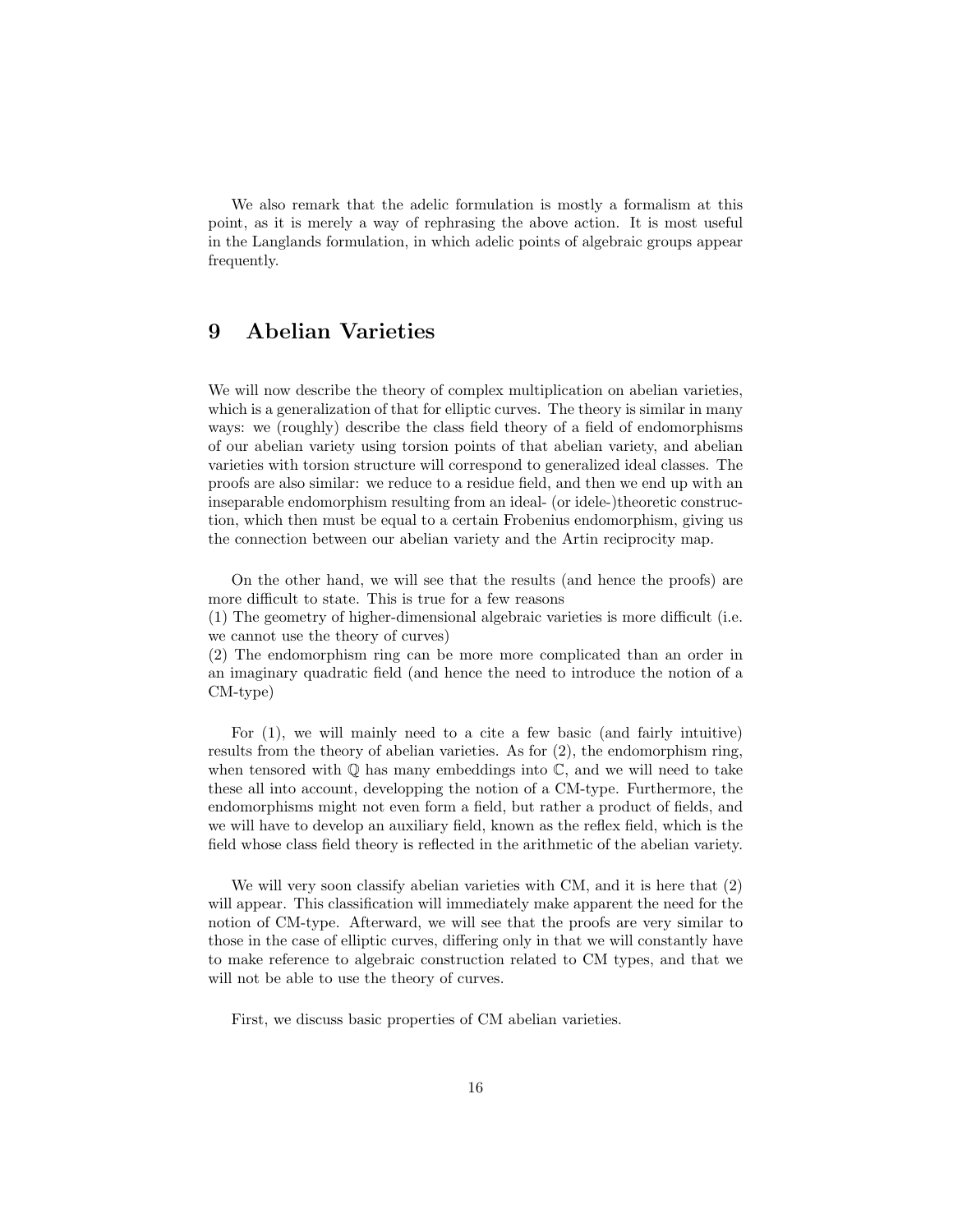We also remark that the adelic formulation is mostly a formalism at this point, as it is merely a way of rephrasing the above action. It is most useful in the Langlands formulation, in which adelic points of algebraic groups appear frequently.

# 9 Abelian Varieties

We will now describe the theory of complex multiplication on abelian varieties, which is a generalization of that for elliptic curves. The theory is similar in many ways: we (roughly) describe the class field theory of a field of endomorphisms of our abelian variety using torsion points of that abelian variety, and abelian varieties with torsion structure will correspond to generalized ideal classes. The proofs are also similar: we reduce to a residue field, and then we end up with an inseparable endomorphism resulting from an ideal- (or idele-)theoretic construction, which then must be equal to a certain Frobenius endomorphism, giving us the connection between our abelian variety and the Artin reciprocity map.

On the other hand, we will see that the results (and hence the proofs) are more difficult to state. This is true for a few reasons
(1) The geometry of higher-dimensional algebraic varieties is more difficult (i.e. we cannot use the theory of curves)
(2) The endomorphism ring can be more more complicated than an order in an imaginary quadratic field (and hence the need to introduce the notion of a CM-type)

For (1), we will mainly need to a cite a few basic (and fairly intuitive) results from the theory of abelian varieties. As for (2), the endomorphism ring, when tensored with $\mathbb{Q}$ has many embeddings into $\mathbb{C}$, and we will need to take these all into account, developping the notion of a CM-type. Furthermore, the endomorphisms might not even form a field, but rather a product of fields, and we will have to develop an auxiliary field, known as the reflex field, which is the field whose class field theory is reflected in the arithmetic of the abelian variety.

We will very soon classify abelian varieties with CM, and it is here that (2) will appear. This classification will immediately make apparent the need for the notion of CM-type. Afterward, we will see that the proofs are very similar to those in the case of elliptic curves, differing only in that we will constantly have to make reference to algebraic construction related to CM types, and that we will not be able to use the theory of curves.

First, we discuss basic properties of CM abelian varieties.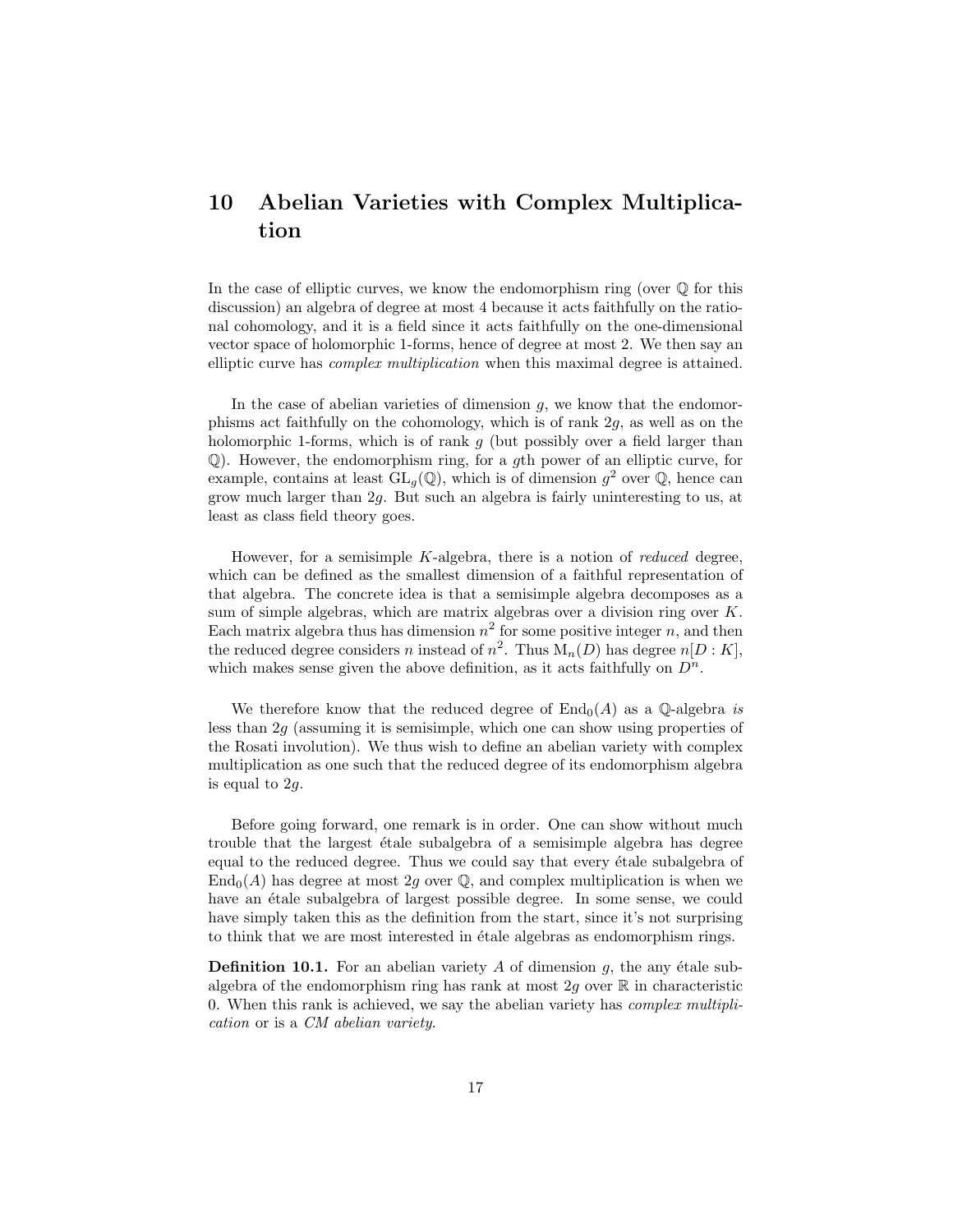# 10 Abelian Varieties with Complex Multiplication

In the case of elliptic curves, we know the endomorphism ring (over $\mathbb{Q}$ for this discussion) an algebra of degree at most 4 because it acts faithfully on the rational cohomology, and it is a field since it acts faithfully on the one-dimensional vector space of holomorphic 1-forms, hence of degree at most 2. We then say an elliptic curve has *complex multiplication* when this maximal degree is attained.

In the case of abelian varieties of dimension $g$, we know that the endomorphisms act faithfully on the cohomology, which is of rank $2g$, as well as on the holomorphic 1-forms, which is of rank $g$ (but possibly over a field larger than $\mathbb{Q}$). However, the endomorphism ring, for a $g$th power of an elliptic curve, for example, contains at least $\mathrm{GL}_g(\mathbb{Q})$, which is of dimension $g^2$ over $\mathbb{Q}$, hence can grow much larger than $2g$. But such an algebra is fairly uninteresting to us, at least as class field theory goes.

However, for a semisimple $K$-algebra, there is a notion of *reduced* degree, which can be defined as the smallest dimension of a faithful representation of that algebra. The concrete idea is that a semisimple algebra decomposes as a sum of simple algebras, which are matrix algebras over a division ring over $K$. Each matrix algebra thus has dimension $n^2$ for some positive integer $n$, and then the reduced degree considers $n$ instead of $n^2$. Thus $\mathrm{M}_n(D)$ has degree $n[D : K]$, which makes sense given the above definition, as it acts faithfully on $D^n$.

We therefore know that the reduced degree of $\mathrm{End}_0(A)$ as a $\mathbb{Q}$-algebra *is* less than $2g$ (assuming it is semisimple, which one can show using properties of the Rosati involution). We thus wish to define an abelian variety with complex multiplication as one such that the reduced degree of its endomorphism algebra is equal to $2g$.

Before going forward, one remark is in order. One can show without much trouble that the largest étale subalgebra of a semisimple algebra has degree equal to the reduced degree. Thus we could say that every étale subalgebra of $\mathrm{End}_0(A)$ has degree at most $2g$ over $\mathbb{Q}$, and complex multiplication is when we have an étale subalgebra of largest possible degree. In some sense, we could have simply taken this as the definition from the start, since it's not surprising to think that we are most interested in étale algebras as endomorphism rings.

**Definition 10.1.** For an abelian variety $A$ of dimension $g$, the any étale subalgebra of the endomorphism ring has rank at most $2g$ over $\mathbb{R}$ in characteristic 0. When this rank is achieved, we say the abelian variety has *complex multiplication* or is a *CM abelian variety*.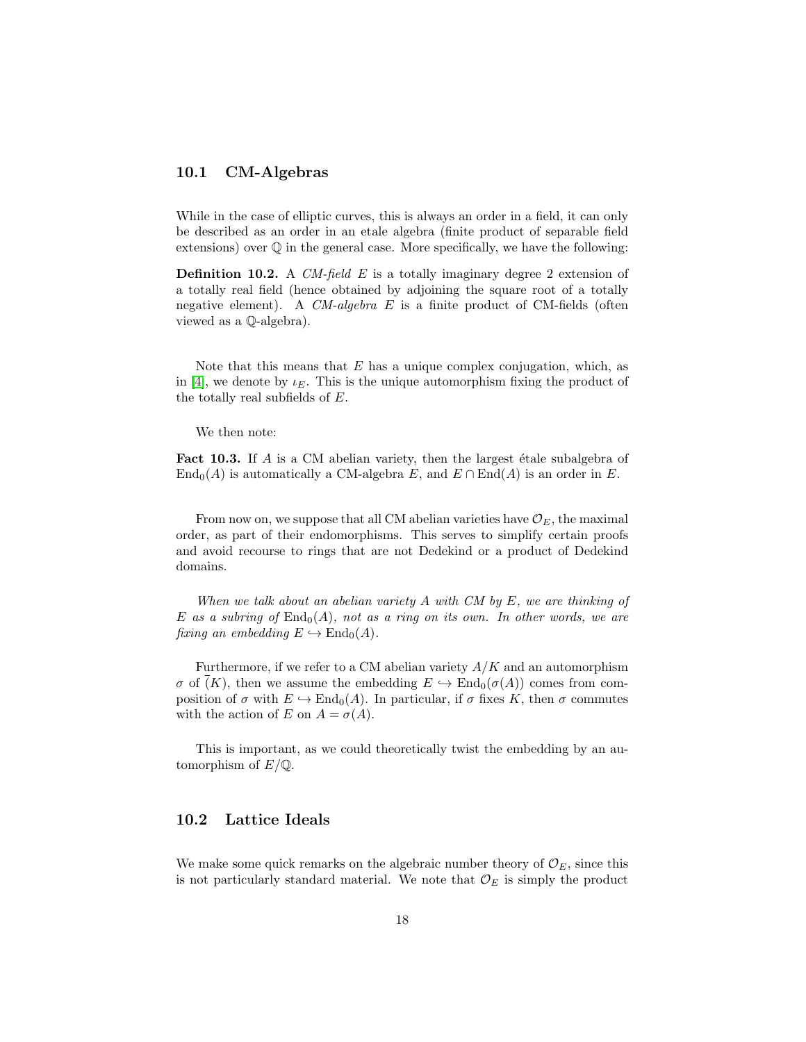## 10.1 CM-Algebras

While in the case of elliptic curves, this is always an order in a field, it can only be described as an order in an etale algebra (finite product of separable field extensions) over $\mathbb{Q}$ in the general case. More specifically, we have the following:

**Definition 10.2.** A *CM-field* $E$ is a totally imaginary degree 2 extension of a totally real field (hence obtained by adjoining the square root of a totally negative element). A *CM-algebra* $E$ is a finite product of CM-fields (often viewed as a $\mathbb{Q}$-algebra).

Note that this means that $E$ has a unique complex conjugation, which, as in [4], we denote by $\iota_E$. This is the unique automorphism fixing the product of the totally real subfields of $E$.

We then note:

**Fact 10.3.** If $A$ is a CM abelian variety, then the largest étale subalgebra of $\mathrm{End}_0(A)$ is automatically a CM-algebra $E$, and $E \cap \mathrm{End}(A)$ is an order in $E$.

From now on, we suppose that all CM abelian varieties have $\mathcal{O}_E$, the maximal order, as part of their endomorphisms. This serves to simplify certain proofs and avoid recourse to rings that are not Dedekind or a product of Dedekind domains.

*When we talk about an abelian variety $A$ with CM by $E$, we are thinking of $E$ as a subring of $\mathrm{End}_0(A)$, not as a ring on its own. In other words, we are fixing an embedding $E \hookrightarrow \mathrm{End}_0(A)$.*

Furthermore, if we refer to a CM abelian variety $A/K$ and an automorphism $\sigma$ of $\overline{(}K)$, then we assume the embedding $E \hookrightarrow \mathrm{End}_0(\sigma(A))$ comes from composition of $\sigma$ with $E \hookrightarrow \mathrm{End}_0(A)$. In particular, if $\sigma$ fixes $K$, then $\sigma$ commutes with the action of $E$ on $A = \sigma(A)$.

This is important, as we could theoretically twist the embedding by an automorphism of $E/\mathbb{Q}$.

## 10.2 Lattice Ideals

We make some quick remarks on the algebraic number theory of $\mathcal{O}_E$, since this is not particularly standard material. We note that $\mathcal{O}_E$ is simply the product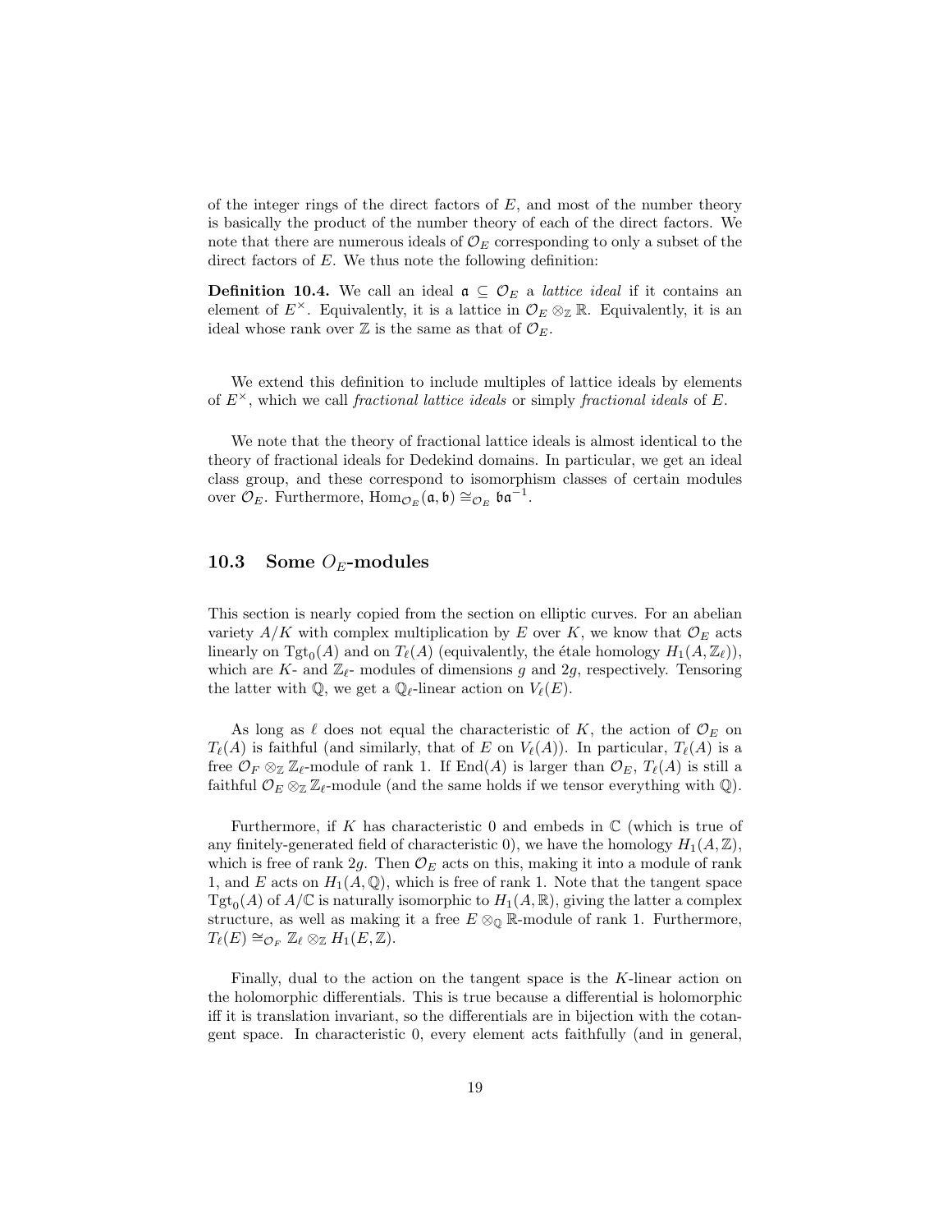of the integer rings of the direct factors of $E$, and most of the number theory is basically the product of the number theory of each of the direct factors. We note that there are numerous ideals of $\mathcal{O}_E$ corresponding to only a subset of the direct factors of $E$. We thus note the following definition:

**Definition 10.4.** We call an ideal $\mathfrak{a} \subseteq \mathcal{O}_E$ a *lattice ideal* if it contains an element of $E^\times$. Equivalently, it is a lattice in $\mathcal{O}_E \otimes_{\mathbb{Z}} \mathbb{R}$. Equivalently, it is an ideal whose rank over $\mathbb{Z}$ is the same as that of $\mathcal{O}_E$.

We extend this definition to include multiples of lattice ideals by elements of $E^\times$, which we call *fractional lattice ideals* or simply *fractional ideals* of $E$.

We note that the theory of fractional lattice ideals is almost identical to the theory of fractional ideals for Dedekind domains. In particular, we get an ideal class group, and these correspond to isomorphism classes of certain modules over $\mathcal{O}_E$. Furthermore, $\mathrm{Hom}_{\mathcal{O}_E}(\mathfrak{a}, \mathfrak{b}) \cong_{\mathcal{O}_E} \mathfrak{b}\mathfrak{a}^{-1}$.

## 10.3 Some $O_E$-modules

This section is nearly copied from the section on elliptic curves. For an abelian variety $A/K$ with complex multiplication by $E$ over $K$, we know that $\mathcal{O}_E$ acts linearly on $\mathrm{Tgt}_0(A)$ and on $T_\ell(A)$ (equivalently, the étale homology $H_1(A, \mathbb{Z}_\ell)$), which are $K$- and $\mathbb{Z}_\ell$- modules of dimensions $g$ and $2g$, respectively. Tensoring the latter with $\mathbb{Q}$, we get a $\mathbb{Q}_\ell$-linear action on $V_\ell(E)$.

As long as $\ell$ does not equal the characteristic of $K$, the action of $\mathcal{O}_E$ on $T_\ell(A)$ is faithful (and similarly, that of $E$ on $V_\ell(A)$). In particular, $T_\ell(A)$ is a free $\mathcal{O}_F \otimes_{\mathbb{Z}} \mathbb{Z}_\ell$-module of rank 1. If $\mathrm{End}(A)$ is larger than $\mathcal{O}_E$, $T_\ell(A)$ is still a faithful $\mathcal{O}_E \otimes_{\mathbb{Z}} \mathbb{Z}_\ell$-module (and the same holds if we tensor everything with $\mathbb{Q}$).

Furthermore, if $K$ has characteristic 0 and embeds in $\mathbb{C}$ (which is true of any finitely-generated field of characteristic 0), we have the homology $H_1(A, \mathbb{Z})$, which is free of rank $2g$. Then $\mathcal{O}_E$ acts on this, making it into a module of rank 1, and $E$ acts on $H_1(A, \mathbb{Q})$, which is free of rank 1. Note that the tangent space $\mathrm{Tgt}_0(A)$ of $A/\mathbb{C}$ is naturally isomorphic to $H_1(A, \mathbb{R})$, giving the latter a complex structure, as well as making it a free $E \otimes_{\mathbb{Q}} \mathbb{R}$-module of rank 1. Furthermore, $T_\ell(E) \cong_{\mathcal{O}_F} \mathbb{Z}_\ell \otimes_{\mathbb{Z}} H_1(E, \mathbb{Z})$.

Finally, dual to the action on the tangent space is the $K$-linear action on the holomorphic differentials. This is true because a differential is holomorphic iff it is translation invariant, so the differentials are in bijection with the cotangent space. In characteristic 0, every element acts faithfully (and in general,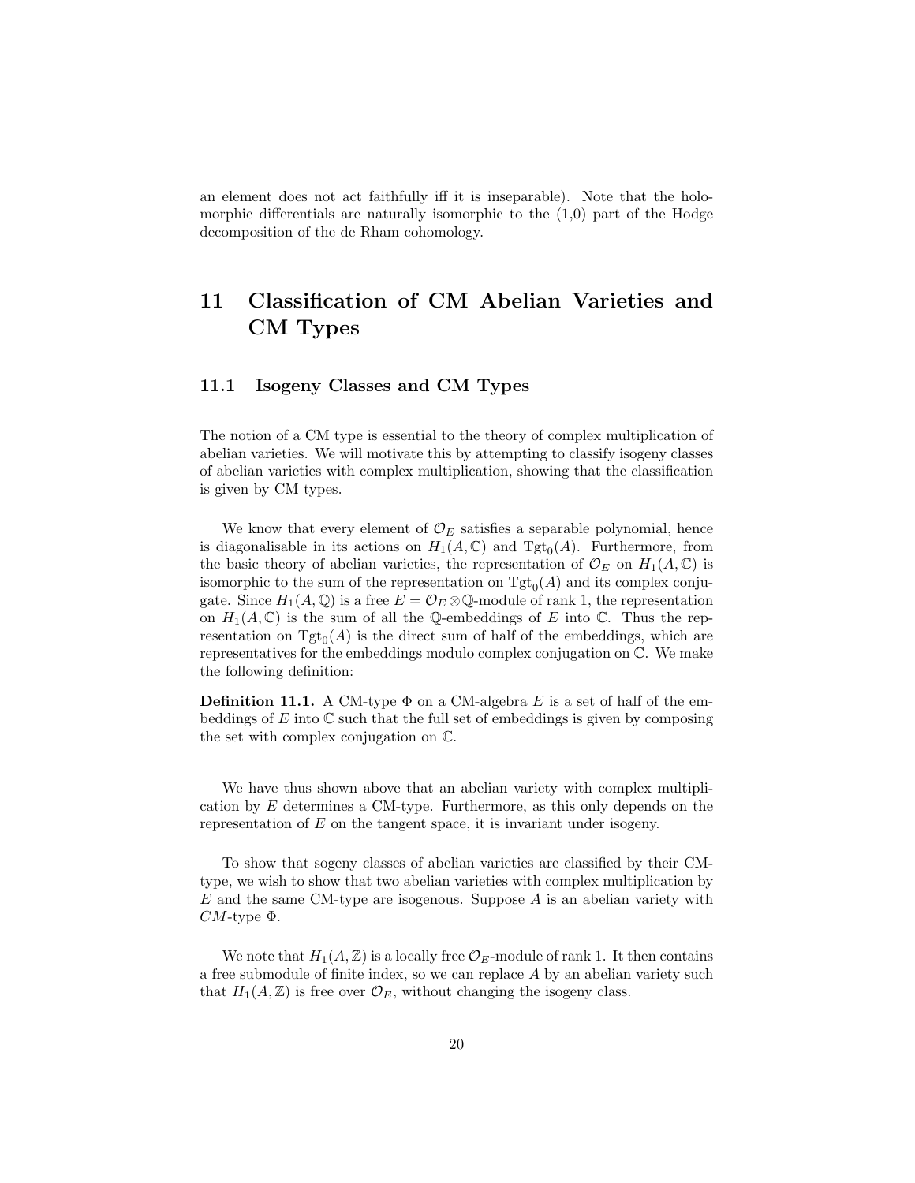an element does not act faithfully iff it is inseparable). Note that the holomorphic differentials are naturally isomorphic to the (1,0) part of the Hodge decomposition of the de Rham cohomology.

# 11 Classification of CM Abelian Varieties and CM Types

## 11.1 Isogeny Classes and CM Types

The notion of a CM type is essential to the theory of complex multiplication of abelian varieties. We will motivate this by attempting to classify isogeny classes of abelian varieties with complex multiplication, showing that the classification is given by CM types.

We know that every element of $\mathcal{O}_E$ satisfies a separable polynomial, hence is diagonalisable in its actions on $H_1(A, \mathbb{C})$ and $\mathrm{Tgt}_0(A)$. Furthermore, from the basic theory of abelian varieties, the representation of $\mathcal{O}_E$ on $H_1(A, \mathbb{C})$ is isomorphic to the sum of the representation on $\mathrm{Tgt}_0(A)$ and its complex conjugate. Since $H_1(A, \mathbb{Q})$ is a free $E = \mathcal{O}_E \otimes \mathbb{Q}$-module of rank 1, the representation on $H_1(A, \mathbb{C})$ is the sum of all the $\mathbb{Q}$-embeddings of $E$ into $\mathbb{C}$. Thus the representation on $\mathrm{Tgt}_0(A)$ is the direct sum of half of the embeddings, which are representatives for the embeddings modulo complex conjugation on $\mathbb{C}$. We make the following definition:

**Definition 11.1.** A CM-type $\Phi$ on a CM-algebra $E$ is a set of half of the embeddings of $E$ into $\mathbb{C}$ such that the full set of embeddings is given by composing the set with complex conjugation on $\mathbb{C}$.

We have thus shown above that an abelian variety with complex multiplication by $E$ determines a CM-type. Furthermore, as this only depends on the representation of $E$ on the tangent space, it is invariant under isogeny.

To show that sogeny classes of abelian varieties are classified by their CM-type, we wish to show that two abelian varieties with complex multiplication by $E$ and the same CM-type are isogenous. Suppose $A$ is an abelian variety with $CM$-type $\Phi$.

We note that $H_1(A, \mathbb{Z})$ is a locally free $\mathcal{O}_E$-module of rank 1. It then contains a free submodule of finite index, so we can replace $A$ by an abelian variety such that $H_1(A, \mathbb{Z})$ is free over $\mathcal{O}_E$, without changing the isogeny class.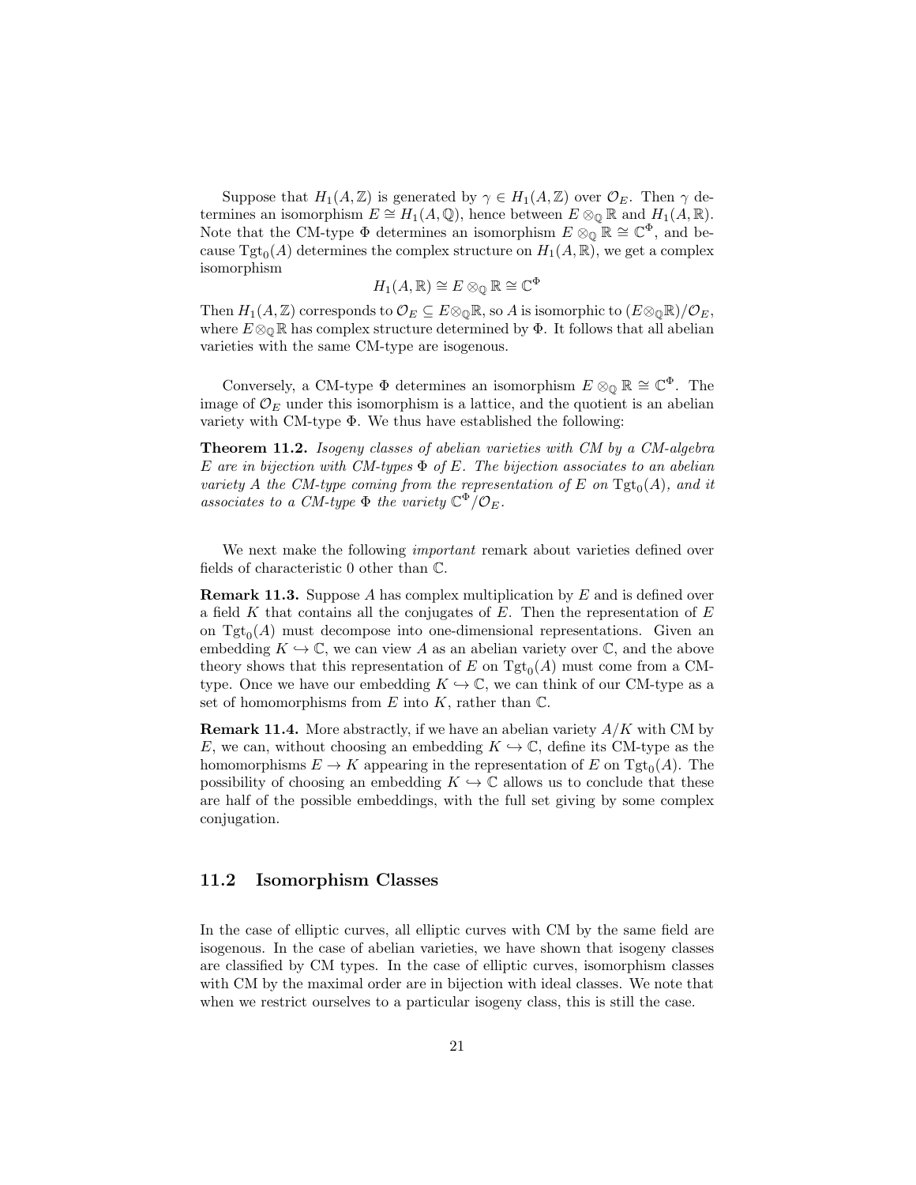Suppose that $H_1(A,\mathbb{Z})$ is generated by $\gamma \in H_1(A,\mathbb{Z})$ over $\mathcal{O}_E$. Then $\gamma$ determines an isomorphism $E \cong H_1(A,\mathbb{Q})$, hence between $E \otimes_{\mathbb{Q}} \mathbb{R}$ and $H_1(A,\mathbb{R})$. Note that the CM-type $\Phi$ determines an isomorphism $E \otimes_{\mathbb{Q}} \mathbb{R} \cong \mathbb{C}^{\Phi}$, and because $\mathrm{Tgt}_0(A)$ determines the complex structure on $H_1(A,\mathbb{R})$, we get a complex isomorphism

$$H_1(A,\mathbb{R}) \cong E \otimes_{\mathbb{Q}} \mathbb{R} \cong \mathbb{C}^{\Phi}$$

Then $H_1(A,\mathbb{Z})$ corresponds to $\mathcal{O}_E \subseteq E \otimes_{\mathbb{Q}} \mathbb{R}$, so $A$ is isomorphic to $(E \otimes_{\mathbb{Q}} \mathbb{R})/\mathcal{O}_E$, where $E \otimes_{\mathbb{Q}} \mathbb{R}$ has complex structure determined by $\Phi$. It follows that all abelian varieties with the same CM-type are isogenous.

Conversely, a CM-type $\Phi$ determines an isomorphism $E \otimes_{\mathbb{Q}} \mathbb{R} \cong \mathbb{C}^{\Phi}$. The image of $\mathcal{O}_E$ under this isomorphism is a lattice, and the quotient is an abelian variety with CM-type $\Phi$. We thus have established the following:

**Theorem 11.2.** *Isogeny classes of abelian varieties with CM by a CM-algebra $E$ are in bijection with CM-types $\Phi$ of $E$. The bijection associates to an abelian variety $A$ the CM-type coming from the representation of $E$ on $\mathrm{Tgt}_0(A)$, and it associates to a CM-type $\Phi$ the variety $\mathbb{C}^{\Phi}/\mathcal{O}_E$.*

We next make the following *important* remark about varieties defined over fields of characteristic 0 other than $\mathbb{C}$.

**Remark 11.3.** Suppose $A$ has complex multiplication by $E$ and is defined over a field $K$ that contains all the conjugates of $E$. Then the representation of $E$ on $\mathrm{Tgt}_0(A)$ must decompose into one-dimensional representations. Given an embedding $K \hookrightarrow \mathbb{C}$, we can view $A$ as an abelian variety over $\mathbb{C}$, and the above theory shows that this representation of $E$ on $\mathrm{Tgt}_0(A)$ must come from a CM-type. Once we have our embedding $K \hookrightarrow \mathbb{C}$, we can think of our CM-type as a set of homomorphisms from $E$ into $K$, rather than $\mathbb{C}$.

**Remark 11.4.** More abstractly, if we have an abelian variety $A/K$ with CM by $E$, we can, without choosing an embedding $K \hookrightarrow \mathbb{C}$, define its CM-type as the homomorphisms $E \to K$ appearing in the representation of $E$ on $\mathrm{Tgt}_0(A)$. The possibility of choosing an embedding $K \hookrightarrow \mathbb{C}$ allows us to conclude that these are half of the possible embeddings, with the full set giving by some complex conjugation.

## 11.2 Isomorphism Classes

In the case of elliptic curves, all elliptic curves with CM by the same field are isogenous. In the case of abelian varieties, we have shown that isogeny classes are classified by CM types. In the case of elliptic curves, isomorphism classes with CM by the maximal order are in bijection with ideal classes. We note that when we restrict ourselves to a particular isogeny class, this is still the case.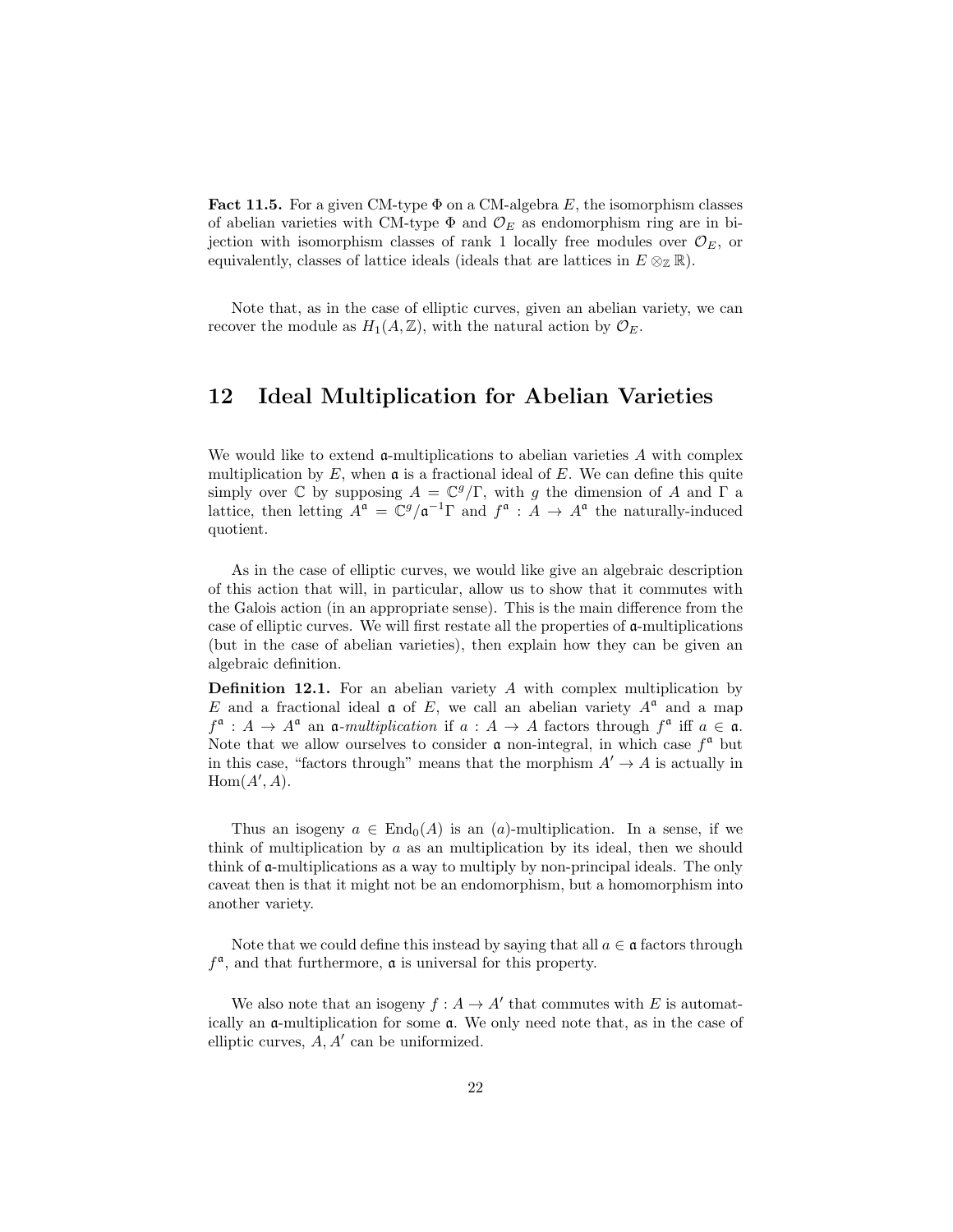**Fact 11.5.** For a given CM-type $\Phi$ on a CM-algebra $E$, the isomorphism classes of abelian varieties with CM-type $\Phi$ and $\mathcal{O}_E$ as endomorphism ring are in bijection with isomorphism classes of rank 1 locally free modules over $\mathcal{O}_E$, or equivalently, classes of lattice ideals (ideals that are lattices in $E \otimes_{\mathbb{Z}} \mathbb{R}$).

Note that, as in the case of elliptic curves, given an abelian variety, we can recover the module as $H_1(A, \mathbb{Z})$, with the natural action by $\mathcal{O}_E$.

## 12 Ideal Multiplication for Abelian Varieties

We would like to extend $\mathfrak{a}$-multiplications to abelian varieties $A$ with complex multiplication by $E$, when $\mathfrak{a}$ is a fractional ideal of $E$. We can define this quite simply over $\mathbb{C}$ by supposing $A = \mathbb{C}^g/\Gamma$, with $g$ the dimension of $A$ and $\Gamma$ a lattice, then letting $A^{\mathfrak{a}} = \mathbb{C}^g/\mathfrak{a}^{-1}\Gamma$ and $f^{\mathfrak{a}} : A \to A^{\mathfrak{a}}$ the naturally-induced quotient.

As in the case of elliptic curves, we would like give an algebraic description of this action that will, in particular, allow us to show that it commutes with the Galois action (in an appropriate sense). This is the main difference from the case of elliptic curves. We will first restate all the properties of $\mathfrak{a}$-multiplications (but in the case of abelian varieties), then explain how they can be given an algebraic definition.

**Definition 12.1.** For an abelian variety $A$ with complex multiplication by $E$ and a fractional ideal $\mathfrak{a}$ of $E$, we call an abelian variety $A^{\mathfrak{a}}$ and a map $f^{\mathfrak{a}} : A \to A^{\mathfrak{a}}$ an $\mathfrak{a}$-*multiplication* if $a : A \to A$ factors through $f^{\mathfrak{a}}$ iff $a \in \mathfrak{a}$. Note that we allow ourselves to consider $\mathfrak{a}$ non-integral, in which case $f^{\mathfrak{a}}$ but in this case, "factors through" means that the morphism $A' \to A$ is actually in $\mathrm{Hom}(A', A)$.

Thus an isogeny $a \in \mathrm{End}_0(A)$ is an $(a)$-multiplication. In a sense, if we think of multiplication by $a$ as an multiplication by its ideal, then we should think of $\mathfrak{a}$-multiplications as a way to multiply by non-principal ideals. The only caveat then is that it might not be an endomorphism, but a homomorphism into another variety.

Note that we could define this instead by saying that all $a \in \mathfrak{a}$ factors through $f^{\mathfrak{a}}$, and that furthermore, $\mathfrak{a}$ is universal for this property.

We also note that an isogeny $f : A \to A'$ that commutes with $E$ is automatically an $\mathfrak{a}$-multiplication for some $\mathfrak{a}$. We only need note that, as in the case of elliptic curves, $A, A'$ can be uniformized.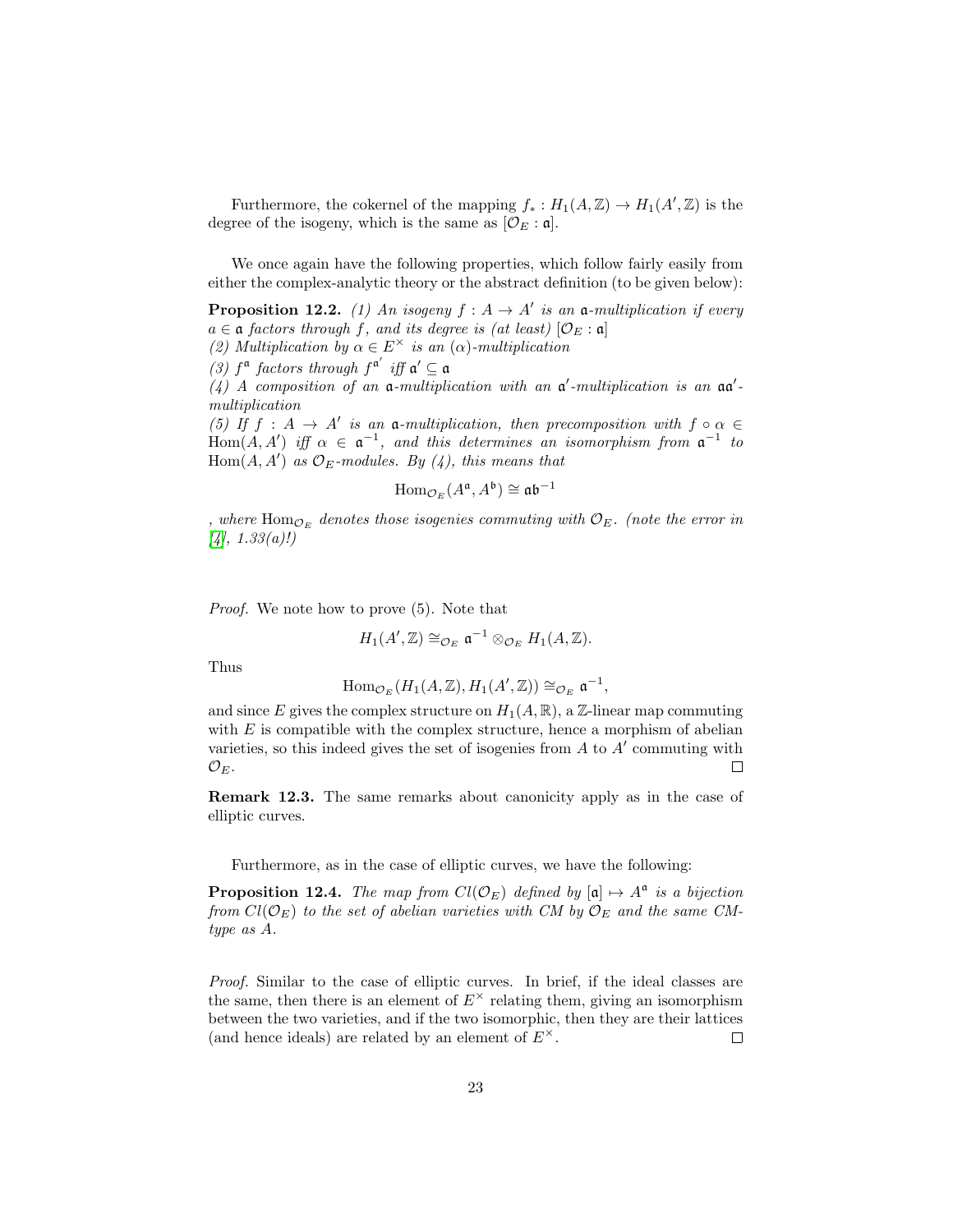Furthermore, the cokernel of the mapping $f_* : H_1(A, \mathbb{Z}) \to H_1(A', \mathbb{Z})$ is the degree of the isogeny, which is the same as $[\mathcal{O}_E : \mathfrak{a}]$.

We once again have the following properties, which follow fairly easily from either the complex-analytic theory or the abstract definition (to be given below):

**Proposition 12.2.** *(1) An isogeny $f : A \to A'$ is an $\mathfrak{a}$-multiplication if every $a \in \mathfrak{a}$ factors through $f$, and its degree is (at least) $[\mathcal{O}_E : \mathfrak{a}]$*
*(2) Multiplication by $\alpha \in E^\times$ is an $(\alpha)$-multiplication*
*(3) $f^{\mathfrak{a}}$ factors through $f^{\mathfrak{a}'}$ iff $\mathfrak{a}' \subseteq \mathfrak{a}$*
*(4) A composition of an $\mathfrak{a}$-multiplication with an $\mathfrak{a}'$-multiplication is an $\mathfrak{a}\mathfrak{a}'$-multiplication*
*(5) If $f : A \to A'$ is an $\mathfrak{a}$-multiplication, then precomposition with $f \circ \alpha \in \mathrm{Hom}(A, A')$ iff $\alpha \in \mathfrak{a}^{-1}$, and this determines an isomorphism from $\mathfrak{a}^{-1}$ to $\mathrm{Hom}(A, A')$ as $\mathcal{O}_E$-modules. By (4), this means that*

$$\mathrm{Hom}_{\mathcal{O}_E}(A^{\mathfrak{a}}, A^{\mathfrak{b}}) \cong \mathfrak{a}\mathfrak{b}^{-1}$$

*, where $\mathrm{Hom}_{\mathcal{O}_E}$ denotes those isogenies commuting with $\mathcal{O}_E$. (note the error in [4], 1.33(a)!)*

*Proof.* We note how to prove (5). Note that

$$H_1(A', \mathbb{Z}) \cong_{\mathcal{O}_E} \mathfrak{a}^{-1} \otimes_{\mathcal{O}_E} H_1(A, \mathbb{Z}).$$

Thus

$$\mathrm{Hom}_{\mathcal{O}_E}(H_1(A, \mathbb{Z}), H_1(A', \mathbb{Z})) \cong_{\mathcal{O}_E} \mathfrak{a}^{-1},$$

and since $E$ gives the complex structure on $H_1(A, \mathbb{R})$, a $\mathbb{Z}$-linear map commuting with $E$ is compatible with the complex structure, hence a morphism of abelian varieties, so this indeed gives the set of isogenies from $A$ to $A'$ commuting with $\mathcal{O}_E$. $\square$

**Remark 12.3.** The same remarks about canonicity apply as in the case of elliptic curves.

Furthermore, as in the case of elliptic curves, we have the following:

**Proposition 12.4.** *The map from $Cl(\mathcal{O}_E)$ defined by $[\mathfrak{a}] \mapsto A^{\mathfrak{a}}$ is a bijection from $Cl(\mathcal{O}_E)$ to the set of abelian varieties with CM by $\mathcal{O}_E$ and the same CM-type as $A$.*

*Proof.* Similar to the case of elliptic curves. In brief, if the ideal classes are the same, then there is an element of $E^\times$ relating them, giving an isomorphism between the two varieties, and if the two isomorphic, then they are their lattices (and hence ideals) are related by an element of $E^\times$. $\square$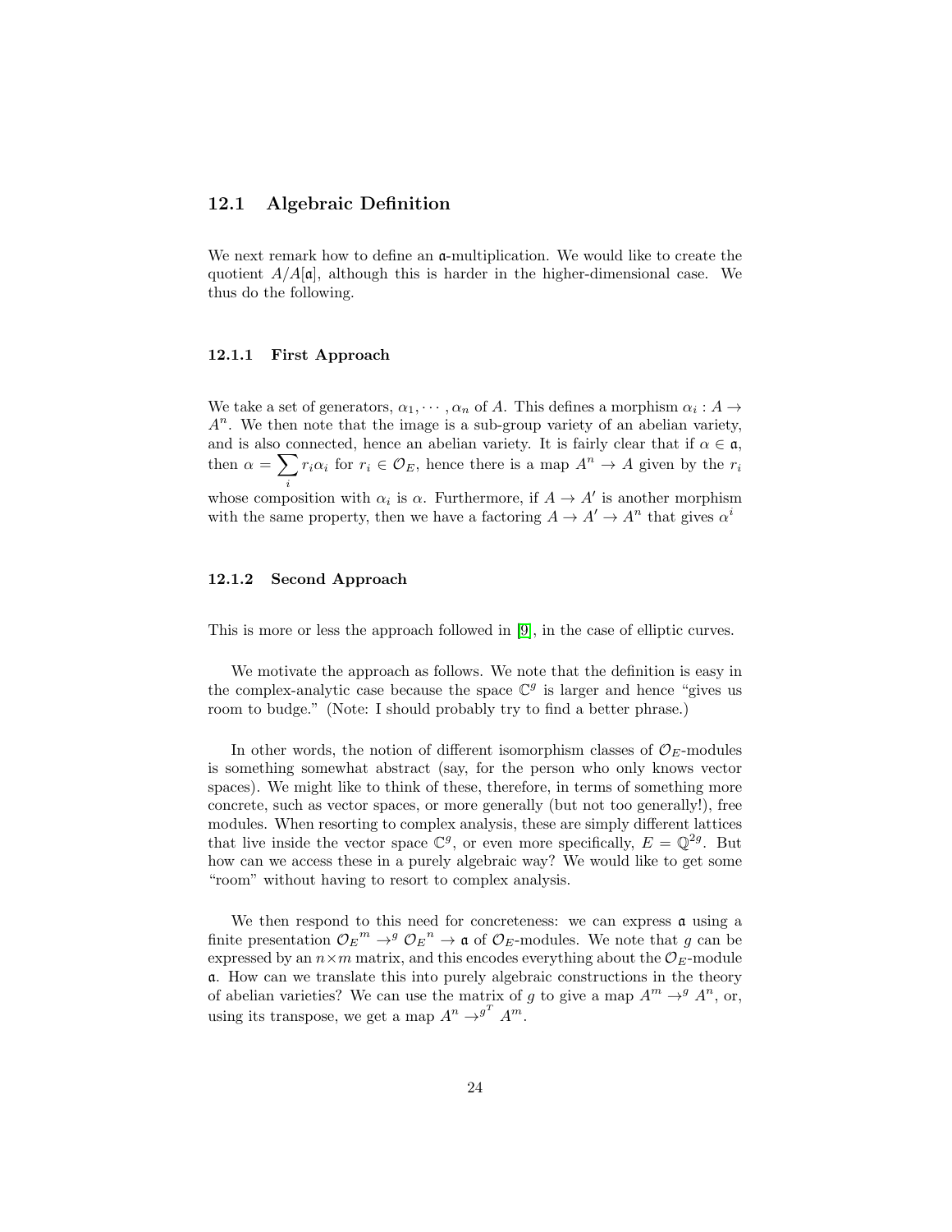## 12.1 Algebraic Definition

We next remark how to define an $\mathfrak{a}$-multiplication. We would like to create the quotient $A/A[\mathfrak{a}]$, although this is harder in the higher-dimensional case. We thus do the following.

### 12.1.1 First Approach

We take a set of generators, $\alpha_1, \cdots, \alpha_n$ of $A$. This defines a morphism $\alpha_i : A \to A^n$. We then note that the image is a sub-group variety of an abelian variety, and is also connected, hence an abelian variety. It is fairly clear that if $\alpha \in \mathfrak{a}$, then $\alpha = \sum_i r_i \alpha_i$ for $r_i \in \mathcal{O}_E$, hence there is a map $A^n \to A$ given by the $r_i$ whose composition with $\alpha_i$ is $\alpha$. Furthermore, if $A \to A'$ is another morphism with the same property, then we have a factoring $A \to A' \to A^n$ that gives $\alpha^i$

### 12.1.2 Second Approach

This is more or less the approach followed in [9], in the case of elliptic curves.

We motivate the approach as follows. We note that the definition is easy in the complex-analytic case because the space $\mathbb{C}^g$ is larger and hence "gives us room to budge." (Note: I should probably try to find a better phrase.)

In other words, the notion of different isomorphism classes of $\mathcal{O}_E$-modules is something somewhat abstract (say, for the person who only knows vector spaces). We might like to think of these, therefore, in terms of something more concrete, such as vector spaces, or more generally (but not too generally!), free modules. When resorting to complex analysis, these are simply different lattices that live inside the vector space $\mathbb{C}^g$, or even more specifically, $E = \mathbb{Q}^{2g}$. But how can we access these in a purely algebraic way? We would like to get some "room" without having to resort to complex analysis.

We then respond to this need for concreteness: we can express $\mathfrak{a}$ using a finite presentation ${\mathcal{O}_E}^m \to^g {\mathcal{O}_E}^n \to \mathfrak{a}$ of $\mathcal{O}_E$-modules. We note that $g$ can be expressed by an $n \times m$ matrix, and this encodes everything about the $\mathcal{O}_E$-module $\mathfrak{a}$. How can we translate this into purely algebraic constructions in the theory of abelian varieties? We can use the matrix of $g$ to give a map $A^m \to^g A^n$, or, using its transpose, we get a map $A^n \to^{g^T} A^m$.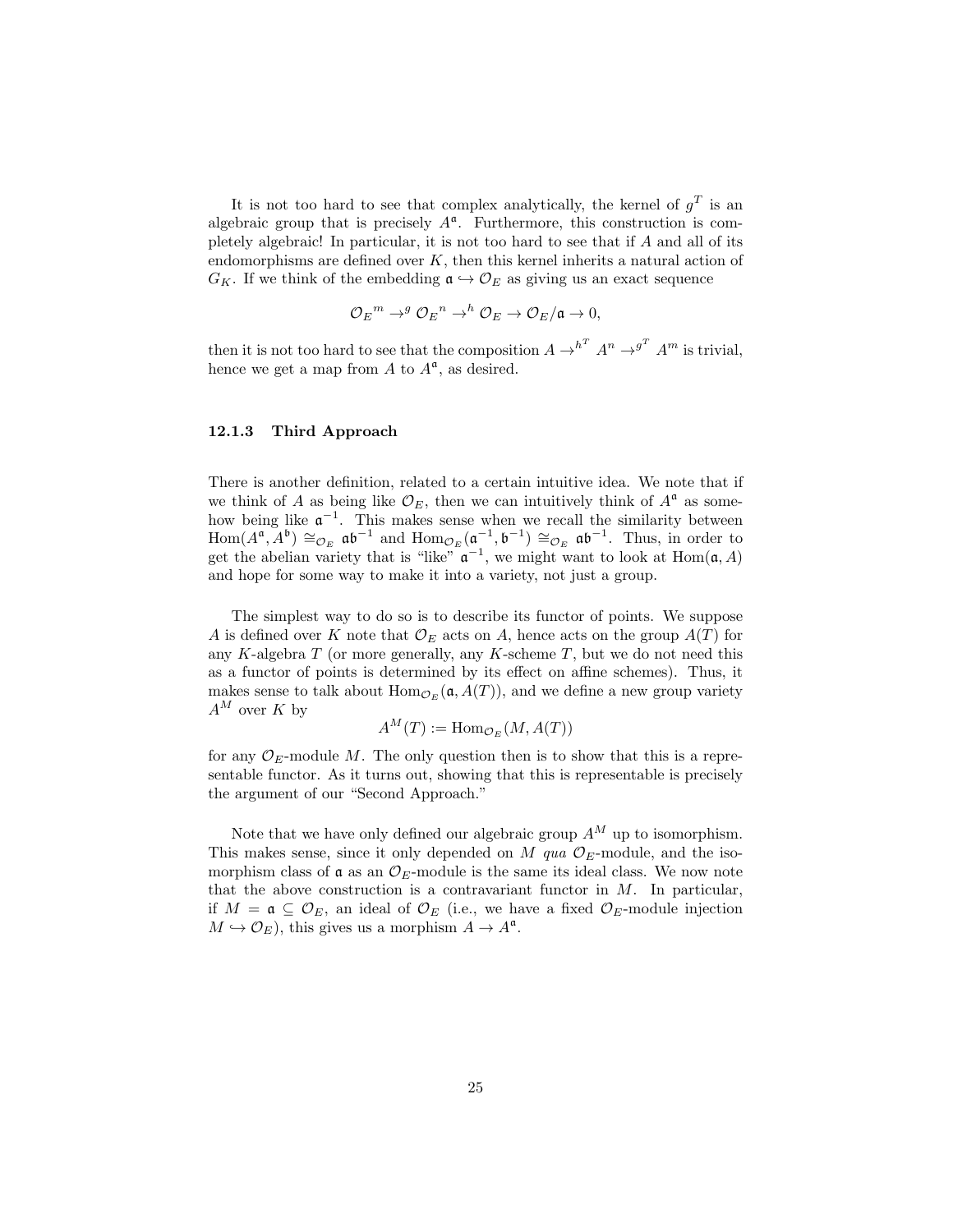It is not too hard to see that complex analytically, the kernel of $g^T$ is an algebraic group that is precisely $A^{\mathfrak{a}}$. Furthermore, this construction is completely algebraic! In particular, it is not too hard to see that if $A$ and all of its endomorphisms are defined over $K$, then this kernel inherits a natural action of $G_K$. If we think of the embedding $\mathfrak{a} \hookrightarrow \mathcal{O}_E$ as giving us an exact sequence

$$\mathcal{O}_E{}^m \to^g \mathcal{O}_E{}^n \to^h \mathcal{O}_E \to \mathcal{O}_E/\mathfrak{a} \to 0,$$

then it is not too hard to see that the composition $A \to^{h^T} A^n \to^{g^T} A^m$ is trivial, hence we get a map from $A$ to $A^{\mathfrak{a}}$, as desired.

### 12.1.3 Third Approach

There is another definition, related to a certain intuitive idea. We note that if we think of $A$ as being like $\mathcal{O}_E$, then we can intuitively think of $A^{\mathfrak{a}}$ as somehow being like $\mathfrak{a}^{-1}$. This makes sense when we recall the similarity between $\mathrm{Hom}(A^{\mathfrak{a}}, A^{\mathfrak{b}}) \cong_{\mathcal{O}_E} \mathfrak{a}\mathfrak{b}^{-1}$ and $\mathrm{Hom}_{\mathcal{O}_E}(\mathfrak{a}^{-1}, \mathfrak{b}^{-1}) \cong_{\mathcal{O}_E} \mathfrak{a}\mathfrak{b}^{-1}$. Thus, in order to get the abelian variety that is "like" $\mathfrak{a}^{-1}$, we might want to look at $\mathrm{Hom}(\mathfrak{a}, A)$ and hope for some way to make it into a variety, not just a group.

The simplest way to do so is to describe its functor of points. We suppose $A$ is defined over $K$ note that $\mathcal{O}_E$ acts on $A$, hence acts on the group $A(T)$ for any $K$-algebra $T$ (or more generally, any $K$-scheme $T$, but we do not need this as a functor of points is determined by its effect on affine schemes). Thus, it makes sense to talk about $\mathrm{Hom}_{\mathcal{O}_E}(\mathfrak{a}, A(T))$, and we define a new group variety $A^M$ over $K$ by

$$A^M(T) := \mathrm{Hom}_{\mathcal{O}_E}(M, A(T))$$

for any $\mathcal{O}_E$-module $M$. The only question then is to show that this is a representable functor. As it turns out, showing that this is representable is precisely the argument of our "Second Approach."

Note that we have only defined our algebraic group $A^M$ up to isomorphism. This makes sense, since it only depended on $M$ *qua* $\mathcal{O}_E$-module, and the isomorphism class of $\mathfrak{a}$ as an $\mathcal{O}_E$-module is the same its ideal class. We now note that the above construction is a contravariant functor in $M$. In particular, if $M = \mathfrak{a} \subseteq \mathcal{O}_E$, an ideal of $\mathcal{O}_E$ (i.e., we have a fixed $\mathcal{O}_E$-module injection $M \hookrightarrow \mathcal{O}_E$), this gives us a morphism $A \to A^{\mathfrak{a}}$.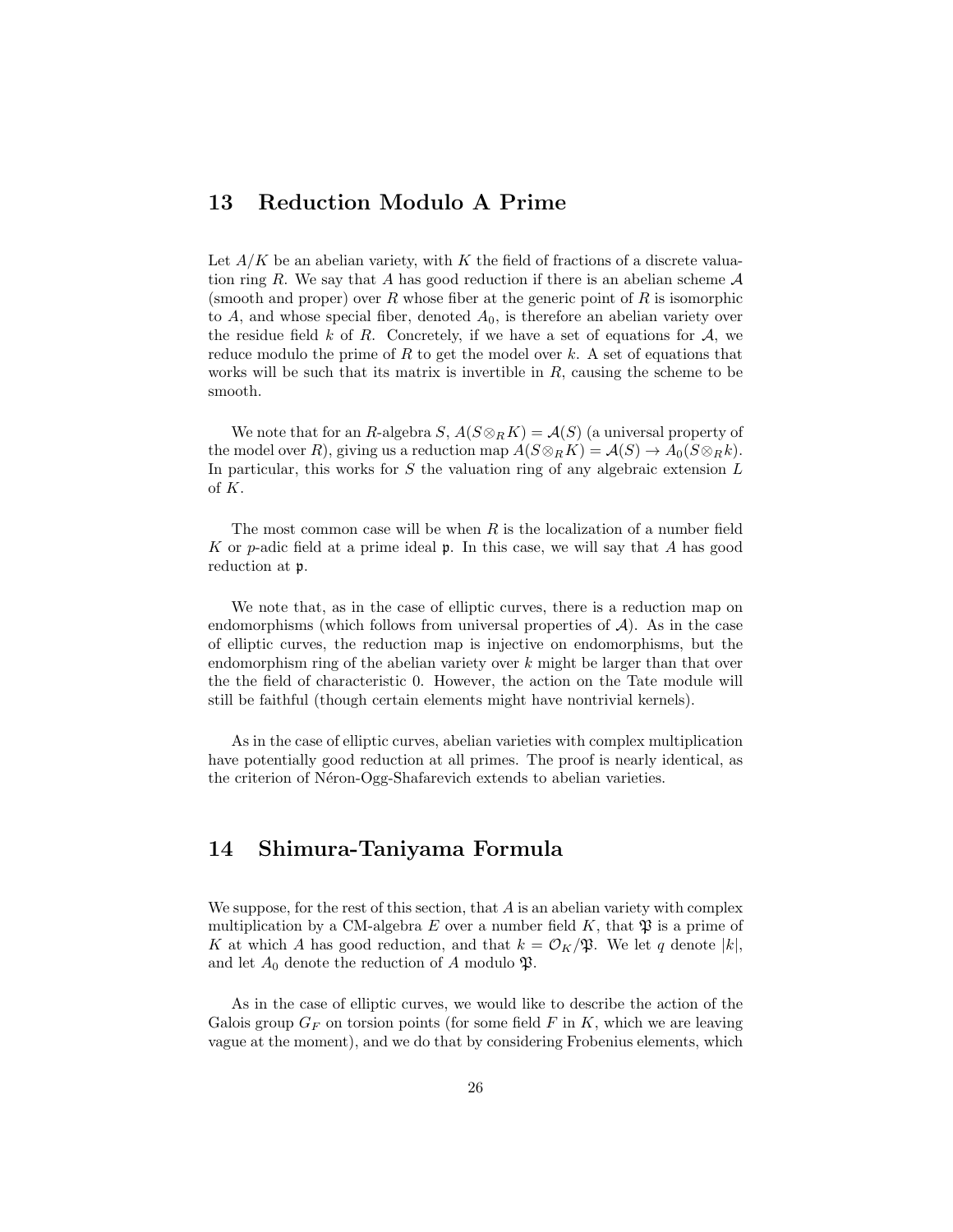## 13 Reduction Modulo A Prime

Let $A/K$ be an abelian variety, with $K$ the field of fractions of a discrete valuation ring $R$. We say that $A$ has good reduction if there is an abelian scheme $\mathcal{A}$ (smooth and proper) over $R$ whose fiber at the generic point of $R$ is isomorphic to $A$, and whose special fiber, denoted $A_0$, is therefore an abelian variety over the residue field $k$ of $R$. Concretely, if we have a set of equations for $\mathcal{A}$, we reduce modulo the prime of $R$ to get the model over $k$. A set of equations that works will be such that its matrix is invertible in $R$, causing the scheme to be smooth.

We note that for an $R$-algebra $S$, $A(S \otimes_R K) = \mathcal{A}(S)$ (a universal property of the model over $R$), giving us a reduction map $A(S \otimes_R K) = \mathcal{A}(S) \to A_0(S \otimes_R k)$. In particular, this works for $S$ the valuation ring of any algebraic extension $L$ of $K$.

The most common case will be when $R$ is the localization of a number field $K$ or $p$-adic field at a prime ideal $\mathfrak{p}$. In this case, we will say that $A$ has good reduction at $\mathfrak{p}$.

We note that, as in the case of elliptic curves, there is a reduction map on endomorphisms (which follows from universal properties of $\mathcal{A}$). As in the case of elliptic curves, the reduction map is injective on endomorphisms, but the endomorphism ring of the abelian variety over $k$ might be larger than that over the the field of characteristic 0. However, the action on the Tate module will still be faithful (though certain elements might have nontrivial kernels).

As in the case of elliptic curves, abelian varieties with complex multiplication have potentially good reduction at all primes. The proof is nearly identical, as the criterion of Néron-Ogg-Shafarevich extends to abelian varieties.

## 14 Shimura-Taniyama Formula

We suppose, for the rest of this section, that $A$ is an abelian variety with complex multiplication by a CM-algebra $E$ over a number field $K$, that $\mathfrak{P}$ is a prime of $K$ at which $A$ has good reduction, and that $k = \mathcal{O}_K/\mathfrak{P}$. We let $q$ denote $|k|$, and let $A_0$ denote the reduction of $A$ modulo $\mathfrak{P}$.

As in the case of elliptic curves, we would like to describe the action of the Galois group $G_F$ on torsion points (for some field $F$ in $K$, which we are leaving vague at the moment), and we do that by considering Frobenius elements, which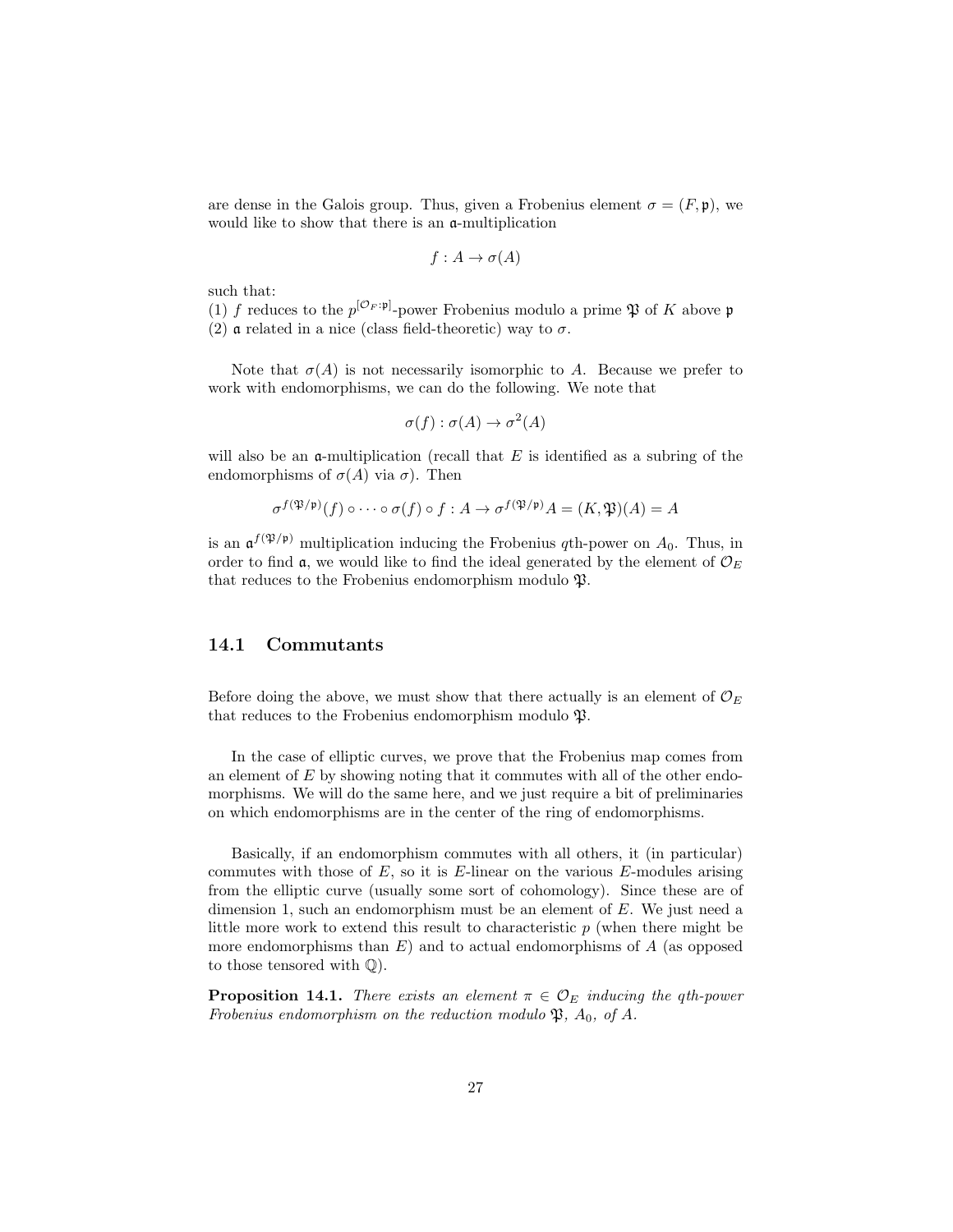are dense in the Galois group. Thus, given a Frobenius element $\sigma = (F, \mathfrak{p})$, we would like to show that there is an $\mathfrak{a}$-multiplication

$$f : A \to \sigma(A)$$

such that:
(1) $f$ reduces to the $p^{[\mathcal{O}_F:\mathfrak{p}]}$-power Frobenius modulo a prime $\mathfrak{P}$ of $K$ above $\mathfrak{p}$
(2) $\mathfrak{a}$ related in a nice (class field-theoretic) way to $\sigma$.

Note that $\sigma(A)$ is not necessarily isomorphic to $A$. Because we prefer to work with endomorphisms, we can do the following. We note that

$$\sigma(f) : \sigma(A) \to \sigma^2(A)$$

will also be an $\mathfrak{a}$-multiplication (recall that $E$ is identified as a subring of the endomorphisms of $\sigma(A)$ via $\sigma$). Then

$$\sigma^{f(\mathfrak{P}/\mathfrak{p})}(f) \circ \cdots \circ \sigma(f) \circ f : A \to \sigma^{f(\mathfrak{P}/\mathfrak{p})} A = (K, \mathfrak{P})(A) = A$$

is an $\mathfrak{a}^{f(\mathfrak{P}/\mathfrak{p})}$ multiplication inducing the Frobenius $q$th-power on $A_0$. Thus, in order to find $\mathfrak{a}$, we would like to find the ideal generated by the element of $\mathcal{O}_E$ that reduces to the Frobenius endomorphism modulo $\mathfrak{P}$.

## 14.1 Commutants

Before doing the above, we must show that there actually is an element of $\mathcal{O}_E$ that reduces to the Frobenius endomorphism modulo $\mathfrak{P}$.

In the case of elliptic curves, we prove that the Frobenius map comes from an element of $E$ by showing noting that it commutes with all of the other endomorphisms. We will do the same here, and we just require a bit of preliminaries on which endomorphisms are in the center of the ring of endomorphisms.

Basically, if an endomorphism commutes with all others, it (in particular) commutes with those of $E$, so it is $E$-linear on the various $E$-modules arising from the elliptic curve (usually some sort of cohomology). Since these are of dimension 1, such an endomorphism must be an element of $E$. We just need a little more work to extend this result to characteristic $p$ (when there might be more endomorphisms than $E$) and to actual endomorphisms of $A$ (as opposed to those tensored with $\mathbb{Q}$).

**Proposition 14.1.** *There exists an element $\pi \in \mathcal{O}_E$ inducing the $q$th-power Frobenius endomorphism on the reduction modulo $\mathfrak{P}$, $A_0$, of $A$.*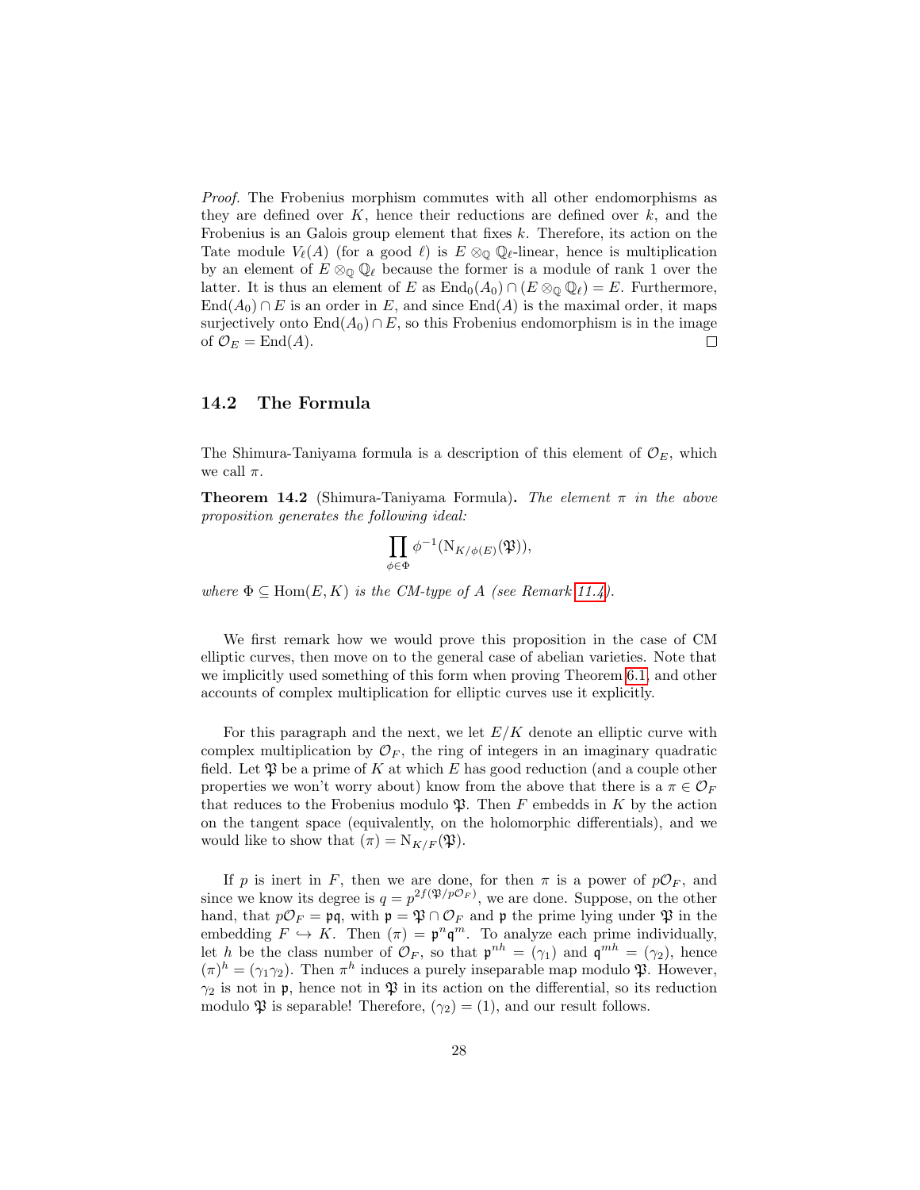*Proof.* The Frobenius morphism commutes with all other endomorphisms as they are defined over $K$, hence their reductions are defined over $k$, and the Frobenius is an Galois group element that fixes $k$. Therefore, its action on the Tate module $V_\ell(A)$ (for a good $\ell$) is $E \otimes_{\mathbb{Q}} \mathbb{Q}_\ell$-linear, hence is multiplication by an element of $E \otimes_{\mathbb{Q}} \mathbb{Q}_\ell$ because the former is a module of rank 1 over the latter. It is thus an element of $E$ as $\mathrm{End}_0(A_0) \cap (E \otimes_{\mathbb{Q}} \mathbb{Q}_\ell) = E$. Furthermore, $\mathrm{End}(A_0) \cap E$ is an order in $E$, and since $\mathrm{End}(A)$ is the maximal order, it maps surjectively onto $\mathrm{End}(A_0) \cap E$, so this Frobenius endomorphism is in the image of $\mathcal{O}_E = \mathrm{End}(A)$. □

## 14.2 The Formula

The Shimura-Taniyama formula is a description of this element of $\mathcal{O}_E$, which we call $\pi$.

**Theorem 14.2** (Shimura-Taniyama Formula)**.** *The element $\pi$ in the above proposition generates the following ideal:*

$$\prod_{\phi \in \Phi} \phi^{-1}(\mathrm{N}_{K/\phi(E)}(\mathfrak{P})),$$

*where $\Phi \subseteq \mathrm{Hom}(E, K)$ is the CM-type of $A$ (see Remark 11.4).*

We first remark how we would prove this proposition in the case of CM elliptic curves, then move on to the general case of abelian varieties. Note that we implicitly used something of this form when proving Theorem 6.1, and other accounts of complex multiplication for elliptic curves use it explicitly.

For this paragraph and the next, we let $E/K$ denote an elliptic curve with complex multiplication by $\mathcal{O}_F$, the ring of integers in an imaginary quadratic field. Let $\mathfrak{P}$ be a prime of $K$ at which $E$ has good reduction (and a couple other properties we won't worry about) know from the above that there is a $\pi \in \mathcal{O}_F$ that reduces to the Frobenius modulo $\mathfrak{P}$. Then $F$ embedds in $K$ by the action on the tangent space (equivalently, on the holomorphic differentials), and we would like to show that $(\pi) = \mathrm{N}_{K/F}(\mathfrak{P})$.

If $p$ is inert in $F$, then we are done, for then $\pi$ is a power of $p\mathcal{O}_F$, and since we know its degree is $q = p^{2f(\mathfrak{P}/p\mathcal{O}_F)}$, we are done. Suppose, on the other hand, that $p\mathcal{O}_F = \mathfrak{p}\mathfrak{q}$, with $\mathfrak{p} = \mathfrak{P} \cap \mathcal{O}_F$ and $\mathfrak{p}$ the prime lying under $\mathfrak{P}$ in the embedding $F \hookrightarrow K$. Then $(\pi) = \mathfrak{p}^n \mathfrak{q}^m$. To analyze each prime individually, let $h$ be the class number of $\mathcal{O}_F$, so that $\mathfrak{p}^{nh} = (\gamma_1)$ and $\mathfrak{q}^{mh} = (\gamma_2)$, hence $(\pi)^h = (\gamma_1\gamma_2)$. Then $\pi^h$ induces a purely inseparable map modulo $\mathfrak{P}$. However, $\gamma_2$ is not in $\mathfrak{p}$, hence not in $\mathfrak{P}$ in its action on the differential, so its reduction modulo $\mathfrak{P}$ is separable! Therefore, $(\gamma_2) = (1)$, and our result follows.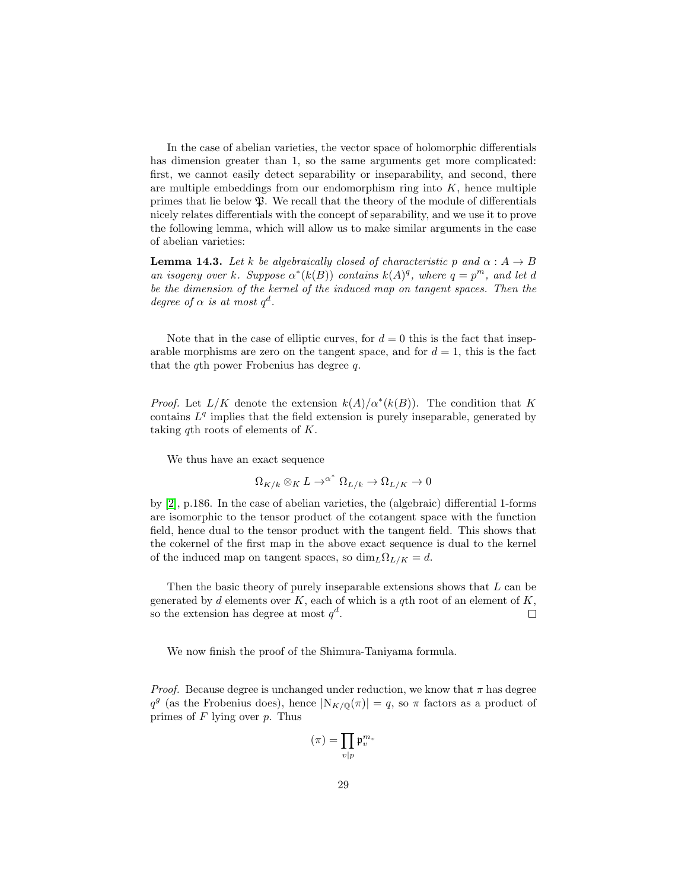In the case of abelian varieties, the vector space of holomorphic differentials has dimension greater than 1, so the same arguments get more complicated: first, we cannot easily detect separability or inseparability, and second, there are multiple embeddings from our endomorphism ring into $K$, hence multiple primes that lie below $\mathfrak{P}$. We recall that the theory of the module of differentials nicely relates differentials with the concept of separability, and we use it to prove the following lemma, which will allow us to make similar arguments in the case of abelian varieties:

**Lemma 14.3.** *Let $k$ be algebraically closed of characteristic $p$ and $\alpha : A \to B$ an isogeny over $k$. Suppose $\alpha^*(k(B))$ contains $k(A)^q$, where $q = p^m$, and let $d$ be the dimension of the kernel of the induced map on tangent spaces. Then the degree of $\alpha$ is at most $q^d$.*

Note that in the case of elliptic curves, for $d = 0$ this is the fact that inseparable morphisms are zero on the tangent space, and for $d = 1$, this is the fact that the $q$th power Frobenius has degree $q$.

*Proof.* Let $L/K$ denote the extension $k(A)/\alpha^*(k(B))$. The condition that $K$ contains $L^q$ implies that the field extension is purely inseparable, generated by taking $q$th roots of elements of $K$.

We thus have an exact sequence

$$\Omega_{K/k} \otimes_K L \to^{\alpha^*} \Omega_{L/k} \to \Omega_{L/K} \to 0$$

by [2], p.186. In the case of abelian varieties, the (algebraic) differential 1-forms are isomorphic to the tensor product of the cotangent space with the function field, hence dual to the tensor product with the tangent field. This shows that the cokernel of the first map in the above exact sequence is dual to the kernel of the induced map on tangent spaces, so $\dim_L \Omega_{L/K} = d$.

Then the basic theory of purely inseparable extensions shows that $L$ can be generated by $d$ elements over $K$, each of which is a $q$th root of an element of $K$, so the extension has degree at most $q^d$. $\square$

We now finish the proof of the Shimura-Taniyama formula.

*Proof.* Because degree is unchanged under reduction, we know that $\pi$ has degree $q^g$ (as the Frobenius does), hence $|\mathrm{N}_{K/\mathbb{Q}}(\pi)| = q$, so $\pi$ factors as a product of primes of $F$ lying over $p$. Thus

$$(\pi) = \prod_{v|p} \mathfrak{p}_v^{m_v}$$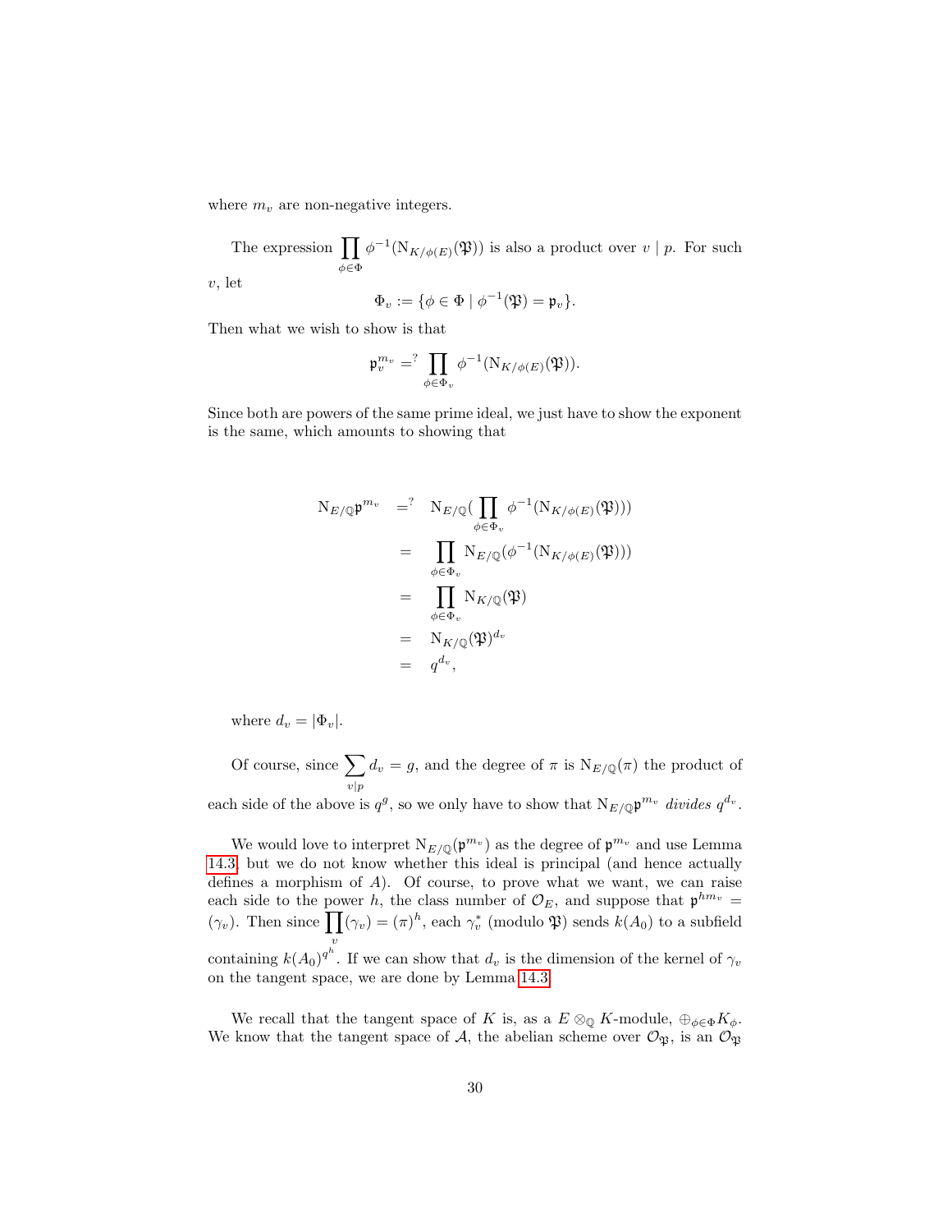where $m_v$ are non-negative integers.

The expression $\prod_{\phi\in\Phi} \phi^{-1}(\mathrm{N}_{K/\phi(E)}(\mathfrak{P}))$ is also a product over $v \mid p$. For such $v$, let

$$\Phi_v := \{\phi \in \Phi \mid \phi^{-1}(\mathfrak{P}) = \mathfrak{p}_v\}.$$

Then what we wish to show is that

$$\mathfrak{p}_v^{m_v} =^? \prod_{\phi\in\Phi_v} \phi^{-1}(\mathrm{N}_{K/\phi(E)}(\mathfrak{P})).$$

Since both are powers of the same prime ideal, we just have to show the exponent is the same, which amounts to showing that

$$\begin{aligned}
\mathrm{N}_{E/\mathbb{Q}}\mathfrak{p}^{m_v} &=^? \mathrm{N}_{E/\mathbb{Q}}(\prod_{\phi\in\Phi_v} \phi^{-1}(\mathrm{N}_{K/\phi(E)}(\mathfrak{P}))) \\
&= \prod_{\phi\in\Phi_v} \mathrm{N}_{E/\mathbb{Q}}(\phi^{-1}(\mathrm{N}_{K/\phi(E)}(\mathfrak{P}))) \\
&= \prod_{\phi\in\Phi_v} \mathrm{N}_{K/\mathbb{Q}}(\mathfrak{P}) \\
&= \mathrm{N}_{K/\mathbb{Q}}(\mathfrak{P})^{d_v} \\
&= q^{d_v},
\end{aligned}$$

where $d_v = |\Phi_v|$.

Of course, since $\sum_{v|p} d_v = g$, and the degree of $\pi$ is $\mathrm{N}_{E/\mathbb{Q}}(\pi)$ the product of each side of the above is $q^g$, so we only have to show that $\mathrm{N}_{E/\mathbb{Q}}\mathfrak{p}^{m_v}$ *divides* $q^{d_v}$.

We would love to interpret $\mathrm{N}_{E/\mathbb{Q}}(\mathfrak{p}^{m_v})$ as the degree of $\mathfrak{p}^{m_v}$ and use Lemma 14.3, but we do not know whether this ideal is principal (and hence actually defines a morphism of $A$). Of course, to prove what we want, we can raise each side to the power $h$, the class number of $\mathcal{O}_E$, and suppose that $\mathfrak{p}^{hm_v} = (\gamma_v)$. Then since $\prod_v(\gamma_v) = (\pi)^h$, each $\gamma_v^*$ (modulo $\mathfrak{P}$) sends $k(A_0)$ to a subfield containing $k(A_0)^{q^h}$. If we can show that $d_v$ is the dimension of the kernel of $\gamma_v$ on the tangent space, we are done by Lemma 14.3.

We recall that the tangent space of $K$ is, as a $E \otimes_{\mathbb{Q}} K$-module, $\oplus_{\phi\in\Phi} K_\phi$. We know that the tangent space of $\mathcal{A}$, the abelian scheme over $\mathcal{O}_{\mathfrak{P}}$, is an $\mathcal{O}_{\mathfrak{P}}$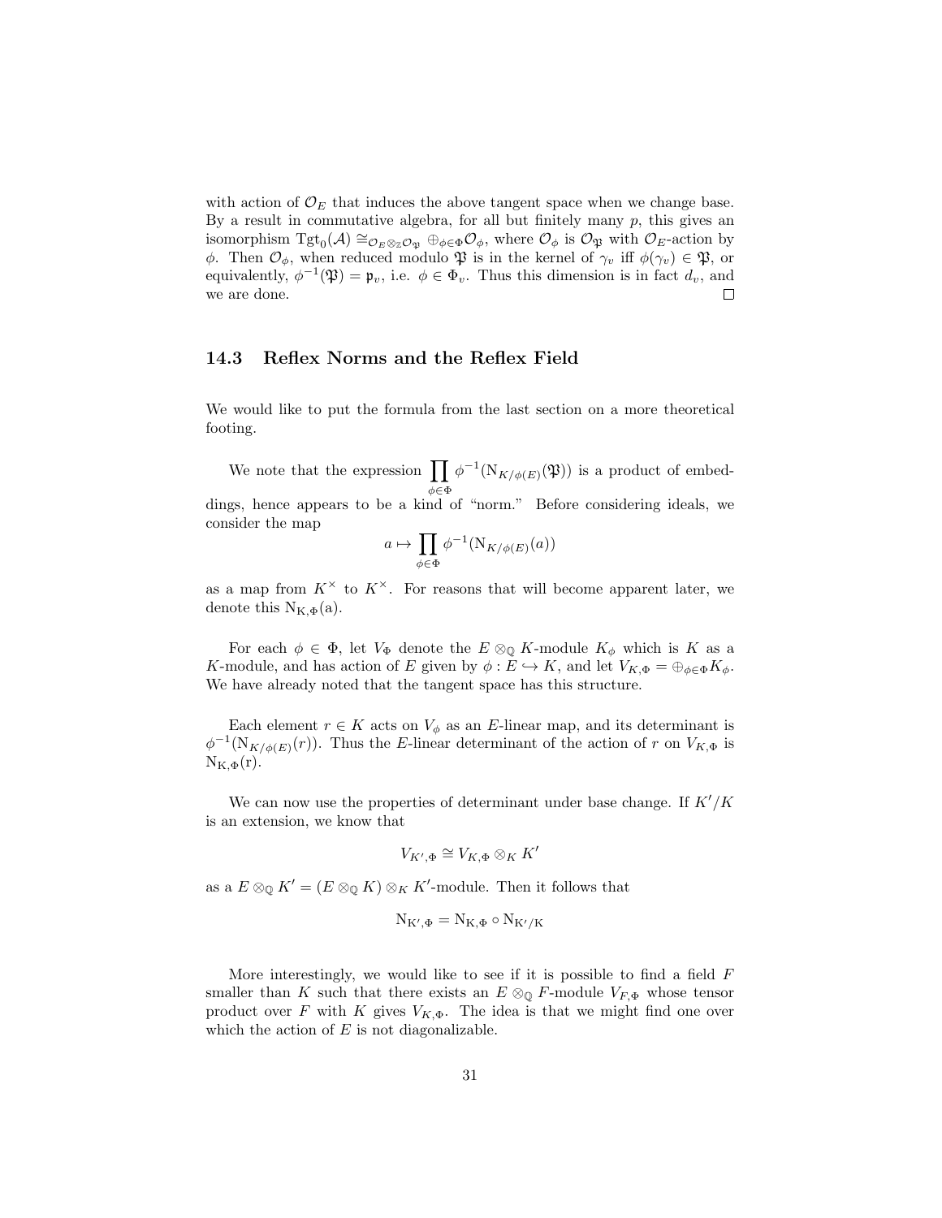with action of $\mathcal{O}_E$ that induces the above tangent space when we change base. By a result in commutative algebra, for all but finitely many $p$, this gives an isomorphism $\mathrm{Tgt}_0(\mathcal{A}) \cong_{\mathcal{O}_E \otimes_{\mathbb{Z}} \mathcal{O}_{\mathfrak{P}}} \oplus_{\phi \in \Phi} \mathcal{O}_\phi$, where $\mathcal{O}_\phi$ is $\mathcal{O}_{\mathfrak{P}}$ with $\mathcal{O}_E$-action by $\phi$. Then $\mathcal{O}_\phi$, when reduced modulo $\mathfrak{P}$ is in the kernel of $\gamma_v$ iff $\phi(\gamma_v) \in \mathfrak{P}$, or equivalently, $\phi^{-1}(\mathfrak{P}) = \mathfrak{p}_v$, i.e. $\phi \in \Phi_v$. Thus this dimension is in fact $d_v$, and we are done. □

### 14.3 Reflex Norms and the Reflex Field

We would like to put the formula from the last section on a more theoretical footing.

We note that the expression $\prod_{\phi \in \Phi} \phi^{-1}(\mathrm{N}_{K/\phi(E)}(\mathfrak{P}))$ is a product of embeddings, hence appears to be a kind of "norm." Before considering ideals, we consider the map

$$a \mapsto \prod_{\phi \in \Phi} \phi^{-1}(\mathrm{N}_{K/\phi(E)}(a))$$

as a map from $K^\times$ to $K^\times$. For reasons that will become apparent later, we denote this $\mathrm{N_{K,\Phi}(a)}$.

For each $\phi \in \Phi$, let $V_\Phi$ denote the $E \otimes_{\mathbb{Q}} K$-module $K_\phi$ which is $K$ as a $K$-module, and has action of $E$ given by $\phi : E \hookrightarrow K$, and let $V_{K,\Phi} = \oplus_{\phi \in \Phi} K_\phi$. We have already noted that the tangent space has this structure.

Each element $r \in K$ acts on $V_\phi$ as an $E$-linear map, and its determinant is $\phi^{-1}(\mathrm{N}_{K/\phi(E)}(r))$. Thus the $E$-linear determinant of the action of $r$ on $V_{K,\Phi}$ is $\mathrm{N_{K,\Phi}(r)}$.

We can now use the properties of determinant under base change. If $K'/K$ is an extension, we know that

$$V_{K',\Phi} \cong V_{K,\Phi} \otimes_K K'$$

as a $E \otimes_{\mathbb{Q}} K' = (E \otimes_{\mathbb{Q}} K) \otimes_K K'$-module. Then it follows that

$$\mathrm{N_{K',\Phi}} = \mathrm{N_{K,\Phi}} \circ \mathrm{N_{K'/K}}$$

More interestingly, we would like to see if it is possible to find a field $F$ smaller than $K$ such that there exists an $E \otimes_{\mathbb{Q}} F$-module $V_{F,\Phi}$ whose tensor product over $F$ with $K$ gives $V_{K,\Phi}$. The idea is that we might find one over which the action of $E$ is not diagonalizable.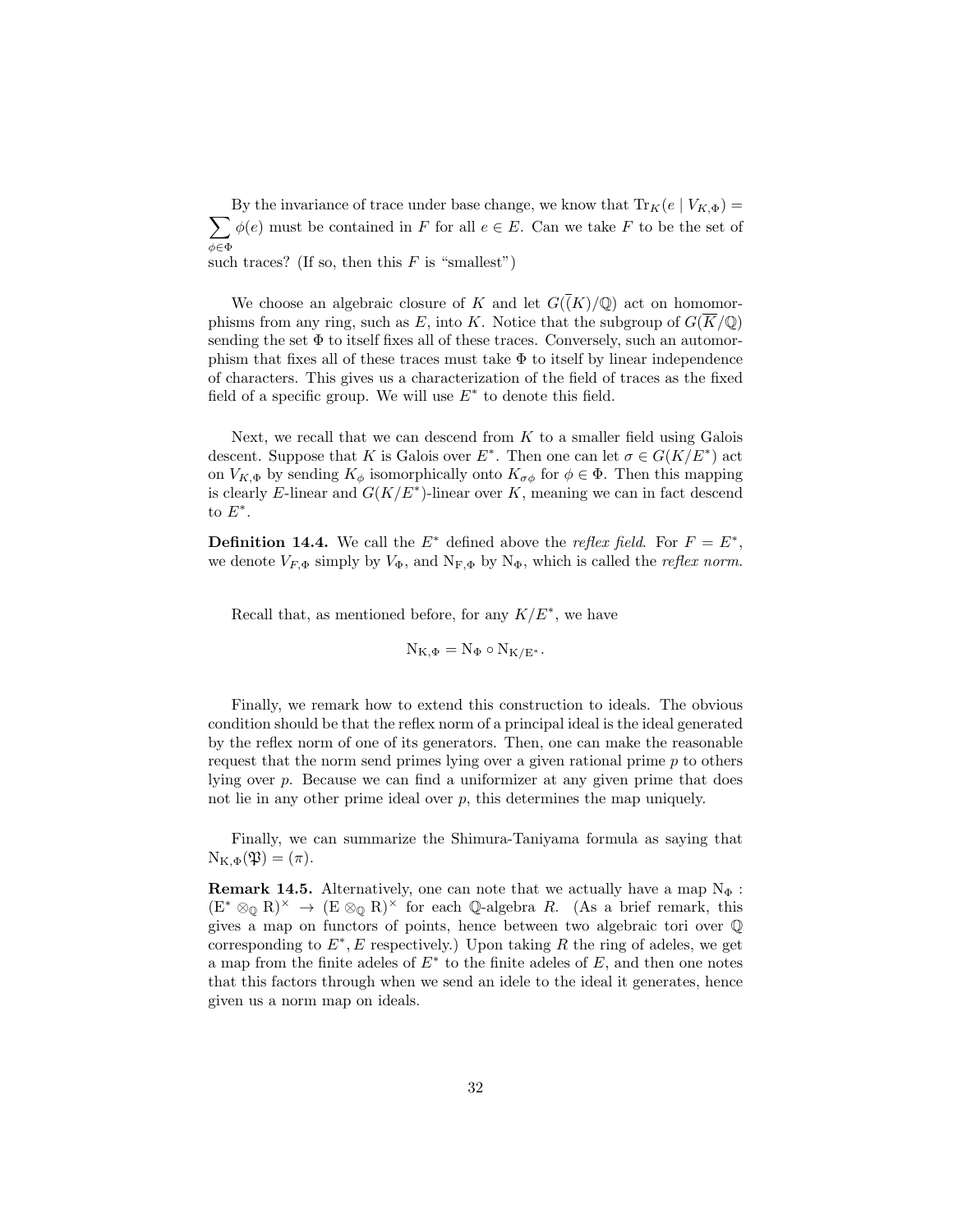By the invariance of trace under base change, we know that $\mathrm{Tr}_K(e \mid V_{K,\Phi}) = \sum_{\phi\in\Phi} \phi(e)$ must be contained in $F$ for all $e \in E$. Can we take $F$ to be the set of such traces? (If so, then this $F$ is "smallest")

We choose an algebraic closure of $K$ and let $G(\overline{(K)}/\mathbb{Q})$ act on homomorphisms from any ring, such as $E$, into $K$. Notice that the subgroup of $G(\overline{K}/\mathbb{Q})$ sending the set $\Phi$ to itself fixes all of these traces. Conversely, such an automorphism that fixes all of these traces must take $\Phi$ to itself by linear independence of characters. This gives us a characterization of the field of traces as the fixed field of a specific group. We will use $E^*$ to denote this field.

Next, we recall that we can descend from $K$ to a smaller field using Galois descent. Suppose that $K$ is Galois over $E^*$. Then one can let $\sigma \in G(K/E^*)$ act on $V_{K,\Phi}$ by sending $K_\phi$ isomorphically onto $K_{\sigma\phi}$ for $\phi \in \Phi$. Then this mapping is clearly $E$-linear and $G(K/E^*)$-linear over $K$, meaning we can in fact descend to $E^*$.

**Definition 14.4.** We call the $E^*$ defined above the *reflex field*. For $F = E^*$, we denote $V_{F,\Phi}$ simply by $V_\Phi$, and $\mathrm{N}_{\mathrm{F},\Phi}$ by $\mathrm{N}_\Phi$, which is called the *reflex norm*.

Recall that, as mentioned before, for any $K/E^*$, we have

$$\mathrm{N}_{\mathrm{K},\Phi} = \mathrm{N}_\Phi \circ \mathrm{N}_{\mathrm{K}/\mathrm{E}^*}.$$

Finally, we remark how to extend this construction to ideals. The obvious condition should be that the reflex norm of a principal ideal is the ideal generated by the reflex norm of one of its generators. Then, one can make the reasonable request that the norm send primes lying over a given rational prime $p$ to others lying over $p$. Because we can find a uniformizer at any given prime that does not lie in any other prime ideal over $p$, this determines the map uniquely.

Finally, we can summarize the Shimura-Taniyama formula as saying that $\mathrm{N}_{\mathrm{K},\Phi}(\mathfrak{P}) = (\pi)$.

**Remark 14.5.** Alternatively, one can note that we actually have a map $\mathrm{N}_\Phi : (\mathrm{E}^* \otimes_{\mathbb{Q}} \mathrm{R})^\times \to (\mathrm{E} \otimes_{\mathbb{Q}} \mathrm{R})^\times$ for each $\mathbb{Q}$-algebra $R$. (As a brief remark, this gives a map on functors of points, hence between two algebraic tori over $\mathbb{Q}$ corresponding to $E^*, E$ respectively.) Upon taking $R$ the ring of adeles, we get a map from the finite adeles of $E^*$ to the finite adeles of $E$, and then one notes that this factors through when we send an idele to the ideal it generates, hence given us a norm map on ideals.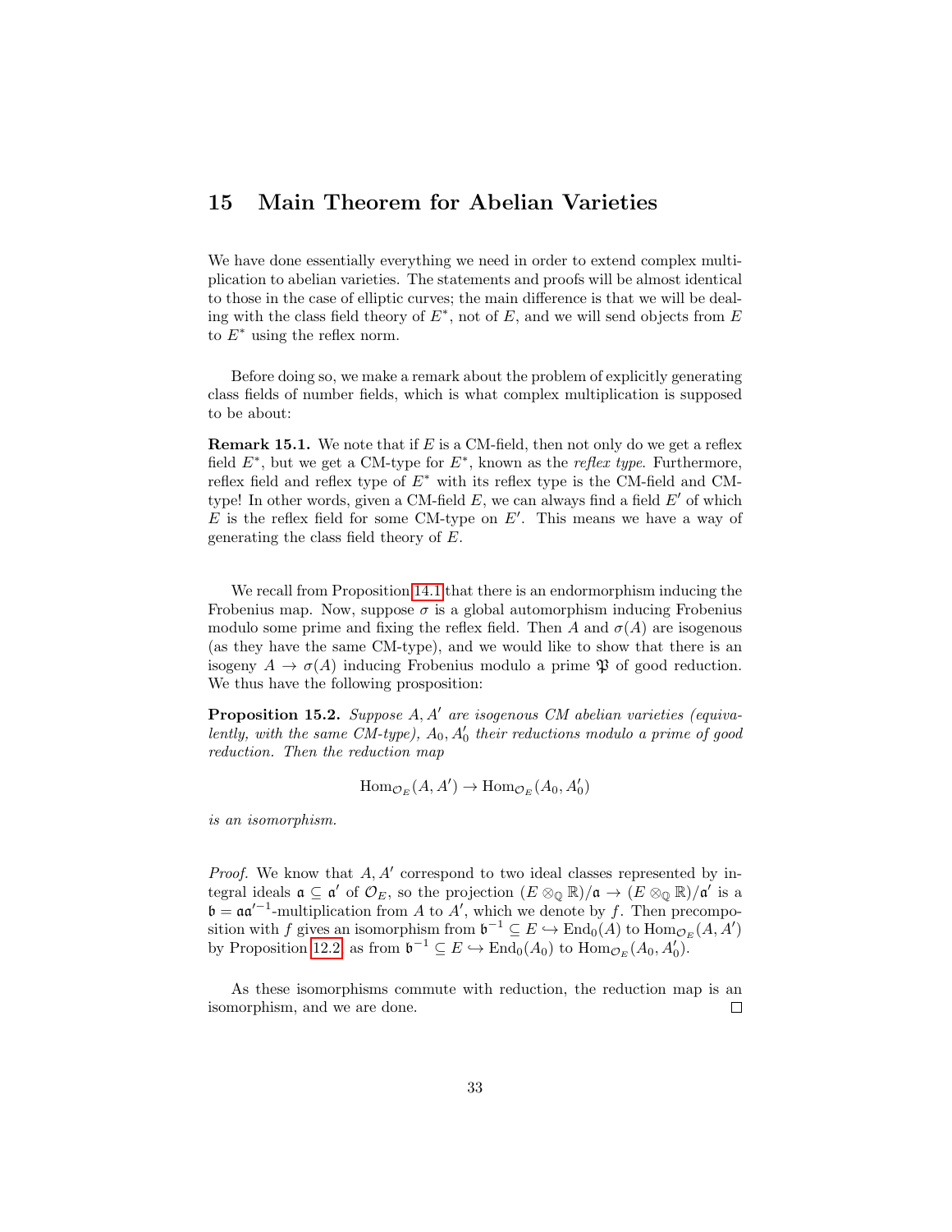## 15 Main Theorem for Abelian Varieties

We have done essentially everything we need in order to extend complex multiplication to abelian varieties. The statements and proofs will be almost identical to those in the case of elliptic curves; the main difference is that we will be dealing with the class field theory of $E^*$, not of $E$, and we will send objects from $E$ to $E^*$ using the reflex norm.

Before doing so, we make a remark about the problem of explicitly generating class fields of number fields, which is what complex multiplication is supposed to be about:

**Remark 15.1.** We note that if $E$ is a CM-field, then not only do we get a reflex field $E^*$, but we get a CM-type for $E^*$, known as the *reflex type*. Furthermore, reflex field and reflex type of $E^*$ with its reflex type is the CM-field and CM-type! In other words, given a CM-field $E$, we can always find a field $E'$ of which $E$ is the reflex field for some CM-type on $E'$. This means we have a way of generating the class field theory of $E$.

We recall from Proposition 14.1 that there is an endormorphism inducing the Frobenius map. Now, suppose $\sigma$ is a global automorphism inducing Frobenius modulo some prime and fixing the reflex field. Then $A$ and $\sigma(A)$ are isogenous (as they have the same CM-type), and we would like to show that there is an isogeny $A \to \sigma(A)$ inducing Frobenius modulo a prime $\mathfrak{P}$ of good reduction. We thus have the following prosposition:

**Proposition 15.2.** *Suppose $A, A'$ are isogenous CM abelian varieties (equivalently, with the same CM-type), $A_0, A_0'$ their reductions modulo a prime of good reduction. Then the reduction map*

$$\mathrm{Hom}_{\mathcal{O}_E}(A, A') \to \mathrm{Hom}_{\mathcal{O}_E}(A_0, A_0')$$

*is an isomorphism.*

*Proof.* We know that $A, A'$ correspond to two ideal classes represented by integral ideals $\mathfrak{a} \subseteq \mathfrak{a}'$ of $\mathcal{O}_E$, so the projection $(E \otimes_{\mathbb{Q}} \mathbb{R})/\mathfrak{a} \to (E \otimes_{\mathbb{Q}} \mathbb{R})/\mathfrak{a}'$ is a $\mathfrak{b} = \mathfrak{a}\mathfrak{a}'^{-1}$-multiplication from $A$ to $A'$, which we denote by $f$. Then precomposition with $f$ gives an isomorphism from $\mathfrak{b}^{-1} \subseteq E \hookrightarrow \mathrm{End}_0(A)$ to $\mathrm{Hom}_{\mathcal{O}_E}(A, A')$ by Proposition 12.2, as from $\mathfrak{b}^{-1} \subseteq E \hookrightarrow \mathrm{End}_0(A_0)$ to $\mathrm{Hom}_{\mathcal{O}_E}(A_0, A_0')$.

As these isomorphisms commute with reduction, the reduction map is an isomorphism, and we are done. ∎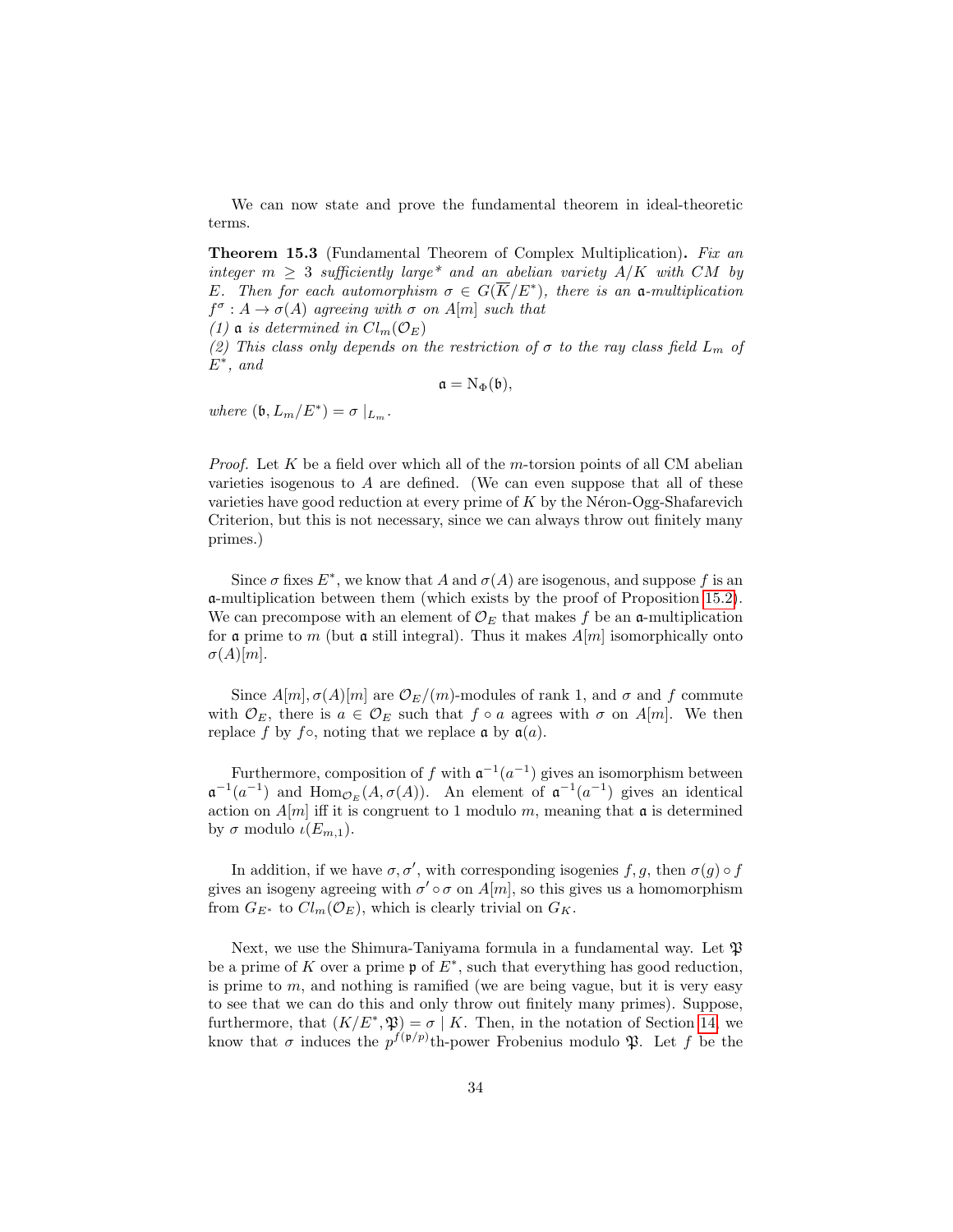We can now state and prove the fundamental theorem in ideal-theoretic terms.

**Theorem 15.3** (Fundamental Theorem of Complex Multiplication)**.** *Fix an integer $m \geq 3$ sufficiently large\* and an abelian variety $A/K$ with CM by $E$. Then for each automorphism $\sigma \in G(\overline{K}/E^*)$, there is an $\mathfrak{a}$-multiplication $f^\sigma : A \to \sigma(A)$ agreeing with $\sigma$ on $A[m]$ such that*
*(1) $\mathfrak{a}$ is determined in $Cl_m(\mathcal{O}_E)$*
*(2) This class only depends on the restriction of $\sigma$ to the ray class field $L_m$ of $E^*$, and*

$$\mathfrak{a} = \mathrm{N}_\Phi(\mathfrak{b}),$$

*where $(\mathfrak{b}, L_m/E^*) = \sigma\mid_{L_m}$.*

*Proof.* Let $K$ be a field over which all of the $m$-torsion points of all CM abelian varieties isogenous to $A$ are defined. (We can even suppose that all of these varieties have good reduction at every prime of $K$ by the Néron-Ogg-Shafarevich Criterion, but this is not necessary, since we can always throw out finitely many primes.)

Since $\sigma$ fixes $E^*$, we know that $A$ and $\sigma(A)$ are isogenous, and suppose $f$ is an $\mathfrak{a}$-multiplication between them (which exists by the proof of Proposition 15.2). We can precompose with an element of $\mathcal{O}_E$ that makes $f$ be an $\mathfrak{a}$-multiplication for $\mathfrak{a}$ prime to $m$ (but $\mathfrak{a}$ still integral). Thus it makes $A[m]$ isomorphically onto $\sigma(A)[m]$.

Since $A[m], \sigma(A)[m]$ are $\mathcal{O}_E/(m)$-modules of rank 1, and $\sigma$ and $f$ commute with $\mathcal{O}_E$, there is $a \in \mathcal{O}_E$ such that $f \circ a$ agrees with $\sigma$ on $A[m]$. We then replace $f$ by $f\circ$, noting that we replace $\mathfrak{a}$ by $\mathfrak{a}(a)$.

Furthermore, composition of $f$ with $\mathfrak{a}^{-1}(a^{-1})$ gives an isomorphism between $\mathfrak{a}^{-1}(a^{-1})$ and $\mathrm{Hom}_{\mathcal{O}_E}(A, \sigma(A))$. An element of $\mathfrak{a}^{-1}(a^{-1})$ gives an identical action on $A[m]$ iff it is congruent to 1 modulo $m$, meaning that $\mathfrak{a}$ is determined by $\sigma$ modulo $\iota(E_{m,1})$.

In addition, if we have $\sigma, \sigma'$, with corresponding isogenies $f, g$, then $\sigma(g) \circ f$ gives an isogeny agreeing with $\sigma' \circ \sigma$ on $A[m]$, so this gives us a homomorphism from $G_{E^*}$ to $Cl_m(\mathcal{O}_E)$, which is clearly trivial on $G_K$.

Next, we use the Shimura-Taniyama formula in a fundamental way. Let $\mathfrak{P}$ be a prime of $K$ over a prime $\mathfrak{p}$ of $E^*$, such that everything has good reduction, is prime to $m$, and nothing is ramified (we are being vague, but it is very easy to see that we can do this and only throw out finitely many primes). Suppose, furthermore, that $(K/E^*, \mathfrak{P}) = \sigma \mid K$. Then, in the notation of Section 14, we know that $\sigma$ induces the $p^{f(\mathfrak{p}/p)}$th-power Frobenius modulo $\mathfrak{P}$. Let $f$ be the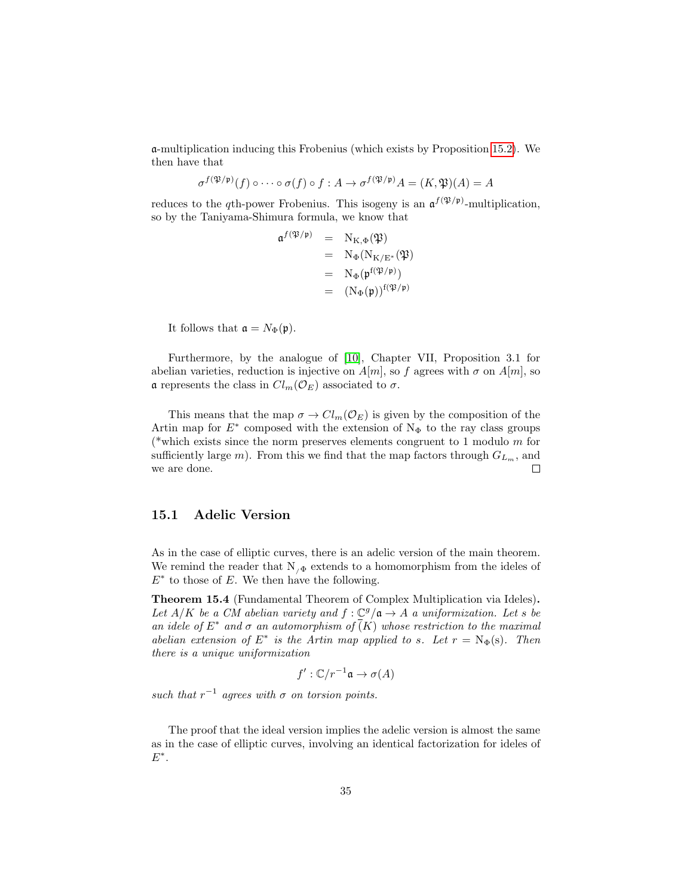$\mathfrak{a}$-multiplication inducing this Frobenius (which exists by Proposition 15.2). We then have that

$$\sigma^{f(\mathfrak{P}/\mathfrak{p})}(f) \circ \cdots \circ \sigma(f) \circ f : A \to \sigma^{f(\mathfrak{P}/\mathfrak{p})} A = (K, \mathfrak{P})(A) = A$$

reduces to the $q$th-power Frobenius. This isogeny is an $\mathfrak{a}^{f(\mathfrak{P}/\mathfrak{p})}$-multiplication, so by the Taniyama-Shimura formula, we know that

$$\begin{aligned}
\mathfrak{a}^{f(\mathfrak{P}/\mathfrak{p})} &= \mathrm{N}_{\mathrm{K},\Phi}(\mathfrak{P}) \\
&= \mathrm{N}_{\Phi}(\mathrm{N}_{\mathrm{K}/\mathrm{E}^*}(\mathfrak{P}) \\
&= \mathrm{N}_{\Phi}(\mathfrak{p}^{\mathrm{f}(\mathfrak{P}/\mathfrak{p})}) \\
&= (\mathrm{N}_{\Phi}(\mathfrak{p}))^{\mathrm{f}(\mathfrak{P}/\mathfrak{p})}
\end{aligned}$$

It follows that $\mathfrak{a} = N_{\Phi}(\mathfrak{p})$.

Furthermore, by the analogue of [10], Chapter VII, Proposition 3.1 for abelian varieties, reduction is injective on $A[m]$, so $f$ agrees with $\sigma$ on $A[m]$, so $\mathfrak{a}$ represents the class in $Cl_m(\mathcal{O}_E)$ associated to $\sigma$.

This means that the map $\sigma \to Cl_m(\mathcal{O}_E)$ is given by the composition of the Artin map for $E^*$ composed with the extension of $\mathrm{N}_{\Phi}$ to the ray class groups (*which exists since the norm preserves elements congruent to 1 modulo $m$ for sufficiently large $m$). From this we find that the map factors through $G_{L_m}$, and we are done. □

## 15.1 Adelic Version

As in the case of elliptic curves, there is an adelic version of the main theorem. We remind the reader that $\mathrm{N}_{/\Phi}$ extends to a homomorphism from the ideles of $E^*$ to those of $E$. We then have the following.

**Theorem 15.4** (Fundamental Theorem of Complex Multiplication via Ideles)**.** *Let $A/K$ be a CM abelian variety and $f : \mathbb{C}^g/\mathfrak{a} \to A$ a uniformization. Let $s$ be an idele of $E^*$ and $\sigma$ an automorphism of $\bar{(K)}$ whose restriction to the maximal abelian extension of $E^*$ is the Artin map applied to $s$. Let $r = \mathrm{N}_{\Phi}(\mathrm{s})$. Then there is a unique uniformization*

$$f' : \mathbb{C}/r^{-1}\mathfrak{a} \to \sigma(A)$$

*such that $r^{-1}$ agrees with $\sigma$ on torsion points.*

The proof that the ideal version implies the adelic version is almost the same as in the case of elliptic curves, involving an identical factorization for ideles of $E^*$.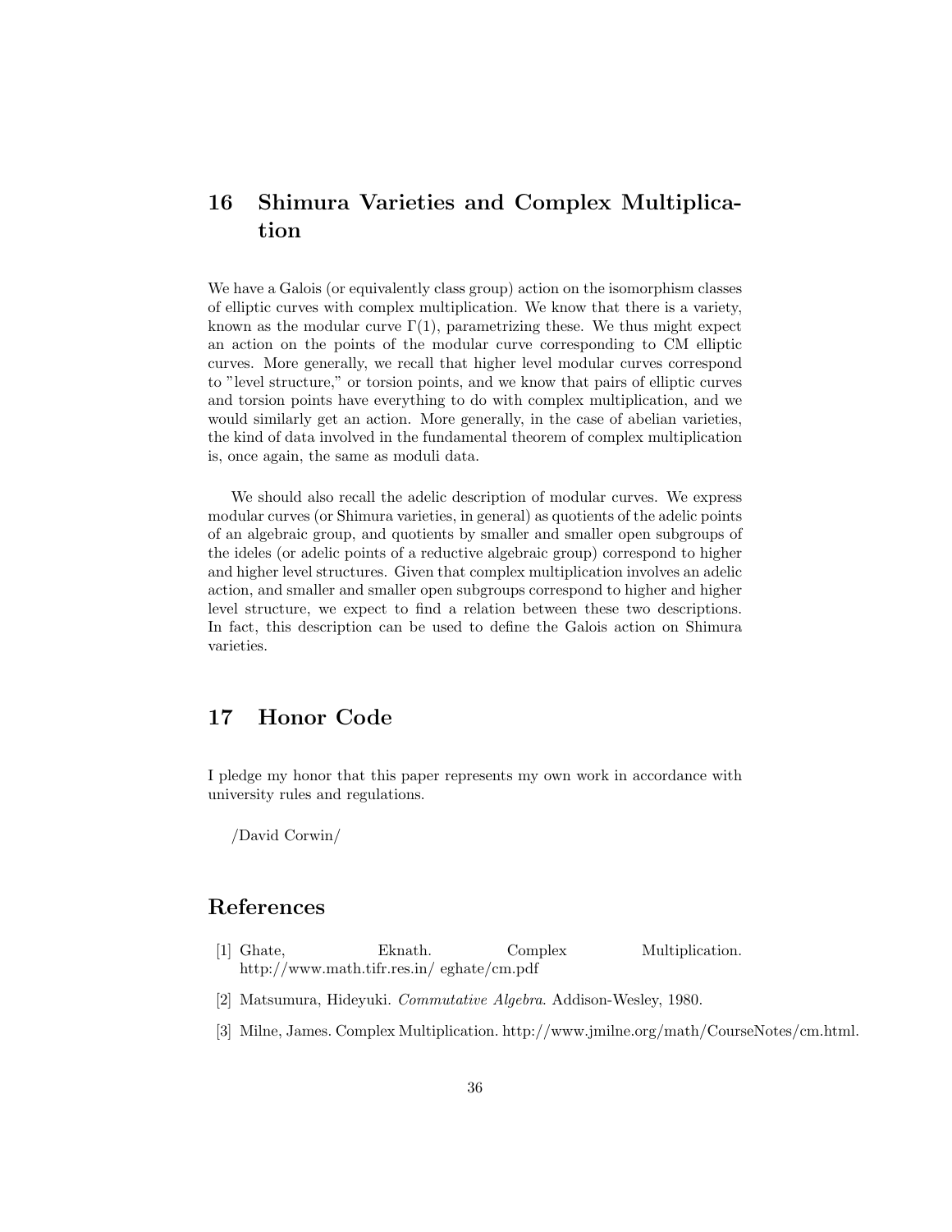## 16 Shimura Varieties and Complex Multiplication

We have a Galois (or equivalently class group) action on the isomorphism classes of elliptic curves with complex multiplication. We know that there is a variety, known as the modular curve $\Gamma(1)$, parametrizing these. We thus might expect an action on the points of the modular curve corresponding to CM elliptic curves. More generally, we recall that higher level modular curves correspond to "level structure," or torsion points, and we know that pairs of elliptic curves and torsion points have everything to do with complex multiplication, and we would similarly get an action. More generally, in the case of abelian varieties, the kind of data involved in the fundamental theorem of complex multiplication is, once again, the same as moduli data.

We should also recall the adelic description of modular curves. We express modular curves (or Shimura varieties, in general) as quotients of the adelic points of an algebraic group, and quotients by smaller and smaller open subgroups of the ideles (or adelic points of a reductive algebraic group) correspond to higher and higher level structures. Given that complex multiplication involves an adelic action, and smaller and smaller open subgroups correspond to higher and higher level structure, we expect to find a relation between these two descriptions. In fact, this description can be used to define the Galois action on Shimura varieties.

## 17 Honor Code

I pledge my honor that this paper represents my own work in accordance with university rules and regulations.

/David Corwin/

## References

[1] Ghate, Eknath. Complex Multiplication. http://www.math.tifr.res.in/ eghate/cm.pdf

[2] Matsumura, Hideyuki. *Commutative Algebra*. Addison-Wesley, 1980.

[3] Milne, James. Complex Multiplication. http://www.jmilne.org/math/CourseNotes/cm.html.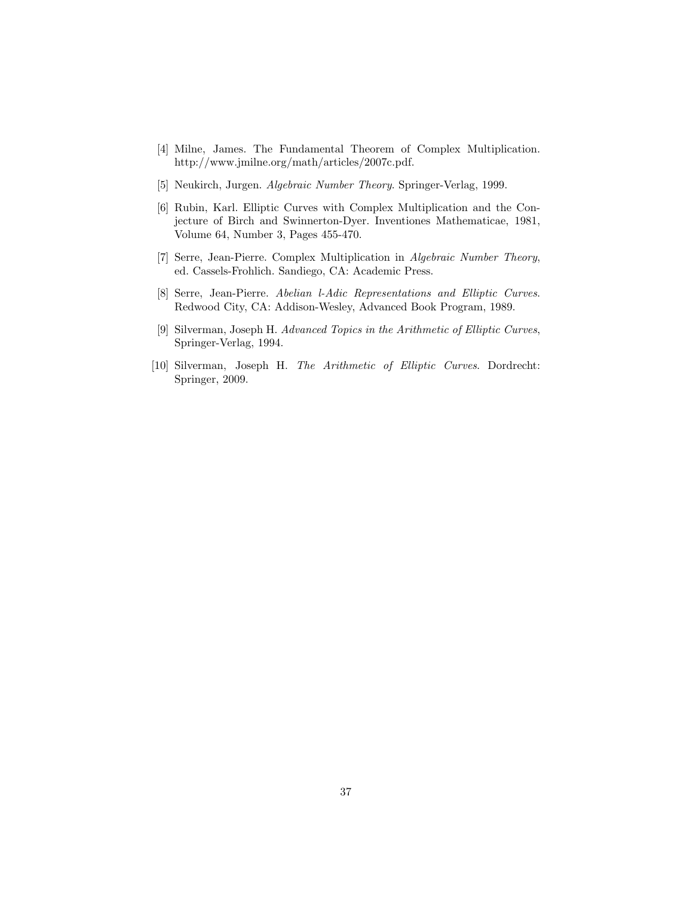[4] Milne, James. The Fundamental Theorem of Complex Multiplication. http://www.jmilne.org/math/articles/2007c.pdf.

[5] Neukirch, Jurgen. *Algebraic Number Theory*. Springer-Verlag, 1999.

[6] Rubin, Karl. Elliptic Curves with Complex Multiplication and the Conjecture of Birch and Swinnerton-Dyer. Inventiones Mathematicae, 1981, Volume 64, Number 3, Pages 455-470.

[7] Serre, Jean-Pierre. Complex Multiplication in *Algebraic Number Theory*, ed. Cassels-Frohlich. Sandiego, CA: Academic Press.

[8] Serre, Jean-Pierre. *Abelian l-Adic Representations and Elliptic Curves*. Redwood City, CA: Addison-Wesley, Advanced Book Program, 1989.

[9] Silverman, Joseph H. *Advanced Topics in the Arithmetic of Elliptic Curves*, Springer-Verlag, 1994.

[10] Silverman, Joseph H. *The Arithmetic of Elliptic Curves*. Dordrecht: Springer, 2009.